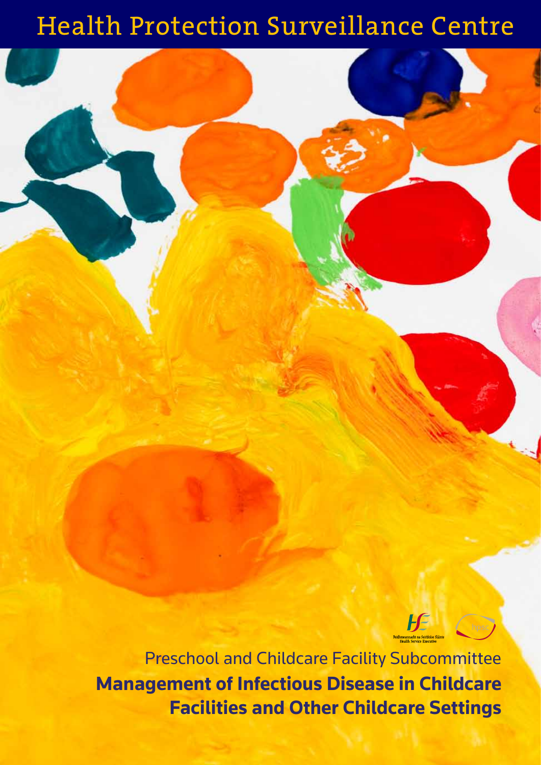# Health Protection Surveillance Centre

Preschool and Childcare Facility Subcommittee

**Management of Infectious Disease in Childcare Facilities and Other Childcare Settings**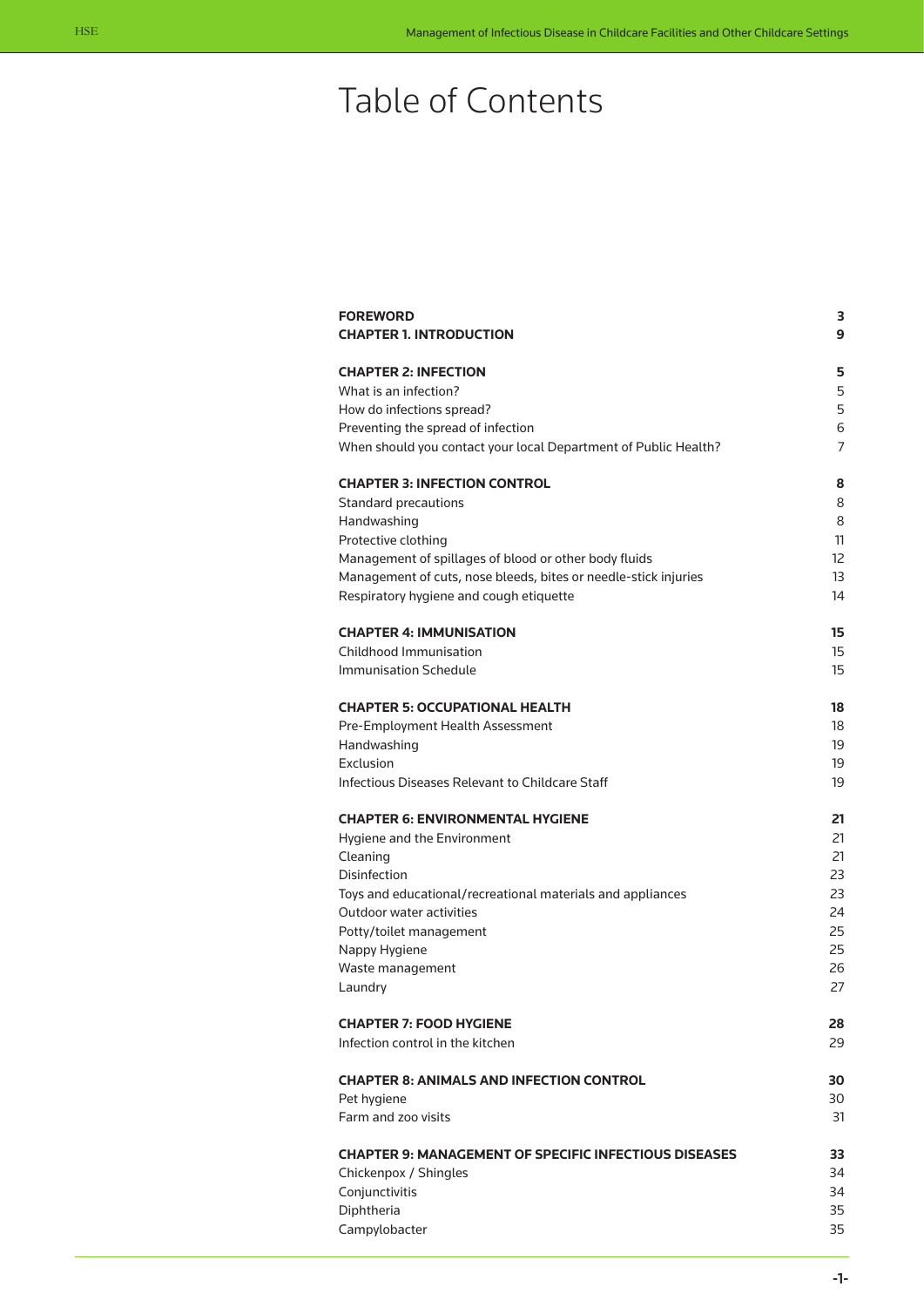# Table of Contents

| | |
|---|---|
| **FOREWORD** | **3** |
| **CHAPTER 1. INTRODUCTION** | **9** |
| **CHAPTER 2: INFECTION** | **5** |
| What is an infection? | 5 |
| How do infections spread? | 5 |
| Preventing the spread of infection | 6 |
| When should you contact your local Department of Public Health? | 7 |
| **CHAPTER 3: INFECTION CONTROL** | **8** |
| Standard precautions | 8 |
| Handwashing | 8 |
| Protective clothing | 11 |
| Management of spillages of blood or other body fluids | 12 |
| Management of cuts, nose bleeds, bites or needle-stick injuries | 13 |
| Respiratory hygiene and cough etiquette | 14 |
| **CHAPTER 4: IMMUNISATION** | **15** |
| Childhood Immunisation | 15 |
| Immunisation Schedule | 15 |
| **CHAPTER 5: OCCUPATIONAL HEALTH** | **18** |
| Pre-Employment Health Assessment | 18 |
| Handwashing | 19 |
| Exclusion | 19 |
| Infectious Diseases Relevant to Childcare Staff | 19 |
| **CHAPTER 6: ENVIRONMENTAL HYGIENE** | **21** |
| Hygiene and the Environment | 21 |
| Cleaning | 21 |
| Disinfection | 23 |
| Toys and educational/recreational materials and appliances | 23 |
| Outdoor water activities | 24 |
| Potty/toilet management | 25 |
| Nappy Hygiene | 25 |
| Waste management | 26 |
| Laundry | 27 |
| **CHAPTER 7: FOOD HYGIENE** | **28** |
| Infection control in the kitchen | 29 |
| **CHAPTER 8: ANIMALS AND INFECTION CONTROL** | **30** |
| Pet hygiene | 30 |
| Farm and zoo visits | 31 |
| **CHAPTER 9: MANAGEMENT OF SPECIFIC INFECTIOUS DISEASES** | **33** |
| Chickenpox / Shingles | 34 |
| Conjunctivitis | 34 |
| Diphtheria | 35 |
| Campylobacter | 35 |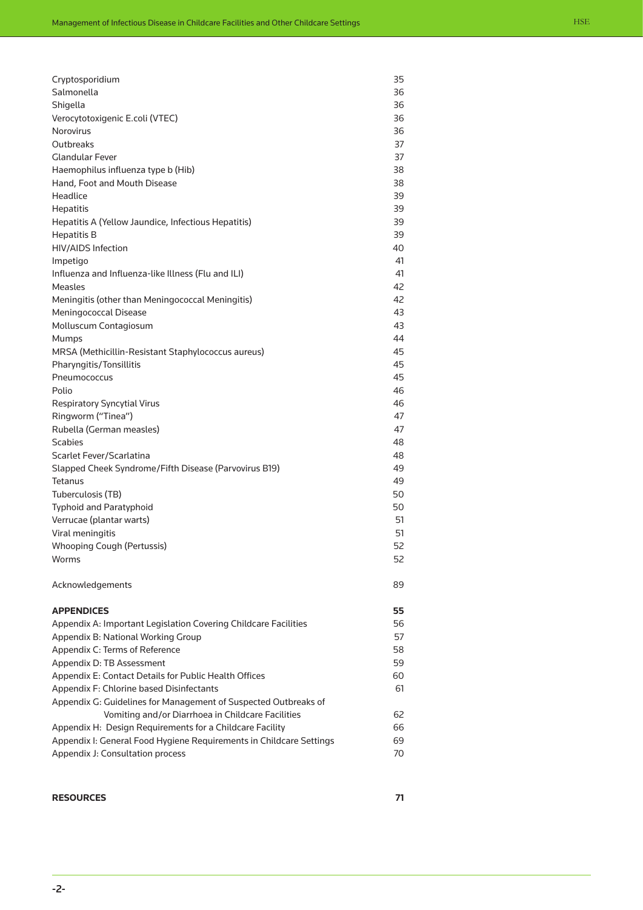| | |
|---|---|
| Cryptosporidium | 35 |
| Salmonella | 36 |
| Shigella | 36 |
| Verocytotoxigenic E.coli (VTEC) | 36 |
| Norovirus | 36 |
| Outbreaks | 37 |
| Glandular Fever | 37 |
| Haemophilus influenza type b (Hib) | 38 |
| Hand, Foot and Mouth Disease | 38 |
| Headlice | 39 |
| Hepatitis | 39 |
| Hepatitis A (Yellow Jaundice, Infectious Hepatitis) | 39 |
| Hepatitis B | 39 |
| HIV/AIDS Infection | 40 |
| Impetigo | 41 |
| Influenza and Influenza-like Illness (Flu and ILI) | 41 |
| Measles | 42 |
| Meningitis (other than Meningococcal Meningitis) | 42 |
| Meningococcal Disease | 43 |
| Molluscum Contagiosum | 43 |
| Mumps | 44 |
| MRSA (Methicillin-Resistant Staphylococcus aureus) | 45 |
| Pharyngitis/Tonsillitis | 45 |
| Pneumococcus | 45 |
| Polio | 46 |
| Respiratory Syncytial Virus | 46 |
| Ringworm ("Tinea") | 47 |
| Rubella (German measles) | 47 |
| Scabies | 48 |
| Scarlet Fever/Scarlatina | 48 |
| Slapped Cheek Syndrome/Fifth Disease (Parvovirus B19) | 49 |
| Tetanus | 49 |
| Tuberculosis (TB) | 50 |
| Typhoid and Paratyphoid | 50 |
| Verrucae (plantar warts) | 51 |
| Viral meningitis | 51 |
| Whooping Cough (Pertussis) | 52 |
| Worms | 52 |
| | |
| Acknowledgements | 89 |
| | |
| **APPENDICES** | **55** |
| Appendix A: Important Legislation Covering Childcare Facilities | 56 |
| Appendix B: National Working Group | 57 |
| Appendix C: Terms of Reference | 58 |
| Appendix D: TB Assessment | 59 |
| Appendix E: Contact Details for Public Health Offices | 60 |
| Appendix F: Chlorine based Disinfectants | 61 |
| Appendix G: Guidelines for Management of Suspected Outbreaks of Vomiting and/or Diarrhoea in Childcare Facilities | 62 |
| Appendix H: Design Requirements for a Childcare Facility | 66 |
| Appendix I: General Food Hygiene Requirements in Childcare Settings | 69 |
| Appendix J: Consultation process | 70 |
| | |
| **RESOURCES** | **71** |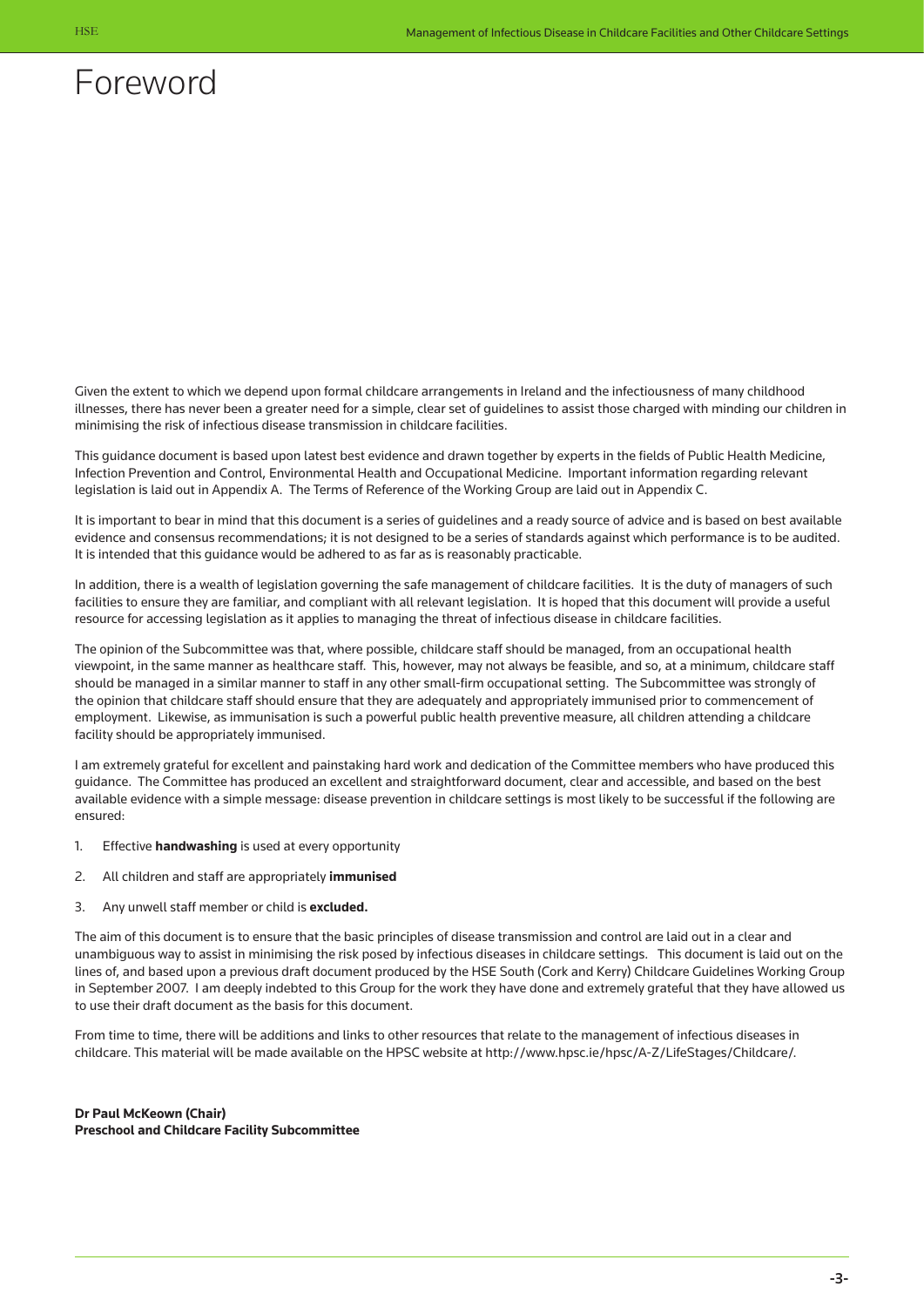# Foreword

Given the extent to which we depend upon formal childcare arrangements in Ireland and the infectiousness of many childhood illnesses, there has never been a greater need for a simple, clear set of guidelines to assist those charged with minding our children in minimising the risk of infectious disease transmission in childcare facilities.

This guidance document is based upon latest best evidence and drawn together by experts in the fields of Public Health Medicine, Infection Prevention and Control, Environmental Health and Occupational Medicine. Important information regarding relevant legislation is laid out in Appendix A. The Terms of Reference of the Working Group are laid out in Appendix C.

It is important to bear in mind that this document is a series of guidelines and a ready source of advice and is based on best available evidence and consensus recommendations; it is not designed to be a series of standards against which performance is to be audited. It is intended that this guidance would be adhered to as far as is reasonably practicable.

In addition, there is a wealth of legislation governing the safe management of childcare facilities. It is the duty of managers of such facilities to ensure they are familiar, and compliant with all relevant legislation. It is hoped that this document will provide a useful resource for accessing legislation as it applies to managing the threat of infectious disease in childcare facilities.

The opinion of the Subcommittee was that, where possible, childcare staff should be managed, from an occupational health viewpoint, in the same manner as healthcare staff. This, however, may not always be feasible, and so, at a minimum, childcare staff should be managed in a similar manner to staff in any other small-firm occupational setting. The Subcommittee was strongly of the opinion that childcare staff should ensure that they are adequately and appropriately immunised prior to commencement of employment. Likewise, as immunisation is such a powerful public health preventive measure, all children attending a childcare facility should be appropriately immunised.

I am extremely grateful for excellent and painstaking hard work and dedication of the Committee members who have produced this guidance. The Committee has produced an excellent and straightforward document, clear and accessible, and based on the best available evidence with a simple message: disease prevention in childcare settings is most likely to be successful if the following are ensured:

1. Effective **handwashing** is used at every opportunity
2. All children and staff are appropriately **immunised**
3. Any unwell staff member or child is **excluded.**

The aim of this document is to ensure that the basic principles of disease transmission and control are laid out in a clear and unambiguous way to assist in minimising the risk posed by infectious diseases in childcare settings. This document is laid out on the lines of, and based upon a previous draft document produced by the HSE South (Cork and Kerry) Childcare Guidelines Working Group in September 2007. I am deeply indebted to this Group for the work they have done and extremely grateful that they have allowed us to use their draft document as the basis for this document.

From time to time, there will be additions and links to other resources that relate to the management of infectious diseases in childcare. This material will be made available on the HPSC website at http://www.hpsc.ie/hpsc/A-Z/LifeStages/Childcare/.

**Dr Paul McKeown (Chair)**
**Preschool and Childcare Facility Subcommittee**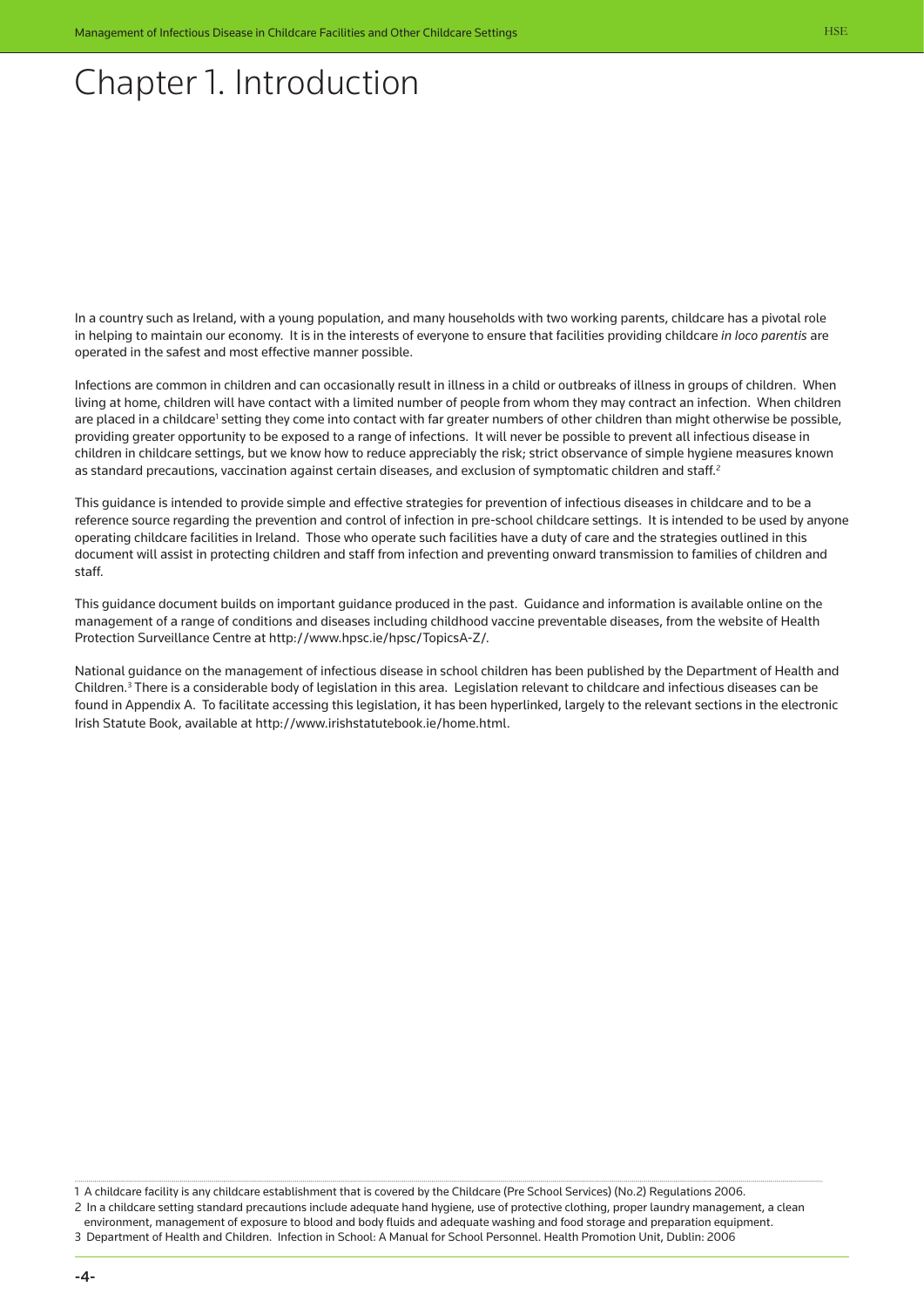# Chapter 1. Introduction

In a country such as Ireland, with a young population, and many households with two working parents, childcare has a pivotal role in helping to maintain our economy. It is in the interests of everyone to ensure that facilities providing childcare *in loco parentis* are operated in the safest and most effective manner possible.

Infections are common in children and can occasionally result in illness in a child or outbreaks of illness in groups of children. When living at home, children will have contact with a limited number of people from whom they may contract an infection. When children are placed in a childcare[1] setting they come into contact with far greater numbers of other children than might otherwise be possible, providing greater opportunity to be exposed to a range of infections. It will never be possible to prevent all infectious disease in children in childcare settings, but we know how to reduce appreciably the risk; strict observance of simple hygiene measures known as standard precautions, vaccination against certain diseases, and exclusion of symptomatic children and staff.[2]

This guidance is intended to provide simple and effective strategies for prevention of infectious diseases in childcare and to be a reference source regarding the prevention and control of infection in pre-school childcare settings. It is intended to be used by anyone operating childcare facilities in Ireland. Those who operate such facilities have a duty of care and the strategies outlined in this document will assist in protecting children and staff from infection and preventing onward transmission to families of children and staff.

This guidance document builds on important guidance produced in the past. Guidance and information is available online on the management of a range of conditions and diseases including childhood vaccine preventable diseases, from the website of Health Protection Surveillance Centre at http://www.hpsc.ie/hpsc/TopicsA-Z/.

National guidance on the management of infectious disease in school children has been published by the Department of Health and Children.[3] There is a considerable body of legislation in this area. Legislation relevant to childcare and infectious diseases can be found in Appendix A. To facilitate accessing this legislation, it has been hyperlinked, largely to the relevant sections in the electronic Irish Statute Book, available at http://www.irishstatutebook.ie/home.html.

---

1 A childcare facility is any childcare establishment that is covered by the Childcare (Pre School Services) (No.2) Regulations 2006.

2 In a childcare setting standard precautions include adequate hand hygiene, use of protective clothing, proper laundry management, a clean environment, management of exposure to blood and body fluids and adequate washing and food storage and preparation equipment.

3 Department of Health and Children. Infection in School: A Manual for School Personnel. Health Promotion Unit, Dublin: 2006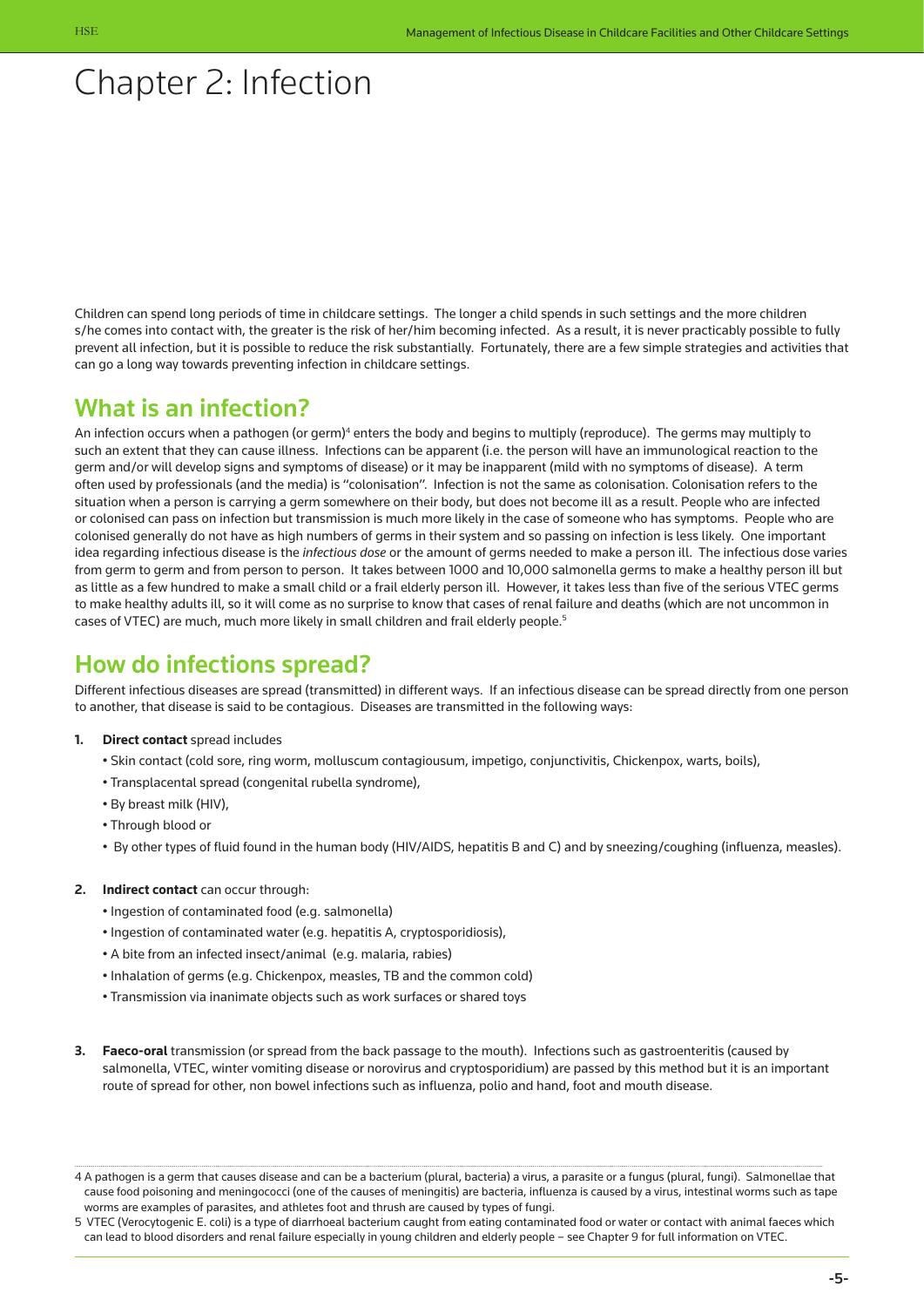# Chapter 2: Infection

Children can spend long periods of time in childcare settings. The longer a child spends in such settings and the more children s/he comes into contact with, the greater is the risk of her/him becoming infected. As a result, it is never practicably possible to fully prevent all infection, but it is possible to reduce the risk substantially. Fortunately, there are a few simple strategies and activities that can go a long way towards preventing infection in childcare settings.

## What is an infection?

An infection occurs when a pathogen (or germ)[4] enters the body and begins to multiply (reproduce). The germs may multiply to such an extent that they can cause illness. Infections can be apparent (i.e. the person will have an immunological reaction to the germ and/or will develop signs and symptoms of disease) or it may be inapparent (mild with no symptoms of disease). A term often used by professionals (and the media) is "colonisation". Infection is not the same as colonisation. Colonisation refers to the situation when a person is carrying a germ somewhere on their body, but does not become ill as a result. People who are infected or colonised can pass on infection but transmission is much more likely in the case of someone who has symptoms. People who are colonised generally do not have as high numbers of germs in their system and so passing on infection is less likely. One important idea regarding infectious disease is the *infectious dose* or the amount of germs needed to make a person ill. The infectious dose varies from germ to germ and from person to person. It takes between 1000 and 10,000 salmonella germs to make a healthy person ill but as little as a few hundred to make a small child or a frail elderly person ill. However, it takes less than five of the serious VTEC germs to make healthy adults ill, so it will come as no surprise to know that cases of renal failure and deaths (which are not uncommon in cases of VTEC) are much, much more likely in small children and frail elderly people.[5]

## How do infections spread?

Different infectious diseases are spread (transmitted) in different ways. If an infectious disease can be spread directly from one person to another, that disease is said to be contagious. Diseases are transmitted in the following ways:

1. **Direct contact** spread includes
   - Skin contact (cold sore, ring worm, molluscum contagiousum, impetigo, conjunctivitis, Chickenpox, warts, boils),
   - Transplacental spread (congenital rubella syndrome),
   - By breast milk (HIV),
   - Through blood or
   - By other types of fluid found in the human body (HIV/AIDS, hepatitis B and C) and by sneezing/coughing (influenza, measles).

2. **Indirect contact** can occur through:
   - Ingestion of contaminated food (e.g. salmonella)
   - Ingestion of contaminated water (e.g. hepatitis A, cryptosporidiosis),
   - A bite from an infected insect/animal (e.g. malaria, rabies)
   - Inhalation of germs (e.g. Chickenpox, measles, TB and the common cold)
   - Transmission via inanimate objects such as work surfaces or shared toys

3. **Faeco-oral** transmission (or spread from the back passage to the mouth). Infections such as gastroenteritis (caused by salmonella, VTEC, winter vomiting disease or norovirus and cryptosporidium) are passed by this method but it is an important route of spread for other, non bowel infections such as influenza, polio and hand, foot and mouth disease.

---

4 A pathogen is a germ that causes disease and can be a bacterium (plural, bacteria) a virus, a parasite or a fungus (plural, fungi). Salmonellae that cause food poisoning and meningococci (one of the causes of meningitis) are bacteria, influenza is caused by a virus, intestinal worms such as tape worms are examples of parasites, and athletes foot and thrush are caused by types of fungi.

5 VTEC (Verocytogenic E. coli) is a type of diarrhoeal bacterium caught from eating contaminated food or water or contact with animal faeces which can lead to blood disorders and renal failure especially in young children and elderly people – see Chapter 9 for full information on VTEC.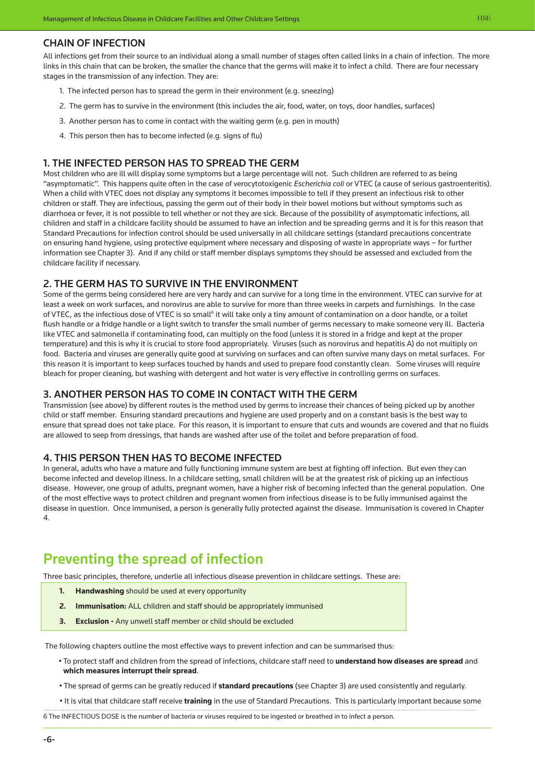## CHAIN OF INFECTION

All infections get from their source to an individual along a small number of stages often called links in a chain of infection. The more links in this chain that can be broken, the smaller the chance that the germs will make it to infect a child. There are four necessary stages in the transmission of any infection. They are:

1. The infected person has to spread the germ in their environment (e.g. sneezing)
2. The germ has to survive in the environment (this includes the air, food, water, on toys, door handles, surfaces)
3. Another person has to come in contact with the waiting germ (e.g. pen in mouth)
4. This person then has to become infected (e.g. signs of flu)

### 1. THE INFECTED PERSON HAS TO SPREAD THE GERM

Most children who are ill will display some symptoms but a large percentage will not. Such children are referred to as being "asymptomatic". This happens quite often in the case of verocytotoxigenic *Escherichia coli* or VTEC (a cause of serious gastroenteritis). When a child with VTEC does not display any symptoms it becomes impossible to tell if they present an infectious risk to other children or staff. They are infectious, passing the germ out of their body in their bowel motions but without symptoms such as diarrhoea or fever, it is not possible to tell whether or not they are sick. Because of the possibility of asymptomatic infections, all children and staff in a childcare facility should be assumed to have an infection and be spreading germs and it is for this reason that Standard Precautions for infection control should be used universally in all childcare settings (standard precautions concentrate on ensuring hand hygiene, using protective equipment where necessary and disposing of waste in appropriate ways – for further information see Chapter 3). And if any child or staff member displays symptoms they should be assessed and excluded from the childcare facility if necessary.

### 2. THE GERM HAS TO SURVIVE IN THE ENVIRONMENT

Some of the germs being considered here are very hardy and can survive for a long time in the environment. VTEC can survive for at least a week on work surfaces, and norovirus are able to survive for more than three weeks in carpets and furnishings. In the case of VTEC, as the infectious dose of VTEC is so small[6] it will take only a tiny amount of contamination on a door handle, or a toilet flush handle or a fridge handle or a light switch to transfer the small number of germs necessary to make someone very ill. Bacteria like VTEC and salmonella if contaminating food, can multiply on the food (unless it is stored in a fridge and kept at the proper temperature) and this is why it is crucial to store food appropriately. Viruses (such as norovirus and hepatitis A) do not multiply on food. Bacteria and viruses are generally quite good at surviving on surfaces and can often survive many days on metal surfaces. For this reason it is important to keep surfaces touched by hands and used to prepare food constantly clean. Some viruses will require bleach for proper cleaning, but washing with detergent and hot water is very effective in controlling germs on surfaces.

### 3. ANOTHER PERSON HAS TO COME IN CONTACT WITH THE GERM

Transmission (see above) by different routes is the method used by germs to increase their chances of being picked up by another child or staff member. Ensuring standard precautions and hygiene are used properly and on a constant basis is the best way to ensure that spread does not take place. For this reason, it is important to ensure that cuts and wounds are covered and that no fluids are allowed to seep from dressings, that hands are washed after use of the toilet and before preparation of food.

### 4. THIS PERSON THEN HAS TO BECOME INFECTED

In general, adults who have a mature and fully functioning immune system are best at fighting off infection. But even they can become infected and develop illness. In a childcare setting, small children will be at the greatest risk of picking up an infectious disease. However, one group of adults, pregnant women, have a higher risk of becoming infected than the general population. One of the most effective ways to protect children and pregnant women from infectious disease is to be fully immunised against the disease in question. Once immunised, a person is generally fully protected against the disease. Immunisation is covered in Chapter 4.

# Preventing the spread of infection

Three basic principles, therefore, underlie all infectious disease prevention in childcare settings. These are:

1. **Handwashing** should be used at every opportunity
2. **Immunisation:** ALL children and staff should be appropriately immunised
3. **Exclusion -** Any unwell staff member or child should be excluded

The following chapters outline the most effective ways to prevent infection and can be summarised thus:

- To protect staff and children from the spread of infections, childcare staff need to **understand how diseases are spread** and **which measures interrupt their spread**.
- The spread of germs can be greatly reduced if **standard precautions** (see Chapter 3) are used consistently and regularly.
- It is vital that childcare staff receive **training** in the use of Standard Precautions. This is particularly important because some

6 The INFECTIOUS DOSE is the number of bacteria or viruses required to be ingested or breathed in to infect a person.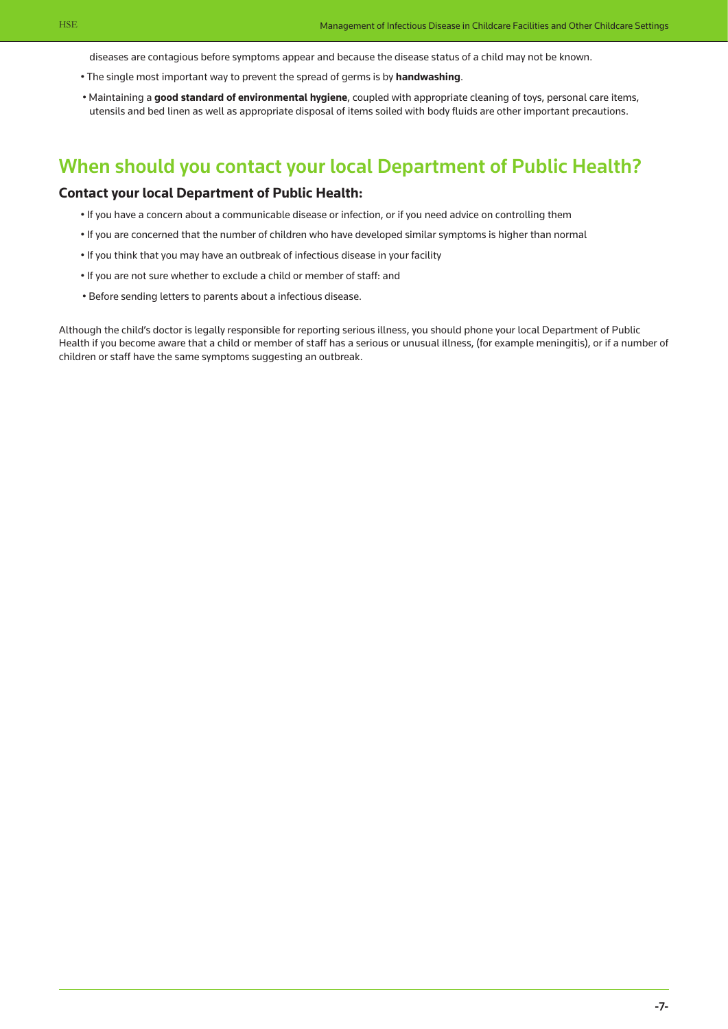diseases are contagious before symptoms appear and because the disease status of a child may not be known.

- The single most important way to prevent the spread of germs is by **handwashing**.
- Maintaining a **good standard of environmental hygiene**, coupled with appropriate cleaning of toys, personal care items, utensils and bed linen as well as appropriate disposal of items soiled with body fluids are other important precautions.

## When should you contact your local Department of Public Health?

### Contact your local Department of Public Health:

- If you have a concern about a communicable disease or infection, or if you need advice on controlling them
- If you are concerned that the number of children who have developed similar symptoms is higher than normal
- If you think that you may have an outbreak of infectious disease in your facility
- If you are not sure whether to exclude a child or member of staff: and
- Before sending letters to parents about a infectious disease.

Although the child's doctor is legally responsible for reporting serious illness, you should phone your local Department of Public Health if you become aware that a child or member of staff has a serious or unusual illness, (for example meningitis), or if a number of children or staff have the same symptoms suggesting an outbreak.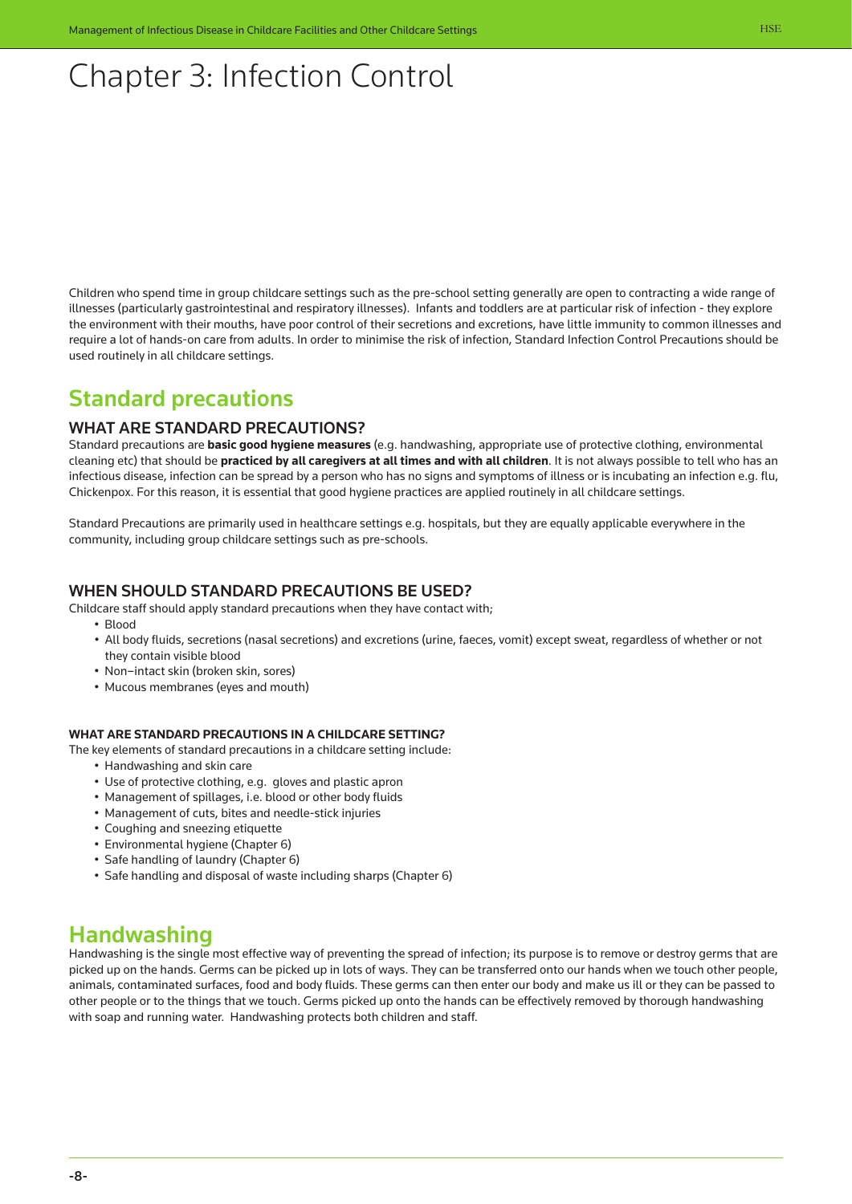# Chapter 3: Infection Control

Children who spend time in group childcare settings such as the pre-school setting generally are open to contracting a wide range of illnesses (particularly gastrointestinal and respiratory illnesses). Infants and toddlers are at particular risk of infection - they explore the environment with their mouths, have poor control of their secretions and excretions, have little immunity to common illnesses and require a lot of hands-on care from adults. In order to minimise the risk of infection, Standard Infection Control Precautions should be used routinely in all childcare settings.

## Standard precautions

### WHAT ARE STANDARD PRECAUTIONS?

Standard precautions are **basic good hygiene measures** (e.g. handwashing, appropriate use of protective clothing, environmental cleaning etc) that should be **practiced by all caregivers at all times and with all children**. It is not always possible to tell who has an infectious disease, infection can be spread by a person who has no signs and symptoms of illness or is incubating an infection e.g. flu, Chickenpox. For this reason, it is essential that good hygiene practices are applied routinely in all childcare settings.

Standard Precautions are primarily used in healthcare settings e.g. hospitals, but they are equally applicable everywhere in the community, including group childcare settings such as pre-schools.

### WHEN SHOULD STANDARD PRECAUTIONS BE USED?

Childcare staff should apply standard precautions when they have contact with;

- Blood
- All body fluids, secretions (nasal secretions) and excretions (urine, faeces, vomit) except sweat, regardless of whether or not they contain visible blood
- Non–intact skin (broken skin, sores)
- Mucous membranes (eyes and mouth)

#### WHAT ARE STANDARD PRECAUTIONS IN A CHILDCARE SETTING?

The key elements of standard precautions in a childcare setting include:

- Handwashing and skin care
- Use of protective clothing, e.g. gloves and plastic apron
- Management of spillages, i.e. blood or other body fluids
- Management of cuts, bites and needle-stick injuries
- Coughing and sneezing etiquette
- Environmental hygiene (Chapter 6)
- Safe handling of laundry (Chapter 6)
- Safe handling and disposal of waste including sharps (Chapter 6)

## Handwashing

Handwashing is the single most effective way of preventing the spread of infection; its purpose is to remove or destroy germs that are picked up on the hands. Germs can be picked up in lots of ways. They can be transferred onto our hands when we touch other people, animals, contaminated surfaces, food and body fluids. These germs can then enter our body and make us ill or they can be passed to other people or to the things that we touch. Germs picked up onto the hands can be effectively removed by thorough handwashing with soap and running water. Handwashing protects both children and staff.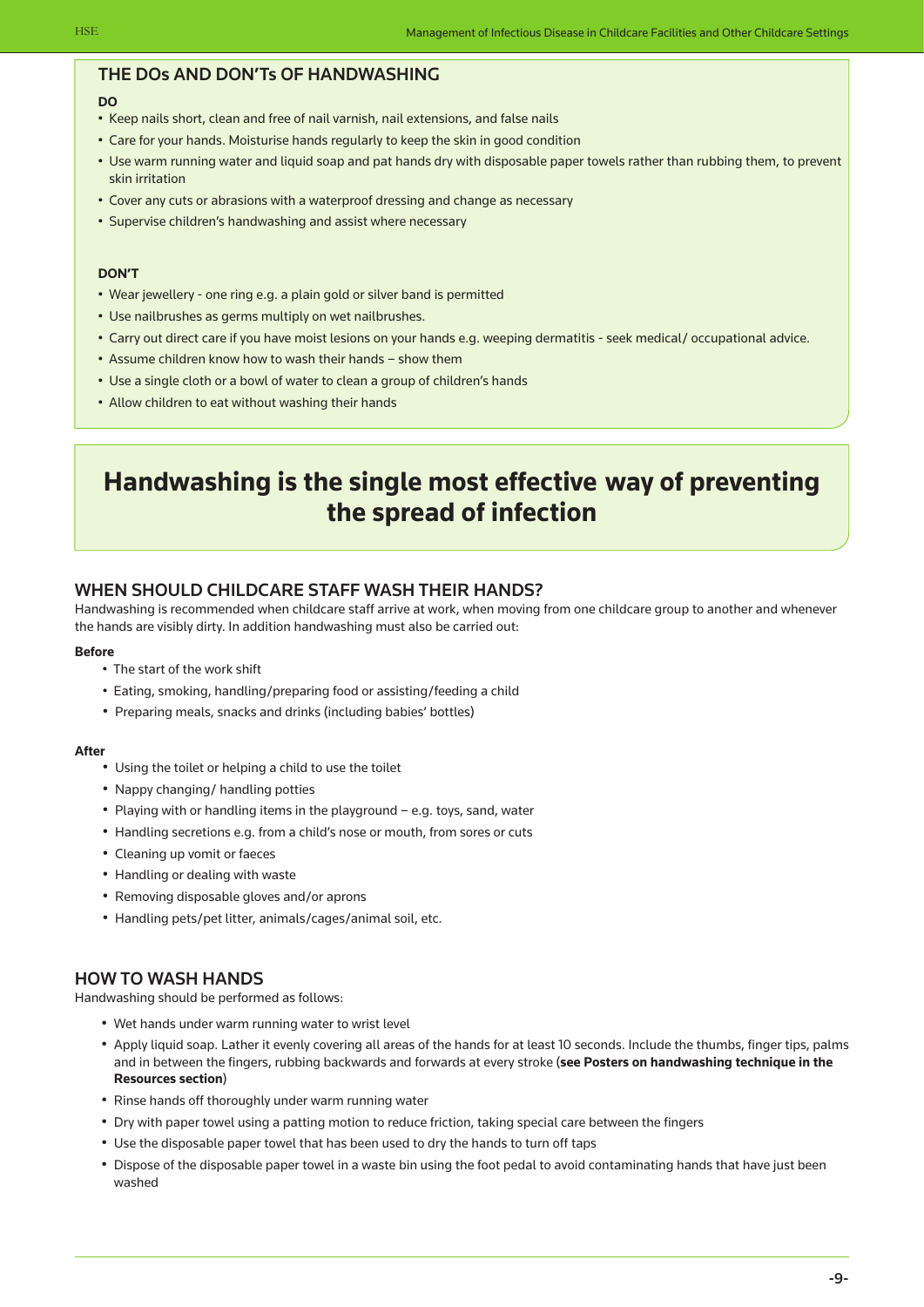## THE DOs AND DON'Ts OF HANDWASHING

**DO**

- Keep nails short, clean and free of nail varnish, nail extensions, and false nails
- Care for your hands. Moisturise hands regularly to keep the skin in good condition
- Use warm running water and liquid soap and pat hands dry with disposable paper towels rather than rubbing them, to prevent skin irritation
- Cover any cuts or abrasions with a waterproof dressing and change as necessary
- Supervise children's handwashing and assist where necessary

**DON'T**

- Wear jewellery - one ring e.g. a plain gold or silver band is permitted
- Use nailbrushes as germs multiply on wet nailbrushes.
- Carry out direct care if you have moist lesions on your hands e.g. weeping dermatitis - seek medical/ occupational advice.
- Assume children know how to wash their hands – show them
- Use a single cloth or a bowl of water to clean a group of children's hands
- Allow children to eat without washing their hands

**Handwashing is the single most effective way of preventing the spread of infection**

## WHEN SHOULD CHILDCARE STAFF WASH THEIR HANDS?

Handwashing is recommended when childcare staff arrive at work, when moving from one childcare group to another and whenever the hands are visibly dirty. In addition handwashing must also be carried out:

**Before**

- The start of the work shift
- Eating, smoking, handling/preparing food or assisting/feeding a child
- Preparing meals, snacks and drinks (including babies' bottles)

**After**

- Using the toilet or helping a child to use the toilet
- Nappy changing/ handling potties
- Playing with or handling items in the playground – e.g. toys, sand, water
- Handling secretions e.g. from a child's nose or mouth, from sores or cuts
- Cleaning up vomit or faeces
- Handling or dealing with waste
- Removing disposable gloves and/or aprons
- Handling pets/pet litter, animals/cages/animal soil, etc.

## HOW TO WASH HANDS

Handwashing should be performed as follows:

- Wet hands under warm running water to wrist level
- Apply liquid soap. Lather it evenly covering all areas of the hands for at least 10 seconds. Include the thumbs, finger tips, palms and in between the fingers, rubbing backwards and forwards at every stroke (**see Posters on handwashing technique in the Resources section**)
- Rinse hands off thoroughly under warm running water
- Dry with paper towel using a patting motion to reduce friction, taking special care between the fingers
- Use the disposable paper towel that has been used to dry the hands to turn off taps
- Dispose of the disposable paper towel in a waste bin using the foot pedal to avoid contaminating hands that have just been washed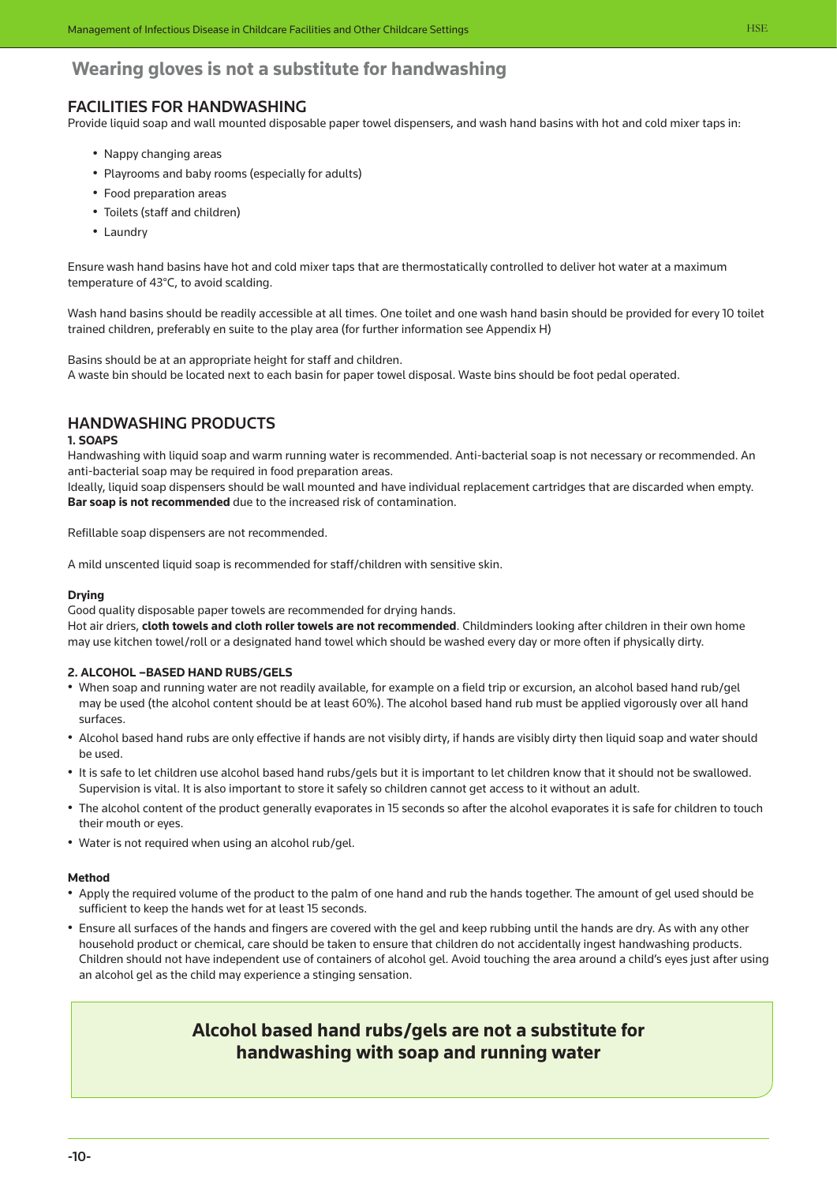## Wearing gloves is not a substitute for handwashing

## FACILITIES FOR HANDWASHING

Provide liquid soap and wall mounted disposable paper towel dispensers, and wash hand basins with hot and cold mixer taps in:

- Nappy changing areas
- Playrooms and baby rooms (especially for adults)
- Food preparation areas
- Toilets (staff and children)
- Laundry

Ensure wash hand basins have hot and cold mixer taps that are thermostatically controlled to deliver hot water at a maximum temperature of 43°C, to avoid scalding.

Wash hand basins should be readily accessible at all times. One toilet and one wash hand basin should be provided for every 10 toilet trained children, preferably en suite to the play area (for further information see Appendix H)

Basins should be at an appropriate height for staff and children.
A waste bin should be located next to each basin for paper towel disposal. Waste bins should be foot pedal operated.

## HANDWASHING PRODUCTS

### 1. SOAPS

Handwashing with liquid soap and warm running water is recommended. Anti-bacterial soap is not necessary or recommended. An anti-bacterial soap may be required in food preparation areas.
Ideally, liquid soap dispensers should be wall mounted and have individual replacement cartridges that are discarded when empty. **Bar soap is not recommended** due to the increased risk of contamination.

Refillable soap dispensers are not recommended.

A mild unscented liquid soap is recommended for staff/children with sensitive skin.

**Drying**

Good quality disposable paper towels are recommended for drying hands.
Hot air driers, **cloth towels and cloth roller towels are not recommended**. Childminders looking after children in their own home may use kitchen towel/roll or a designated hand towel which should be washed every day or more often if physically dirty.

### 2. ALCOHOL –BASED HAND RUBS/GELS

- When soap and running water are not readily available, for example on a field trip or excursion, an alcohol based hand rub/gel may be used (the alcohol content should be at least 60%). The alcohol based hand rub must be applied vigorously over all hand surfaces.
- Alcohol based hand rubs are only effective if hands are not visibly dirty, if hands are visibly dirty then liquid soap and water should be used.
- It is safe to let children use alcohol based hand rubs/gels but it is important to let children know that it should not be swallowed. Supervision is vital. It is also important to store it safely so children cannot get access to it without an adult.
- The alcohol content of the product generally evaporates in 15 seconds so after the alcohol evaporates it is safe for children to touch their mouth or eyes.
- Water is not required when using an alcohol rub/gel.

**Method**

- Apply the required volume of the product to the palm of one hand and rub the hands together. The amount of gel used should be sufficient to keep the hands wet for at least 15 seconds.
- Ensure all surfaces of the hands and fingers are covered with the gel and keep rubbing until the hands are dry. As with any other household product or chemical, care should be taken to ensure that children do not accidentally ingest handwashing products. Children should not have independent use of containers of alcohol gel. Avoid touching the area around a child's eyes just after using an alcohol gel as the child may experience a stinging sensation.

**Alcohol based hand rubs/gels are not a substitute for handwashing with soap and running water**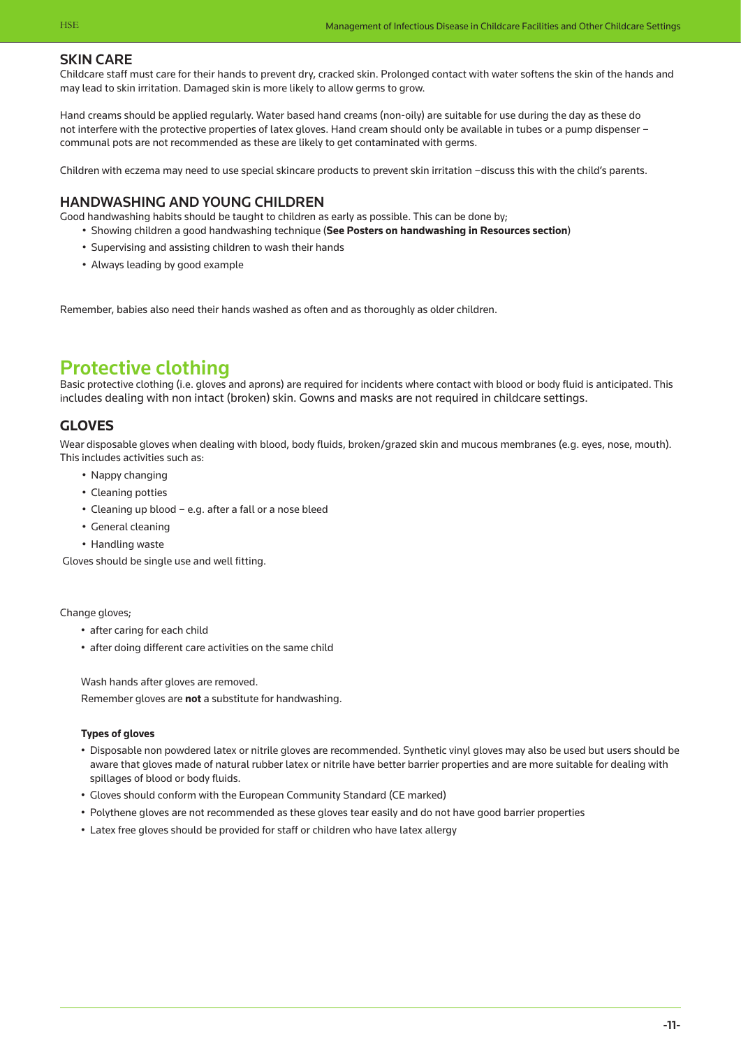## SKIN CARE

Childcare staff must care for their hands to prevent dry, cracked skin. Prolonged contact with water softens the skin of the hands and may lead to skin irritation. Damaged skin is more likely to allow germs to grow.

Hand creams should be applied regularly. Water based hand creams (non-oily) are suitable for use during the day as these do not interfere with the protective properties of latex gloves. Hand cream should only be available in tubes or a pump dispenser – communal pots are not recommended as these are likely to get contaminated with germs.

Children with eczema may need to use special skincare products to prevent skin irritation –discuss this with the child's parents.

## HANDWASHING AND YOUNG CHILDREN

Good handwashing habits should be taught to children as early as possible. This can be done by;

- Showing children a good handwashing technique (**See Posters on handwashing in Resources section**)
- Supervising and assisting children to wash their hands
- Always leading by good example

Remember, babies also need their hands washed as often and as thoroughly as older children.

# Protective clothing

Basic protective clothing (i.e. gloves and aprons) are required for incidents where contact with blood or body fluid is anticipated. This includes dealing with non intact (broken) skin. Gowns and masks are not required in childcare settings.

## GLOVES

Wear disposable gloves when dealing with blood, body fluids, broken/grazed skin and mucous membranes (e.g. eyes, nose, mouth). This includes activities such as:

- Nappy changing
- Cleaning potties
- Cleaning up blood – e.g. after a fall or a nose bleed
- General cleaning
- Handling waste

Gloves should be single use and well fitting.

Change gloves;

- after caring for each child
- after doing different care activities on the same child

Wash hands after gloves are removed.

Remember gloves are **not** a substitute for handwashing.

**Types of gloves**

- Disposable non powdered latex or nitrile gloves are recommended. Synthetic vinyl gloves may also be used but users should be aware that gloves made of natural rubber latex or nitrile have better barrier properties and are more suitable for dealing with spillages of blood or body fluids.
- Gloves should conform with the European Community Standard (CE marked)
- Polythene gloves are not recommended as these gloves tear easily and do not have good barrier properties
- Latex free gloves should be provided for staff or children who have latex allergy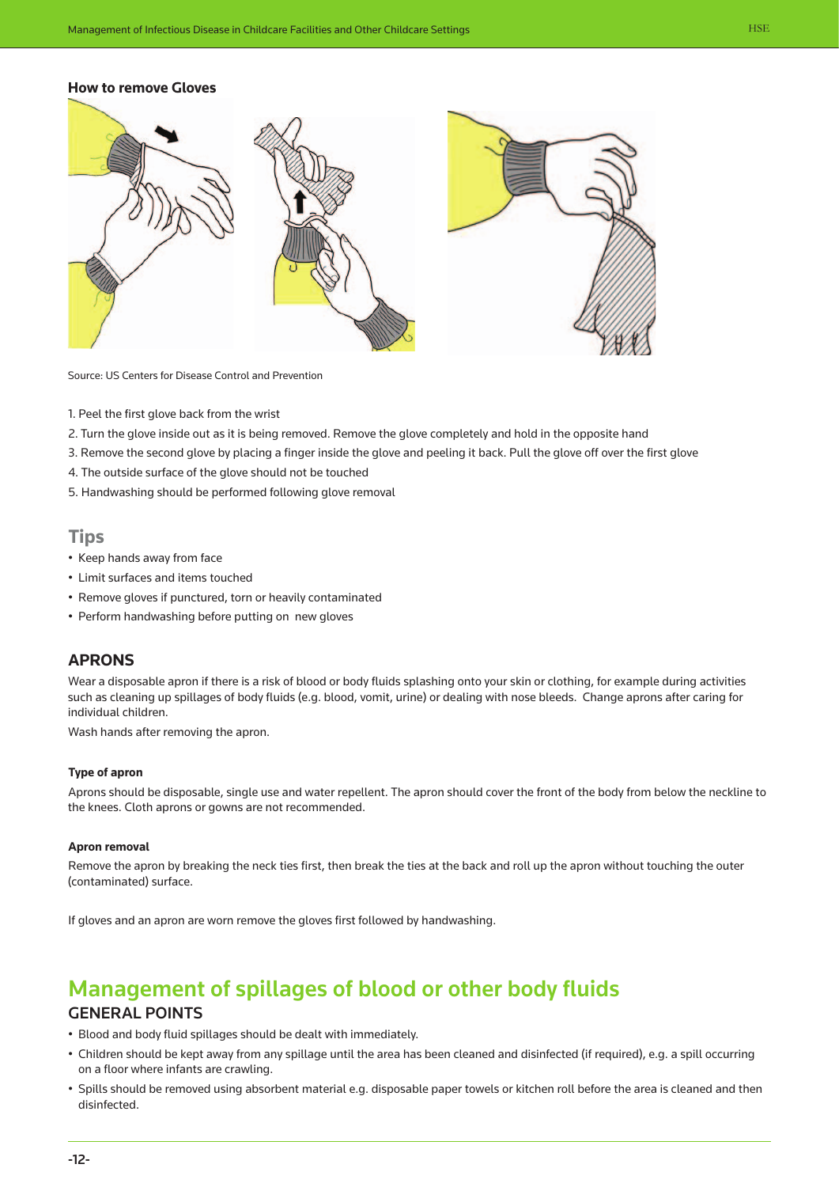### How to remove Gloves

Source: US Centers for Disease Control and Prevention

1. Peel the first glove back from the wrist
2. Turn the glove inside out as it is being removed. Remove the glove completely and hold in the opposite hand
3. Remove the second glove by placing a finger inside the glove and peeling it back. Pull the glove off over the first glove
4. The outside surface of the glove should not be touched
5. Handwashing should be performed following glove removal

### Tips

- Keep hands away from face
- Limit surfaces and items touched
- Remove gloves if punctured, torn or heavily contaminated
- Perform handwashing before putting on new gloves

### APRONS

Wear a disposable apron if there is a risk of blood or body fluids splashing onto your skin or clothing, for example during activities such as cleaning up spillages of body fluids (e.g. blood, vomit, urine) or dealing with nose bleeds. Change aprons after caring for individual children.

Wash hands after removing the apron.

#### Type of apron

Aprons should be disposable, single use and water repellent. The apron should cover the front of the body from below the neckline to the knees. Cloth aprons or gowns are not recommended.

#### Apron removal

Remove the apron by breaking the neck ties first, then break the ties at the back and roll up the apron without touching the outer (contaminated) surface.

If gloves and an apron are worn remove the gloves first followed by handwashing.

## Management of spillages of blood or other body fluids

### GENERAL POINTS

- Blood and body fluid spillages should be dealt with immediately.
- Children should be kept away from any spillage until the area has been cleaned and disinfected (if required), e.g. a spill occurring on a floor where infants are crawling.
- Spills should be removed using absorbent material e.g. disposable paper towels or kitchen roll before the area is cleaned and then disinfected.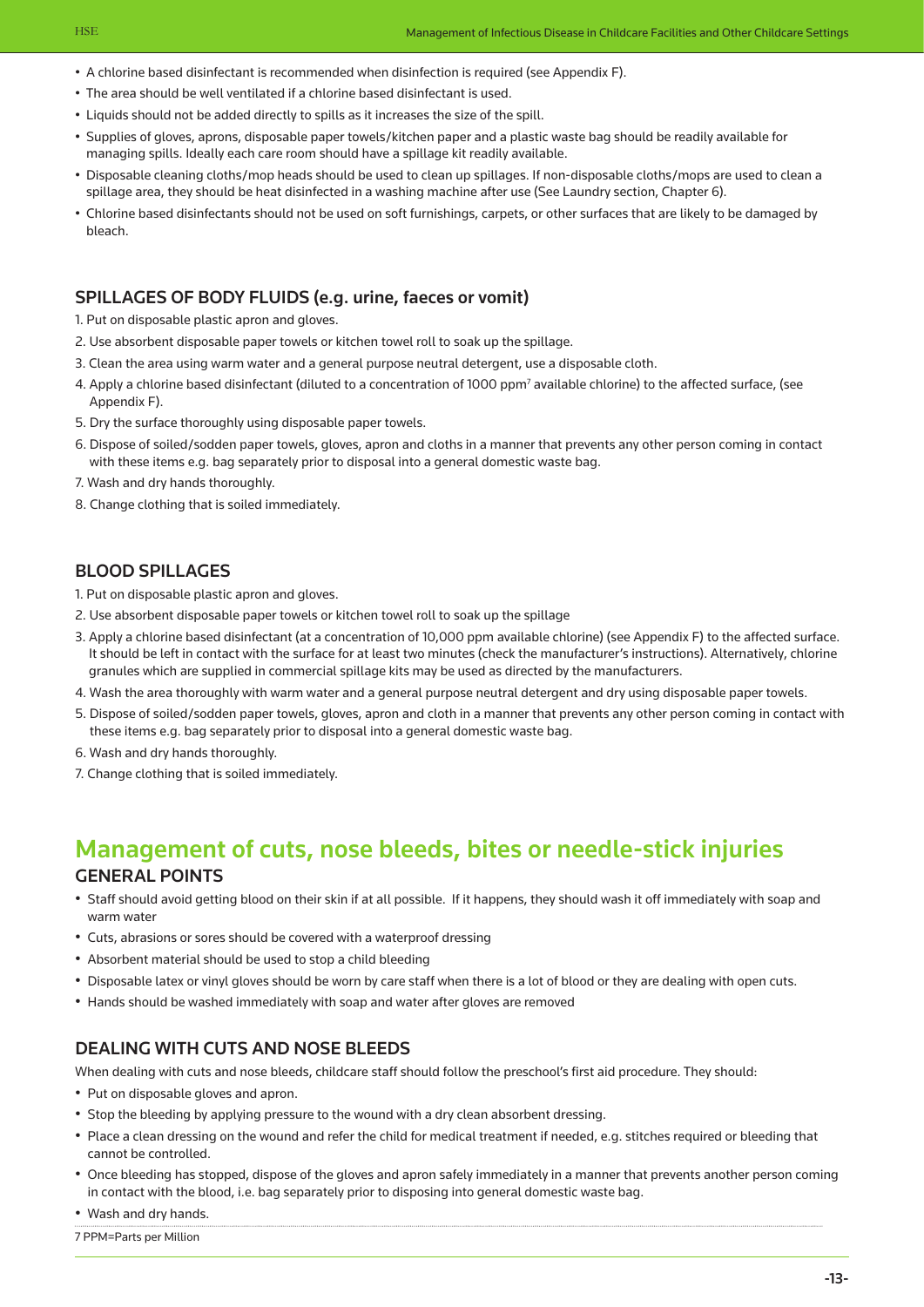- A chlorine based disinfectant is recommended when disinfection is required (see Appendix F).
- The area should be well ventilated if a chlorine based disinfectant is used.
- Liquids should not be added directly to spills as it increases the size of the spill.
- Supplies of gloves, aprons, disposable paper towels/kitchen paper and a plastic waste bag should be readily available for managing spills. Ideally each care room should have a spillage kit readily available.
- Disposable cleaning cloths/mop heads should be used to clean up spillages. If non-disposable cloths/mops are used to clean a spillage area, they should be heat disinfected in a washing machine after use (See Laundry section, Chapter 6).
- Chlorine based disinfectants should not be used on soft furnishings, carpets, or other surfaces that are likely to be damaged by bleach.

### SPILLAGES OF BODY FLUIDS (e.g. urine, faeces or vomit)

1. Put on disposable plastic apron and gloves.
2. Use absorbent disposable paper towels or kitchen towel roll to soak up the spillage.
3. Clean the area using warm water and a general purpose neutral detergent, use a disposable cloth.
4. Apply a chlorine based disinfectant (diluted to a concentration of 1000 ppm[7] available chlorine) to the affected surface, (see Appendix F).
5. Dry the surface thoroughly using disposable paper towels.
6. Dispose of soiled/sodden paper towels, gloves, apron and cloths in a manner that prevents any other person coming in contact with these items e.g. bag separately prior to disposal into a general domestic waste bag.
7. Wash and dry hands thoroughly.
8. Change clothing that is soiled immediately.

### BLOOD SPILLAGES

1. Put on disposable plastic apron and gloves.
2. Use absorbent disposable paper towels or kitchen towel roll to soak up the spillage
3. Apply a chlorine based disinfectant (at a concentration of 10,000 ppm available chlorine) (see Appendix F) to the affected surface. It should be left in contact with the surface for at least two minutes (check the manufacturer's instructions). Alternatively, chlorine granules which are supplied in commercial spillage kits may be used as directed by the manufacturers.
4. Wash the area thoroughly with warm water and a general purpose neutral detergent and dry using disposable paper towels.
5. Dispose of soiled/sodden paper towels, gloves, apron and cloth in a manner that prevents any other person coming in contact with these items e.g. bag separately prior to disposal into a general domestic waste bag.
6. Wash and dry hands thoroughly.
7. Change clothing that is soiled immediately.

## Management of cuts, nose bleeds, bites or needle-stick injuries

### GENERAL POINTS

- Staff should avoid getting blood on their skin if at all possible. If it happens, they should wash it off immediately with soap and warm water
- Cuts, abrasions or sores should be covered with a waterproof dressing
- Absorbent material should be used to stop a child bleeding
- Disposable latex or vinyl gloves should be worn by care staff when there is a lot of blood or they are dealing with open cuts.
- Hands should be washed immediately with soap and water after gloves are removed

### DEALING WITH CUTS AND NOSE BLEEDS

When dealing with cuts and nose bleeds, childcare staff should follow the preschool's first aid procedure. They should:

- Put on disposable gloves and apron.
- Stop the bleeding by applying pressure to the wound with a dry clean absorbent dressing.
- Place a clean dressing on the wound and refer the child for medical treatment if needed, e.g. stitches required or bleeding that cannot be controlled.
- Once bleeding has stopped, dispose of the gloves and apron safely immediately in a manner that prevents another person coming in contact with the blood, i.e. bag separately prior to disposing into general domestic waste bag.
- Wash and dry hands.

7 PPM=Parts per Million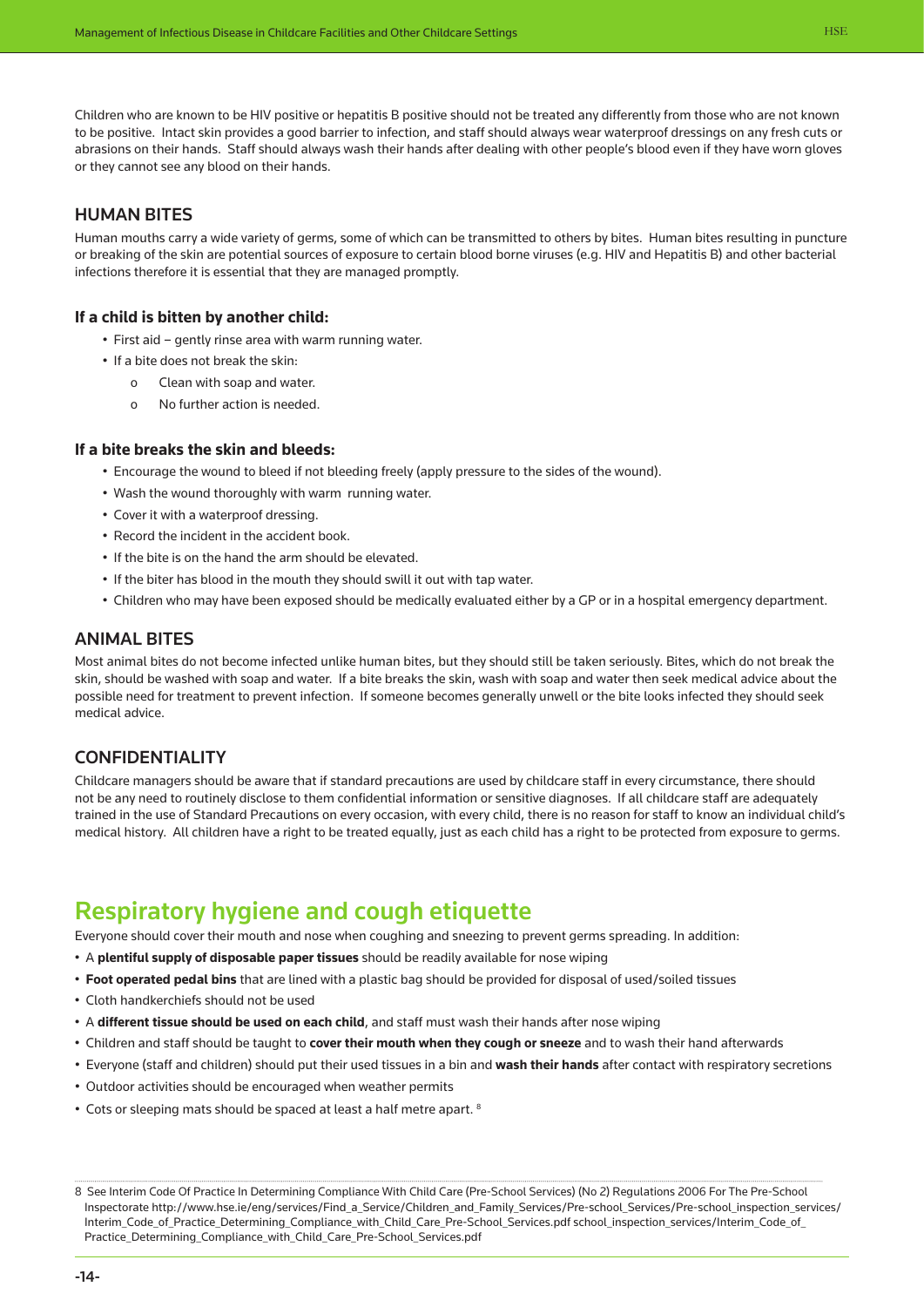Children who are known to be HIV positive or hepatitis B positive should not be treated any differently from those who are not known to be positive. Intact skin provides a good barrier to infection, and staff should always wear waterproof dressings on any fresh cuts or abrasions on their hands. Staff should always wash their hands after dealing with other people's blood even if they have worn gloves or they cannot see any blood on their hands.

### HUMAN BITES

Human mouths carry a wide variety of germs, some of which can be transmitted to others by bites. Human bites resulting in puncture or breaking of the skin are potential sources of exposure to certain blood borne viruses (e.g. HIV and Hepatitis B) and other bacterial infections therefore it is essential that they are managed promptly.

#### If a child is bitten by another child:

- First aid – gently rinse area with warm running water.
- If a bite does not break the skin:
  - Clean with soap and water.
  - No further action is needed.

#### If a bite breaks the skin and bleeds:

- Encourage the wound to bleed if not bleeding freely (apply pressure to the sides of the wound).
- Wash the wound thoroughly with warm running water.
- Cover it with a waterproof dressing.
- Record the incident in the accident book.
- If the bite is on the hand the arm should be elevated.
- If the biter has blood in the mouth they should swill it out with tap water.
- Children who may have been exposed should be medically evaluated either by a GP or in a hospital emergency department.

### ANIMAL BITES

Most animal bites do not become infected unlike human bites, but they should still be taken seriously. Bites, which do not break the skin, should be washed with soap and water. If a bite breaks the skin, wash with soap and water then seek medical advice about the possible need for treatment to prevent infection. If someone becomes generally unwell or the bite looks infected they should seek medical advice.

### CONFIDENTIALITY

Childcare managers should be aware that if standard precautions are used by childcare staff in every circumstance, there should not be any need to routinely disclose to them confidential information or sensitive diagnoses. If all childcare staff are adequately trained in the use of Standard Precautions on every occasion, with every child, there is no reason for staff to know an individual child's medical history. All children have a right to be treated equally, just as each child has a right to be protected from exposure to germs.

## Respiratory hygiene and cough etiquette

Everyone should cover their mouth and nose when coughing and sneezing to prevent germs spreading. In addition:

- A **plentiful supply of disposable paper tissues** should be readily available for nose wiping
- **Foot operated pedal bins** that are lined with a plastic bag should be provided for disposal of used/soiled tissues
- Cloth handkerchiefs should not be used
- A **different tissue should be used on each child**, and staff must wash their hands after nose wiping
- Children and staff should be taught to **cover their mouth when they cough or sneeze** and to wash their hand afterwards
- Everyone (staff and children) should put their used tissues in a bin and **wash their hands** after contact with respiratory secretions
- Outdoor activities should be encouraged when weather permits
- Cots or sleeping mats should be spaced at least a half metre apart. [8]

---

8 See Interim Code Of Practice In Determining Compliance With Child Care (Pre-School Services) (No 2) Regulations 2006 For The Pre-School Inspectorate http://www.hse.ie/eng/services/Find_a_Service/Children_and_Family_Services/Pre-school_Services/Pre-school_inspection_services/Interim_Code_of_Practice_Determining_Compliance_with_Child_Care_Pre-School_Services.pdf school_inspection_services/Interim_Code_of_Practice_Determining_Compliance_with_Child_Care_Pre-School_Services.pdf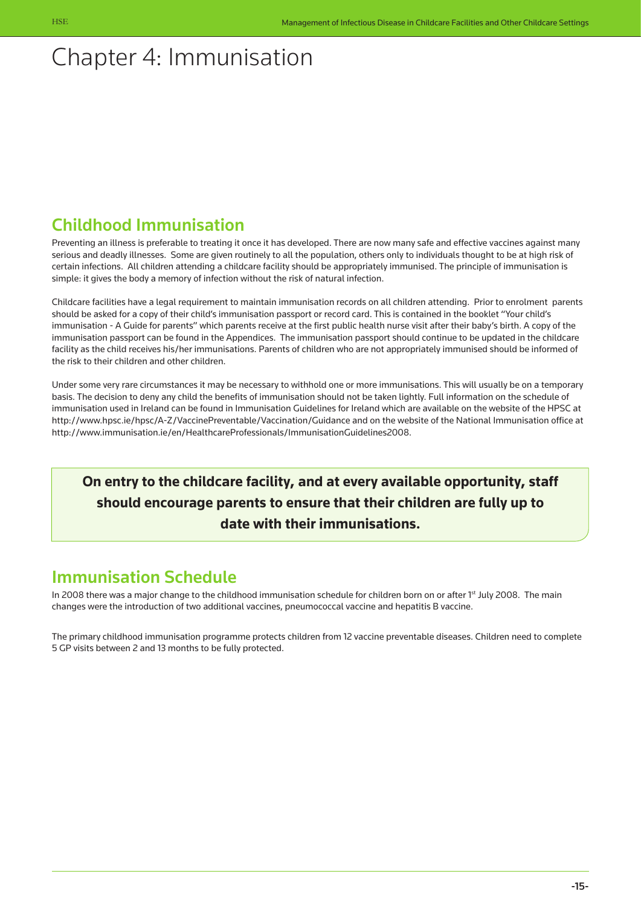# Chapter 4: Immunisation

## Childhood Immunisation

Preventing an illness is preferable to treating it once it has developed. There are now many safe and effective vaccines against many serious and deadly illnesses. Some are given routinely to all the population, others only to individuals thought to be at high risk of certain infections. All children attending a childcare facility should be appropriately immunised. The principle of immunisation is simple: it gives the body a memory of infection without the risk of natural infection.

Childcare facilities have a legal requirement to maintain immunisation records on all children attending. Prior to enrolment parents should be asked for a copy of their child's immunisation passport or record card. This is contained in the booklet "Your child's immunisation - A Guide for parents" which parents receive at the first public health nurse visit after their baby's birth. A copy of the immunisation passport can be found in the Appendices. The immunisation passport should continue to be updated in the childcare facility as the child receives his/her immunisations. Parents of children who are not appropriately immunised should be informed of the risk to their children and other children.

Under some very rare circumstances it may be necessary to withhold one or more immunisations. This will usually be on a temporary basis. The decision to deny any child the benefits of immunisation should not be taken lightly. Full information on the schedule of immunisation used in Ireland can be found in Immunisation Guidelines for Ireland which are available on the website of the HPSC at http://www.hpsc.ie/hpsc/A-Z/VaccinePreventable/Vaccination/Guidance and on the website of the National Immunisation office at http://www.immunisation.ie/en/HealthcareProfessionals/ImmunisationGuidelines2008.

**On entry to the childcare facility, and at every available opportunity, staff should encourage parents to ensure that their children are fully up to date with their immunisations.**

## Immunisation Schedule

In 2008 there was a major change to the childhood immunisation schedule for children born on or after 1st July 2008. The main changes were the introduction of two additional vaccines, pneumococcal vaccine and hepatitis B vaccine.

The primary childhood immunisation programme protects children from 12 vaccine preventable diseases. Children need to complete 5 GP visits between 2 and 13 months to be fully protected.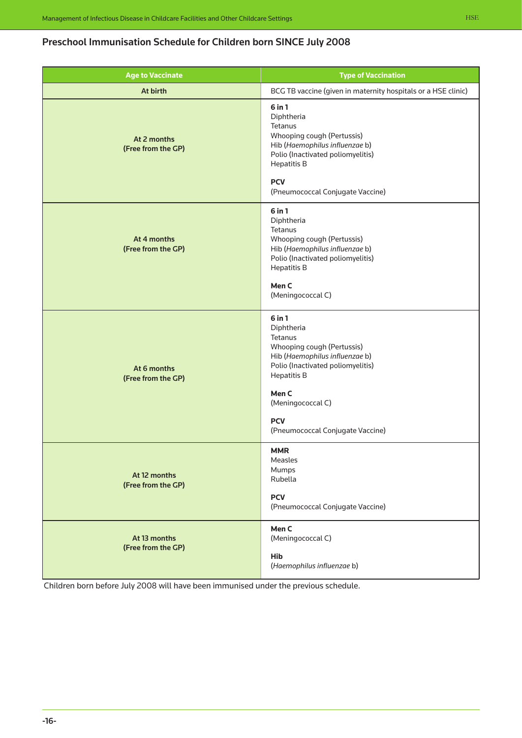## Preschool Immunisation Schedule for Children born SINCE July 2008

| Age to Vaccinate | Type of Vaccination |
|---|---|
| **At birth** | BCG TB vaccine (given in maternity hospitals or a HSE clinic) |
| **At 2 months (Free from the GP)** | **6 in 1**<br>Diphtheria<br>Tetanus<br>Whooping cough (Pertussis)<br>Hib (*Haemophilus influenzae* b)<br>Polio (Inactivated poliomyelitis)<br>Hepatitis B<br><br>**PCV**<br>(Pneumococcal Conjugate Vaccine) |
| **At 4 months (Free from the GP)** | **6 in 1**<br>Diphtheria<br>Tetanus<br>Whooping cough (Pertussis)<br>Hib (*Haemophilus influenzae* b)<br>Polio (Inactivated poliomyelitis)<br>Hepatitis B<br><br>**Men C**<br>(Meningococcal C) |
| **At 6 months (Free from the GP)** | **6 in 1**<br>Diphtheria<br>Tetanus<br>Whooping cough (Pertussis)<br>Hib (*Haemophilus influenzae* b)<br>Polio (Inactivated poliomyelitis)<br>Hepatitis B<br><br>**Men C**<br>(Meningococcal C)<br><br>**PCV**<br>(Pneumococcal Conjugate Vaccine) |
| **At 12 months (Free from the GP)** | **MMR**<br>Measles<br>Mumps<br>Rubella<br><br>**PCV**<br>(Pneumococcal Conjugate Vaccine) |
| **At 13 months (Free from the GP)** | **Men C**<br>(Meningococcal C)<br><br>**Hib**<br>(*Haemophilus influenzae* b) |

Children born before July 2008 will have been immunised under the previous schedule.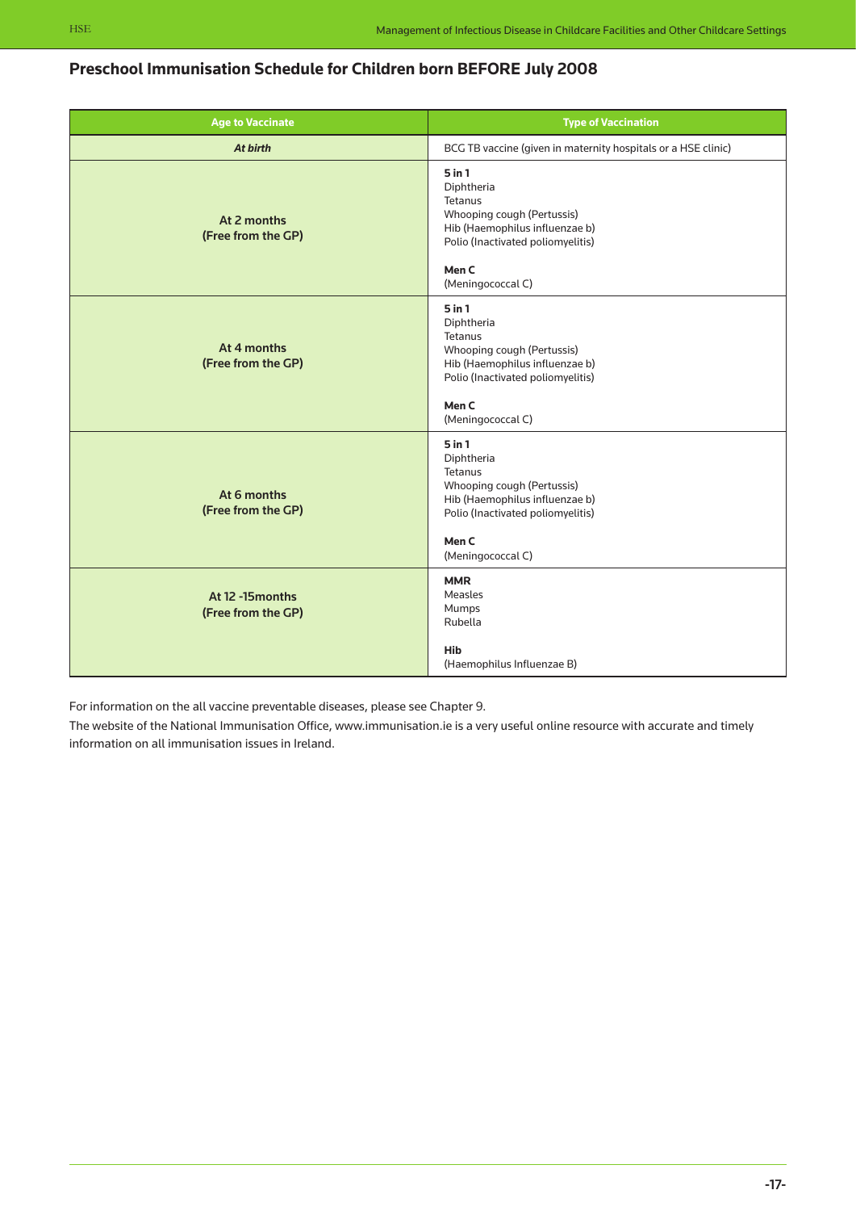## Preschool Immunisation Schedule for Children born BEFORE July 2008

| Age to Vaccinate | Type of Vaccination |
|---|---|
| ***At birth*** | BCG TB vaccine (given in maternity hospitals or a HSE clinic) |
| **At 2 months (Free from the GP)** | **5 in 1**<br>Diphtheria<br>Tetanus<br>Whooping cough (Pertussis)<br>Hib (Haemophilus influenzae b)<br>Polio (Inactivated poliomyelitis)<br><br>**Men C**<br>(Meningococcal C) |
| **At 4 months (Free from the GP)** | **5 in 1**<br>Diphtheria<br>Tetanus<br>Whooping cough (Pertussis)<br>Hib (Haemophilus influenzae b)<br>Polio (Inactivated poliomyelitis)<br><br>**Men C**<br>(Meningococcal C) |
| **At 6 months (Free from the GP)** | **5 in 1**<br>Diphtheria<br>Tetanus<br>Whooping cough (Pertussis)<br>Hib (Haemophilus influenzae b)<br>Polio (Inactivated poliomyelitis)<br><br>**Men C**<br>(Meningococcal C) |
| **At 12 -15months (Free from the GP)** | **MMR**<br>Measles<br>Mumps<br>Rubella<br><br>**Hib**<br>(Haemophilus Influenzae B) |

For information on the all vaccine preventable diseases, please see Chapter 9.

The website of the National Immunisation Office, www.immunisation.ie is a very useful online resource with accurate and timely information on all immunisation issues in Ireland.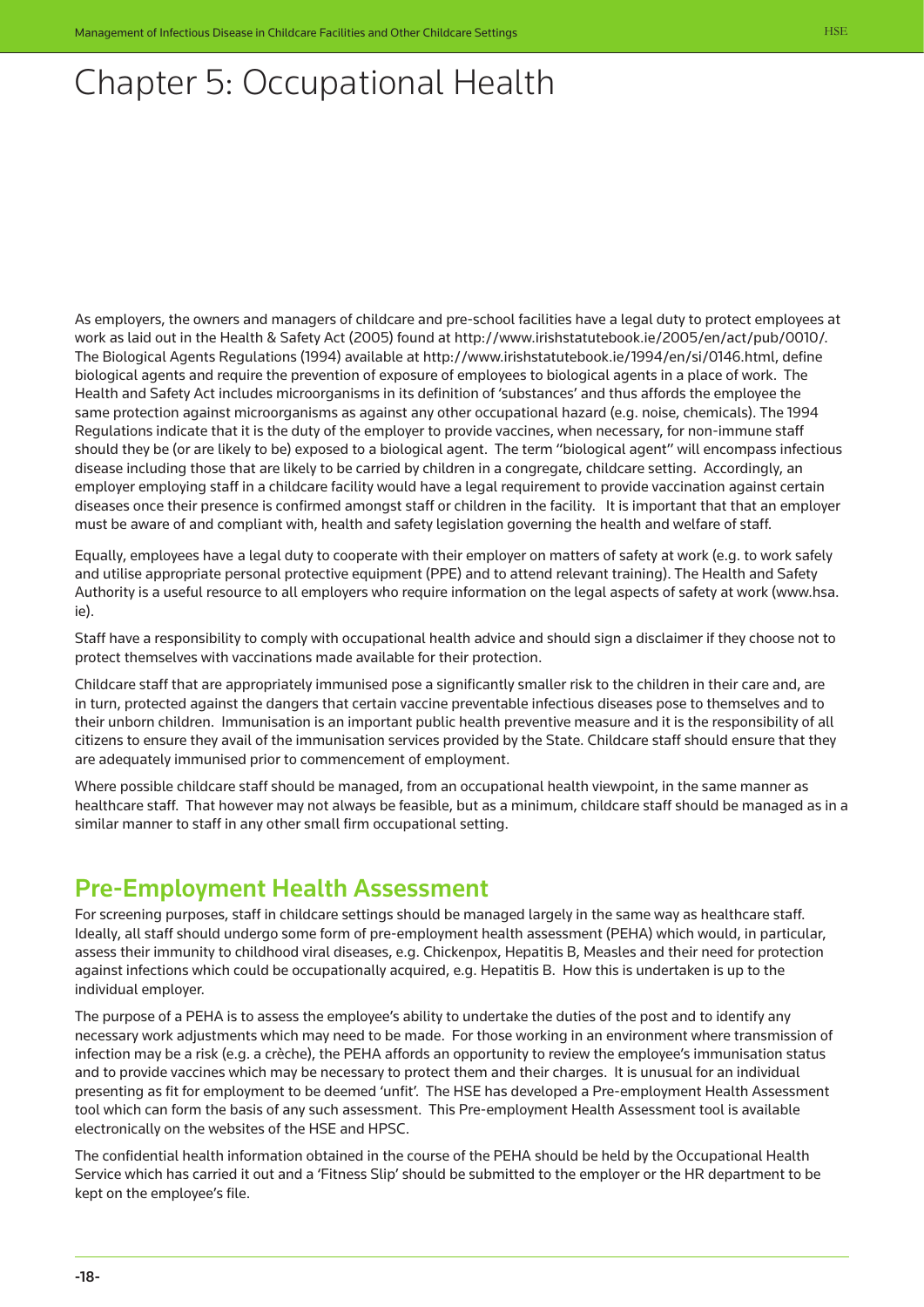# Chapter 5: Occupational Health

As employers, the owners and managers of childcare and pre-school facilities have a legal duty to protect employees at work as laid out in the Health & Safety Act (2005) found at http://www.irishstatutebook.ie/2005/en/act/pub/0010/. The Biological Agents Regulations (1994) available at http://www.irishstatutebook.ie/1994/en/si/0146.html, define biological agents and require the prevention of exposure of employees to biological agents in a place of work. The Health and Safety Act includes microorganisms in its definition of 'substances' and thus affords the employee the same protection against microorganisms as against any other occupational hazard (e.g. noise, chemicals). The 1994 Regulations indicate that it is the duty of the employer to provide vaccines, when necessary, for non-immune staff should they be (or are likely to be) exposed to a biological agent. The term "biological agent" will encompass infectious disease including those that are likely to be carried by children in a congregate, childcare setting. Accordingly, an employer employing staff in a childcare facility would have a legal requirement to provide vaccination against certain diseases once their presence is confirmed amongst staff or children in the facility. It is important that that an employer must be aware of and compliant with, health and safety legislation governing the health and welfare of staff.

Equally, employees have a legal duty to cooperate with their employer on matters of safety at work (e.g. to work safely and utilise appropriate personal protective equipment (PPE) and to attend relevant training). The Health and Safety Authority is a useful resource to all employers who require information on the legal aspects of safety at work (www.hsa.ie).

Staff have a responsibility to comply with occupational health advice and should sign a disclaimer if they choose not to protect themselves with vaccinations made available for their protection.

Childcare staff that are appropriately immunised pose a significantly smaller risk to the children in their care and, are in turn, protected against the dangers that certain vaccine preventable infectious diseases pose to themselves and to their unborn children. Immunisation is an important public health preventive measure and it is the responsibility of all citizens to ensure they avail of the immunisation services provided by the State. Childcare staff should ensure that they are adequately immunised prior to commencement of employment.

Where possible childcare staff should be managed, from an occupational health viewpoint, in the same manner as healthcare staff. That however may not always be feasible, but as a minimum, childcare staff should be managed as in a similar manner to staff in any other small firm occupational setting.

## Pre-Employment Health Assessment

For screening purposes, staff in childcare settings should be managed largely in the same way as healthcare staff. Ideally, all staff should undergo some form of pre-employment health assessment (PEHA) which would, in particular, assess their immunity to childhood viral diseases, e.g. Chickenpox, Hepatitis B, Measles and their need for protection against infections which could be occupationally acquired, e.g. Hepatitis B. How this is undertaken is up to the individual employer.

The purpose of a PEHA is to assess the employee's ability to undertake the duties of the post and to identify any necessary work adjustments which may need to be made. For those working in an environment where transmission of infection may be a risk (e.g. a crèche), the PEHA affords an opportunity to review the employee's immunisation status and to provide vaccines which may be necessary to protect them and their charges. It is unusual for an individual presenting as fit for employment to be deemed 'unfit'. The HSE has developed a Pre-employment Health Assessment tool which can form the basis of any such assessment. This Pre-employment Health Assessment tool is available electronically on the websites of the HSE and HPSC.

The confidential health information obtained in the course of the PEHA should be held by the Occupational Health Service which has carried it out and a 'Fitness Slip' should be submitted to the employer or the HR department to be kept on the employee's file.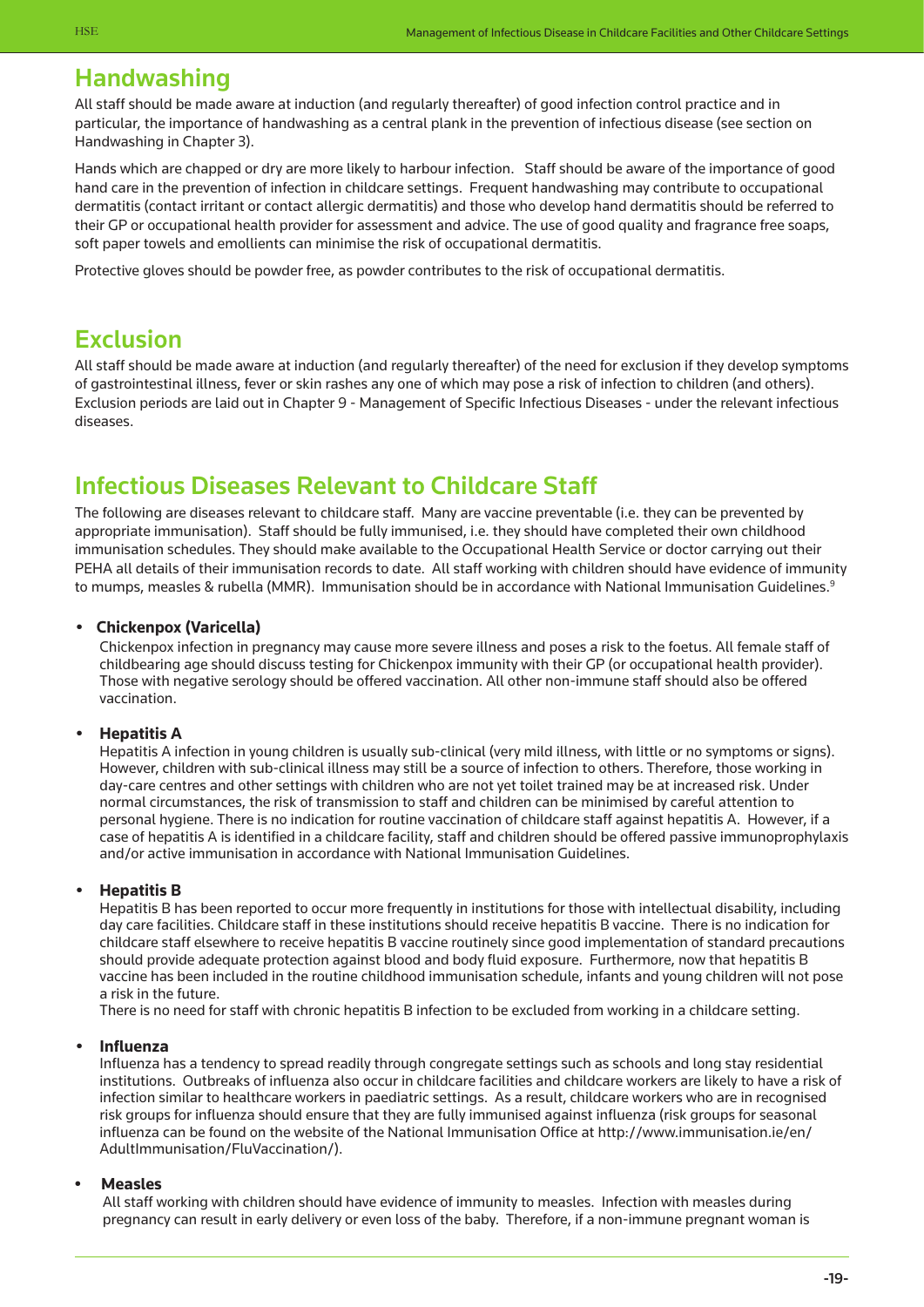## Handwashing

All staff should be made aware at induction (and regularly thereafter) of good infection control practice and in particular, the importance of handwashing as a central plank in the prevention of infectious disease (see section on Handwashing in Chapter 3).

Hands which are chapped or dry are more likely to harbour infection. Staff should be aware of the importance of good hand care in the prevention of infection in childcare settings. Frequent handwashing may contribute to occupational dermatitis (contact irritant or contact allergic dermatitis) and those who develop hand dermatitis should be referred to their GP or occupational health provider for assessment and advice. The use of good quality and fragrance free soaps, soft paper towels and emollients can minimise the risk of occupational dermatitis.

Protective gloves should be powder free, as powder contributes to the risk of occupational dermatitis.

## Exclusion

All staff should be made aware at induction (and regularly thereafter) of the need for exclusion if they develop symptoms of gastrointestinal illness, fever or skin rashes any one of which may pose a risk of infection to children (and others). Exclusion periods are laid out in Chapter 9 - Management of Specific Infectious Diseases - under the relevant infectious diseases.

## Infectious Diseases Relevant to Childcare Staff

The following are diseases relevant to childcare staff. Many are vaccine preventable (i.e. they can be prevented by appropriate immunisation). Staff should be fully immunised, i.e. they should have completed their own childhood immunisation schedules. They should make available to the Occupational Health Service or doctor carrying out their PEHA all details of their immunisation records to date. All staff working with children should have evidence of immunity to mumps, measles & rubella (MMR). Immunisation should be in accordance with National Immunisation Guidelines.[9]

- **Chickenpox (Varicella)**
  Chickenpox infection in pregnancy may cause more severe illness and poses a risk to the foetus. All female staff of childbearing age should discuss testing for Chickenpox immunity with their GP (or occupational health provider). Those with negative serology should be offered vaccination. All other non-immune staff should also be offered vaccination.

- **Hepatitis A**
  Hepatitis A infection in young children is usually sub-clinical (very mild illness, with little or no symptoms or signs). However, children with sub-clinical illness may still be a source of infection to others. Therefore, those working in day-care centres and other settings with children who are not yet toilet trained may be at increased risk. Under normal circumstances, the risk of transmission to staff and children can be minimised by careful attention to personal hygiene. There is no indication for routine vaccination of childcare staff against hepatitis A. However, if a case of hepatitis A is identified in a childcare facility, staff and children should be offered passive immunoprophylaxis and/or active immunisation in accordance with National Immunisation Guidelines.

- **Hepatitis B**
  Hepatitis B has been reported to occur more frequently in institutions for those with intellectual disability, including day care facilities. Childcare staff in these institutions should receive hepatitis B vaccine. There is no indication for childcare staff elsewhere to receive hepatitis B vaccine routinely since good implementation of standard precautions should provide adequate protection against blood and body fluid exposure. Furthermore, now that hepatitis B vaccine has been included in the routine childhood immunisation schedule, infants and young children will not pose a risk in the future.
  There is no need for staff with chronic hepatitis B infection to be excluded from working in a childcare setting.

- **Influenza**
  Influenza has a tendency to spread readily through congregate settings such as schools and long stay residential institutions. Outbreaks of influenza also occur in childcare facilities and childcare workers are likely to have a risk of infection similar to healthcare workers in paediatric settings. As a result, childcare workers who are in recognised risk groups for influenza should ensure that they are fully immunised against influenza (risk groups for seasonal influenza can be found on the website of the National Immunisation Office at http://www.immunisation.ie/en/AdultImmunisation/FluVaccination/).

- **Measles**
  All staff working with children should have evidence of immunity to measles. Infection with measles during pregnancy can result in early delivery or even loss of the baby. Therefore, if a non-immune pregnant woman is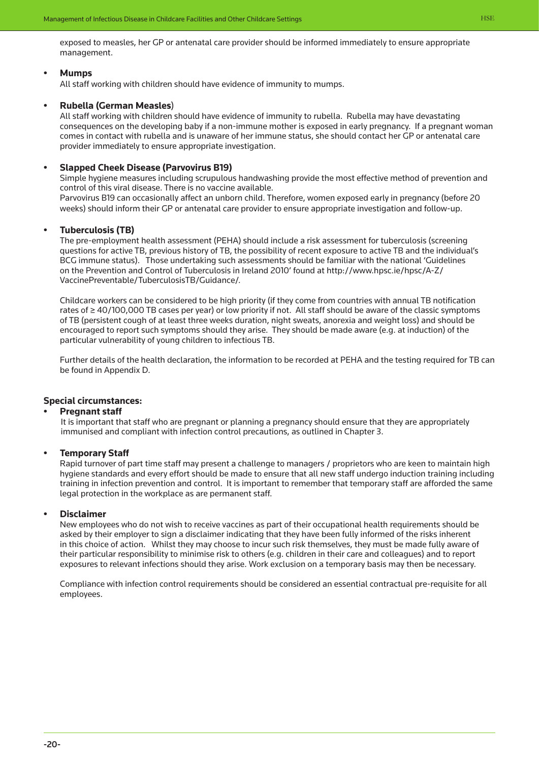exposed to measles, her GP or antenatal care provider should be informed immediately to ensure appropriate management.

- **Mumps**
  All staff working with children should have evidence of immunity to mumps.

- **Rubella (German Measles)**
  All staff working with children should have evidence of immunity to rubella. Rubella may have devastating consequences on the developing baby if a non-immune mother is exposed in early pregnancy. If a pregnant woman comes in contact with rubella and is unaware of her immune status, she should contact her GP or antenatal care provider immediately to ensure appropriate investigation.

- **Slapped Cheek Disease (Parvovirus B19)**
  Simple hygiene measures including scrupulous handwashing provide the most effective method of prevention and control of this viral disease. There is no vaccine available.
  Parvovirus B19 can occasionally affect an unborn child. Therefore, women exposed early in pregnancy (before 20 weeks) should inform their GP or antenatal care provider to ensure appropriate investigation and follow-up.

- **Tuberculosis (TB)**
  The pre-employment health assessment (PEHA) should include a risk assessment for tuberculosis (screening questions for active TB, previous history of TB, the possibility of recent exposure to active TB and the individual's BCG immune status). Those undertaking such assessments should be familiar with the national 'Guidelines on the Prevention and Control of Tuberculosis in Ireland 2010' found at http://www.hpsc.ie/hpsc/A-Z/VaccinePreventable/TuberculosisTB/Guidance/.

  Childcare workers can be considered to be high priority (if they come from countries with annual TB notification rates of ≥ 40/100,000 TB cases per year) or low priority if not. All staff should be aware of the classic symptoms of TB (persistent cough of at least three weeks duration, night sweats, anorexia and weight loss) and should be encouraged to report such symptoms should they arise. They should be made aware (e.g. at induction) of the particular vulnerability of young children to infectious TB.

  Further details of the health declaration, the information to be recorded at PEHA and the testing required for TB can be found in Appendix D.

**Special circumstances:**

- **Pregnant staff**
  It is important that staff who are pregnant or planning a pregnancy should ensure that they are appropriately immunised and compliant with infection control precautions, as outlined in Chapter 3.

- **Temporary Staff**
  Rapid turnover of part time staff may present a challenge to managers / proprietors who are keen to maintain high hygiene standards and every effort should be made to ensure that all new staff undergo induction training including training in infection prevention and control. It is important to remember that temporary staff are afforded the same legal protection in the workplace as are permanent staff.

- **Disclaimer**
  New employees who do not wish to receive vaccines as part of their occupational health requirements should be asked by their employer to sign a disclaimer indicating that they have been fully informed of the risks inherent in this choice of action. Whilst they may choose to incur such risk themselves, they must be made fully aware of their particular responsibility to minimise risk to others (e.g. children in their care and colleagues) and to report exposures to relevant infections should they arise. Work exclusion on a temporary basis may then be necessary.

  Compliance with infection control requirements should be considered an essential contractual pre-requisite for all employees.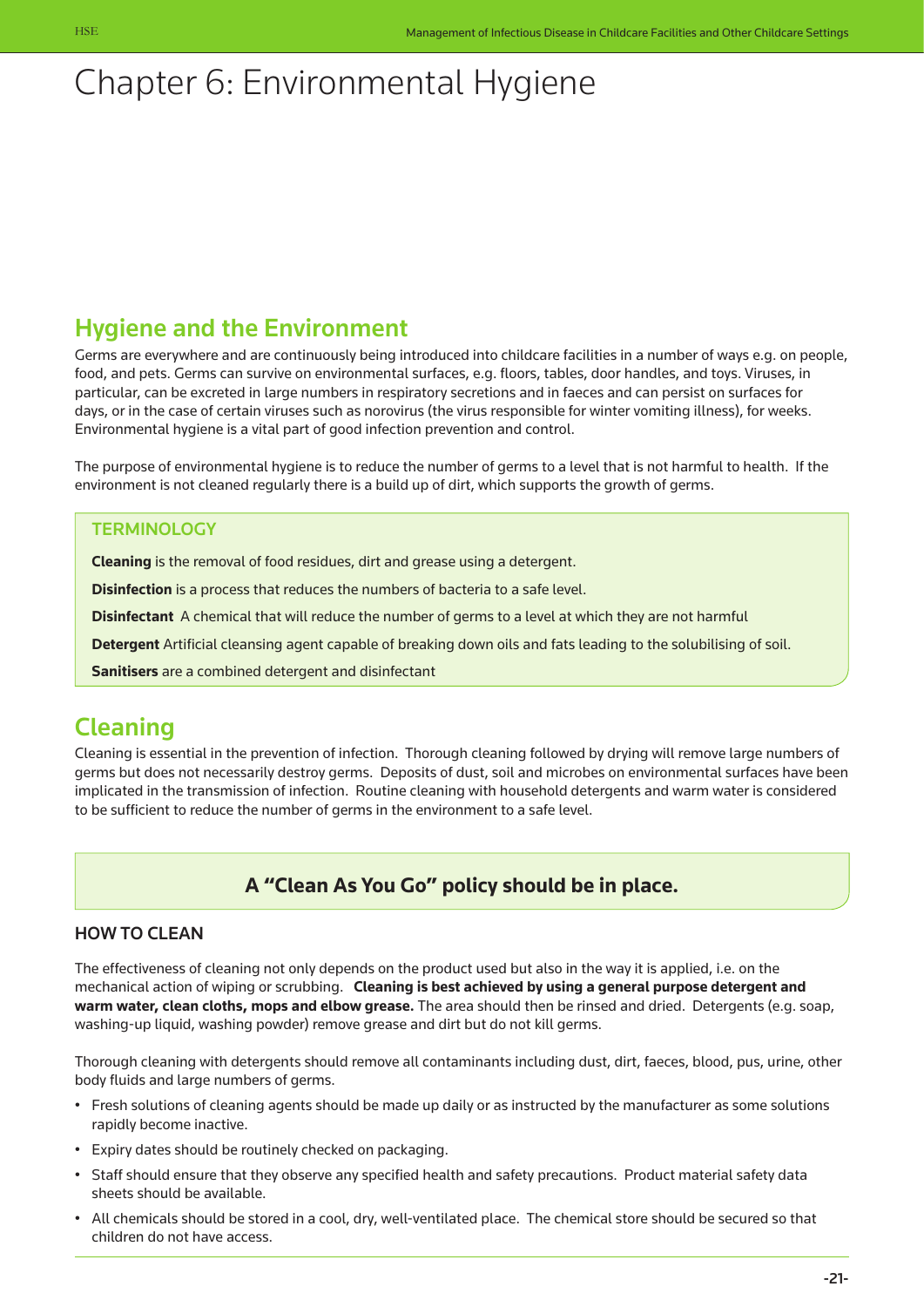# Chapter 6: Environmental Hygiene

## Hygiene and the Environment

Germs are everywhere and are continuously being introduced into childcare facilities in a number of ways e.g. on people, food, and pets. Germs can survive on environmental surfaces, e.g. floors, tables, door handles, and toys. Viruses, in particular, can be excreted in large numbers in respiratory secretions and in faeces and can persist on surfaces for days, or in the case of certain viruses such as norovirus (the virus responsible for winter vomiting illness), for weeks. Environmental hygiene is a vital part of good infection prevention and control.

The purpose of environmental hygiene is to reduce the number of germs to a level that is not harmful to health. If the environment is not cleaned regularly there is a build up of dirt, which supports the growth of germs.

### TERMINOLOGY

**Cleaning** is the removal of food residues, dirt and grease using a detergent.

**Disinfection** is a process that reduces the numbers of bacteria to a safe level.

**Disinfectant** A chemical that will reduce the number of germs to a level at which they are not harmful

**Detergent** Artificial cleansing agent capable of breaking down oils and fats leading to the solubilising of soil.

**Sanitisers** are a combined detergent and disinfectant

## Cleaning

Cleaning is essential in the prevention of infection. Thorough cleaning followed by drying will remove large numbers of germs but does not necessarily destroy germs. Deposits of dust, soil and microbes on environmental surfaces have been implicated in the transmission of infection. Routine cleaning with household detergents and warm water is considered to be sufficient to reduce the number of germs in the environment to a safe level.

**A "Clean As You Go" policy should be in place.**

### HOW TO CLEAN

The effectiveness of cleaning not only depends on the product used but also in the way it is applied, i.e. on the mechanical action of wiping or scrubbing. **Cleaning is best achieved by using a general purpose detergent and warm water, clean cloths, mops and elbow grease.** The area should then be rinsed and dried. Detergents (e.g. soap, washing-up liquid, washing powder) remove grease and dirt but do not kill germs.

Thorough cleaning with detergents should remove all contaminants including dust, dirt, faeces, blood, pus, urine, other body fluids and large numbers of germs.

- Fresh solutions of cleaning agents should be made up daily or as instructed by the manufacturer as some solutions rapidly become inactive.
- Expiry dates should be routinely checked on packaging.
- Staff should ensure that they observe any specified health and safety precautions. Product material safety data sheets should be available.
- All chemicals should be stored in a cool, dry, well-ventilated place. The chemical store should be secured so that children do not have access.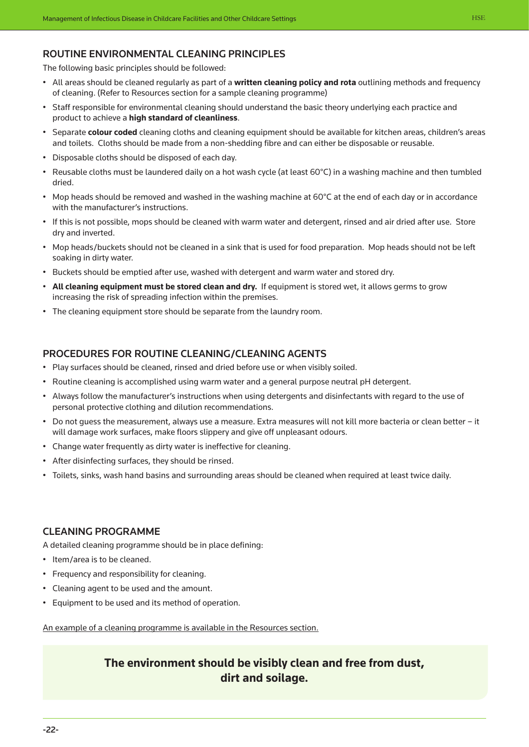## ROUTINE ENVIRONMENTAL CLEANING PRINCIPLES

The following basic principles should be followed:

- All areas should be cleaned regularly as part of a **written cleaning policy and rota** outlining methods and frequency of cleaning. (Refer to Resources section for a sample cleaning programme)
- Staff responsible for environmental cleaning should understand the basic theory underlying each practice and product to achieve a **high standard of cleanliness**.
- Separate **colour coded** cleaning cloths and cleaning equipment should be available for kitchen areas, children's areas and toilets. Cloths should be made from a non-shedding fibre and can either be disposable or reusable.
- Disposable cloths should be disposed of each day.
- Reusable cloths must be laundered daily on a hot wash cycle (at least 60°C) in a washing machine and then tumbled dried.
- Mop heads should be removed and washed in the washing machine at 60°C at the end of each day or in accordance with the manufacturer's instructions.
- If this is not possible, mops should be cleaned with warm water and detergent, rinsed and air dried after use. Store dry and inverted.
- Mop heads/buckets should not be cleaned in a sink that is used for food preparation. Mop heads should not be left soaking in dirty water.
- Buckets should be emptied after use, washed with detergent and warm water and stored dry.
- **All cleaning equipment must be stored clean and dry.** If equipment is stored wet, it allows germs to grow increasing the risk of spreading infection within the premises.
- The cleaning equipment store should be separate from the laundry room.

## PROCEDURES FOR ROUTINE CLEANING/CLEANING AGENTS

- Play surfaces should be cleaned, rinsed and dried before use or when visibly soiled.
- Routine cleaning is accomplished using warm water and a general purpose neutral pH detergent.
- Always follow the manufacturer's instructions when using detergents and disinfectants with regard to the use of personal protective clothing and dilution recommendations.
- Do not guess the measurement, always use a measure. Extra measures will not kill more bacteria or clean better – it will damage work surfaces, make floors slippery and give off unpleasant odours.
- Change water frequently as dirty water is ineffective for cleaning.
- After disinfecting surfaces, they should be rinsed.
- Toilets, sinks, wash hand basins and surrounding areas should be cleaned when required at least twice daily.

## CLEANING PROGRAMME

A detailed cleaning programme should be in place defining:

- Item/area is to be cleaned.
- Frequency and responsibility for cleaning.
- Cleaning agent to be used and the amount.
- Equipment to be used and its method of operation.

An example of a cleaning programme is available in the Resources section.

**The environment should be visibly clean and free from dust, dirt and soilage.**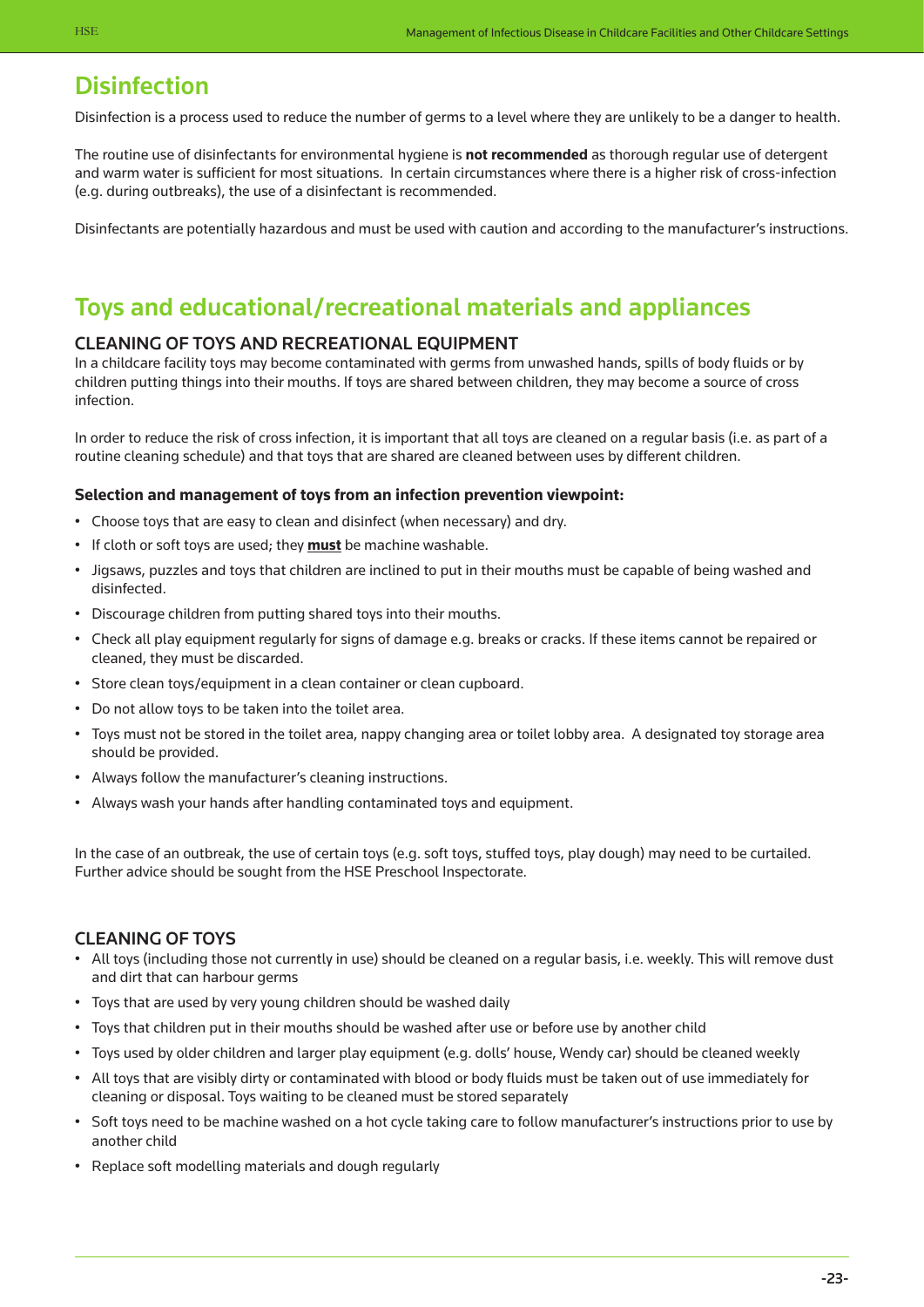## Disinfection

Disinfection is a process used to reduce the number of germs to a level where they are unlikely to be a danger to health.

The routine use of disinfectants for environmental hygiene is **not recommended** as thorough regular use of detergent and warm water is sufficient for most situations. In certain circumstances where there is a higher risk of cross-infection (e.g. during outbreaks), the use of a disinfectant is recommended.

Disinfectants are potentially hazardous and must be used with caution and according to the manufacturer's instructions.

## Toys and educational/recreational materials and appliances

### CLEANING OF TOYS AND RECREATIONAL EQUIPMENT

In a childcare facility toys may become contaminated with germs from unwashed hands, spills of body fluids or by children putting things into their mouths. If toys are shared between children, they may become a source of cross infection.

In order to reduce the risk of cross infection, it is important that all toys are cleaned on a regular basis (i.e. as part of a routine cleaning schedule) and that toys that are shared are cleaned between uses by different children.

**Selection and management of toys from an infection prevention viewpoint:**

- Choose toys that are easy to clean and disinfect (when necessary) and dry.
- If cloth or soft toys are used; they **must** be machine washable.
- Jigsaws, puzzles and toys that children are inclined to put in their mouths must be capable of being washed and disinfected.
- Discourage children from putting shared toys into their mouths.
- Check all play equipment regularly for signs of damage e.g. breaks or cracks. If these items cannot be repaired or cleaned, they must be discarded.
- Store clean toys/equipment in a clean container or clean cupboard.
- Do not allow toys to be taken into the toilet area.
- Toys must not be stored in the toilet area, nappy changing area or toilet lobby area. A designated toy storage area should be provided.
- Always follow the manufacturer's cleaning instructions.
- Always wash your hands after handling contaminated toys and equipment.

In the case of an outbreak, the use of certain toys (e.g. soft toys, stuffed toys, play dough) may need to be curtailed. Further advice should be sought from the HSE Preschool Inspectorate.

### CLEANING OF TOYS

- All toys (including those not currently in use) should be cleaned on a regular basis, i.e. weekly. This will remove dust and dirt that can harbour germs
- Toys that are used by very young children should be washed daily
- Toys that children put in their mouths should be washed after use or before use by another child
- Toys used by older children and larger play equipment (e.g. dolls' house, Wendy car) should be cleaned weekly
- All toys that are visibly dirty or contaminated with blood or body fluids must be taken out of use immediately for cleaning or disposal. Toys waiting to be cleaned must be stored separately
- Soft toys need to be machine washed on a hot cycle taking care to follow manufacturer's instructions prior to use by another child
- Replace soft modelling materials and dough regularly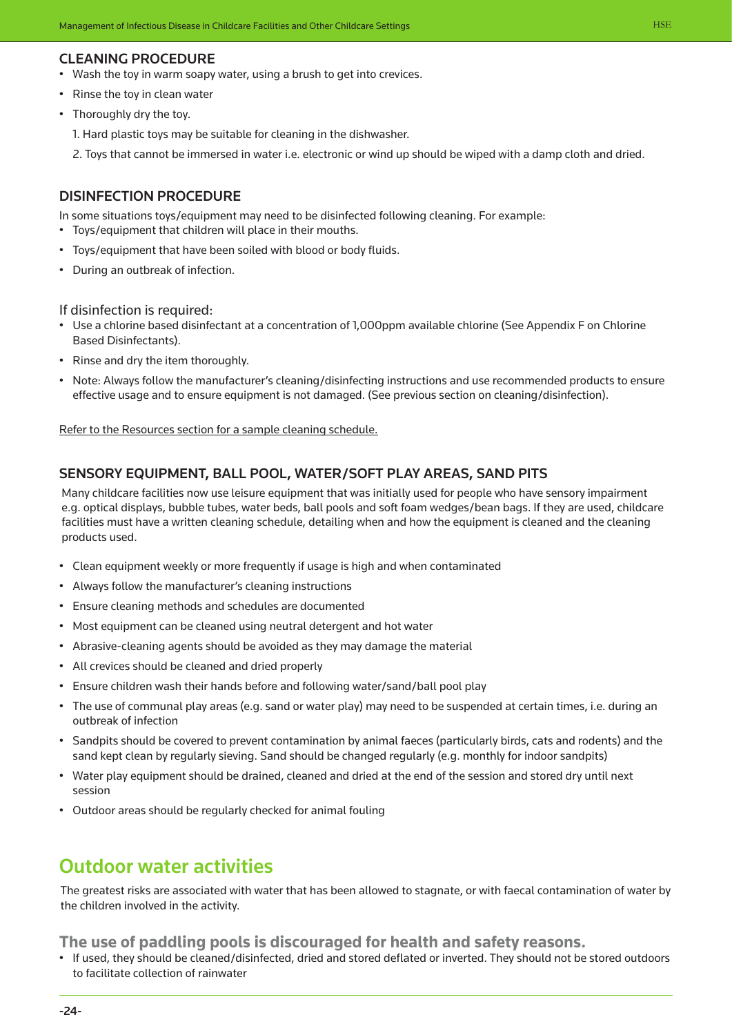### CLEANING PROCEDURE

- Wash the toy in warm soapy water, using a brush to get into crevices.
- Rinse the toy in clean water
- Thoroughly dry the toy.
  1. Hard plastic toys may be suitable for cleaning in the dishwasher.
  2. Toys that cannot be immersed in water i.e. electronic or wind up should be wiped with a damp cloth and dried.

### DISINFECTION PROCEDURE

In some situations toys/equipment may need to be disinfected following cleaning. For example:

- Toys/equipment that children will place in their mouths.
- Toys/equipment that have been soiled with blood or body fluids.
- During an outbreak of infection.

If disinfection is required:

- Use a chlorine based disinfectant at a concentration of 1,000ppm available chlorine (See Appendix F on Chlorine Based Disinfectants).
- Rinse and dry the item thoroughly.
- Note: Always follow the manufacturer's cleaning/disinfecting instructions and use recommended products to ensure effective usage and to ensure equipment is not damaged. (See previous section on cleaning/disinfection).

Refer to the Resources section for a sample cleaning schedule.

### SENSORY EQUIPMENT, BALL POOL, WATER/SOFT PLAY AREAS, SAND PITS

Many childcare facilities now use leisure equipment that was initially used for people who have sensory impairment e.g. optical displays, bubble tubes, water beds, ball pools and soft foam wedges/bean bags. If they are used, childcare facilities must have a written cleaning schedule, detailing when and how the equipment is cleaned and the cleaning products used.

- Clean equipment weekly or more frequently if usage is high and when contaminated
- Always follow the manufacturer's cleaning instructions
- Ensure cleaning methods and schedules are documented
- Most equipment can be cleaned using neutral detergent and hot water
- Abrasive-cleaning agents should be avoided as they may damage the material
- All crevices should be cleaned and dried properly
- Ensure children wash their hands before and following water/sand/ball pool play
- The use of communal play areas (e.g. sand or water play) may need to be suspended at certain times, i.e. during an outbreak of infection
- Sandpits should be covered to prevent contamination by animal faeces (particularly birds, cats and rodents) and the sand kept clean by regularly sieving. Sand should be changed regularly (e.g. monthly for indoor sandpits)
- Water play equipment should be drained, cleaned and dried at the end of the session and stored dry until next session
- Outdoor areas should be regularly checked for animal fouling

## Outdoor water activities

The greatest risks are associated with water that has been allowed to stagnate, or with faecal contamination of water by the children involved in the activity.

### The use of paddling pools is discouraged for health and safety reasons.

- If used, they should be cleaned/disinfected, dried and stored deflated or inverted. They should not be stored outdoors to facilitate collection of rainwater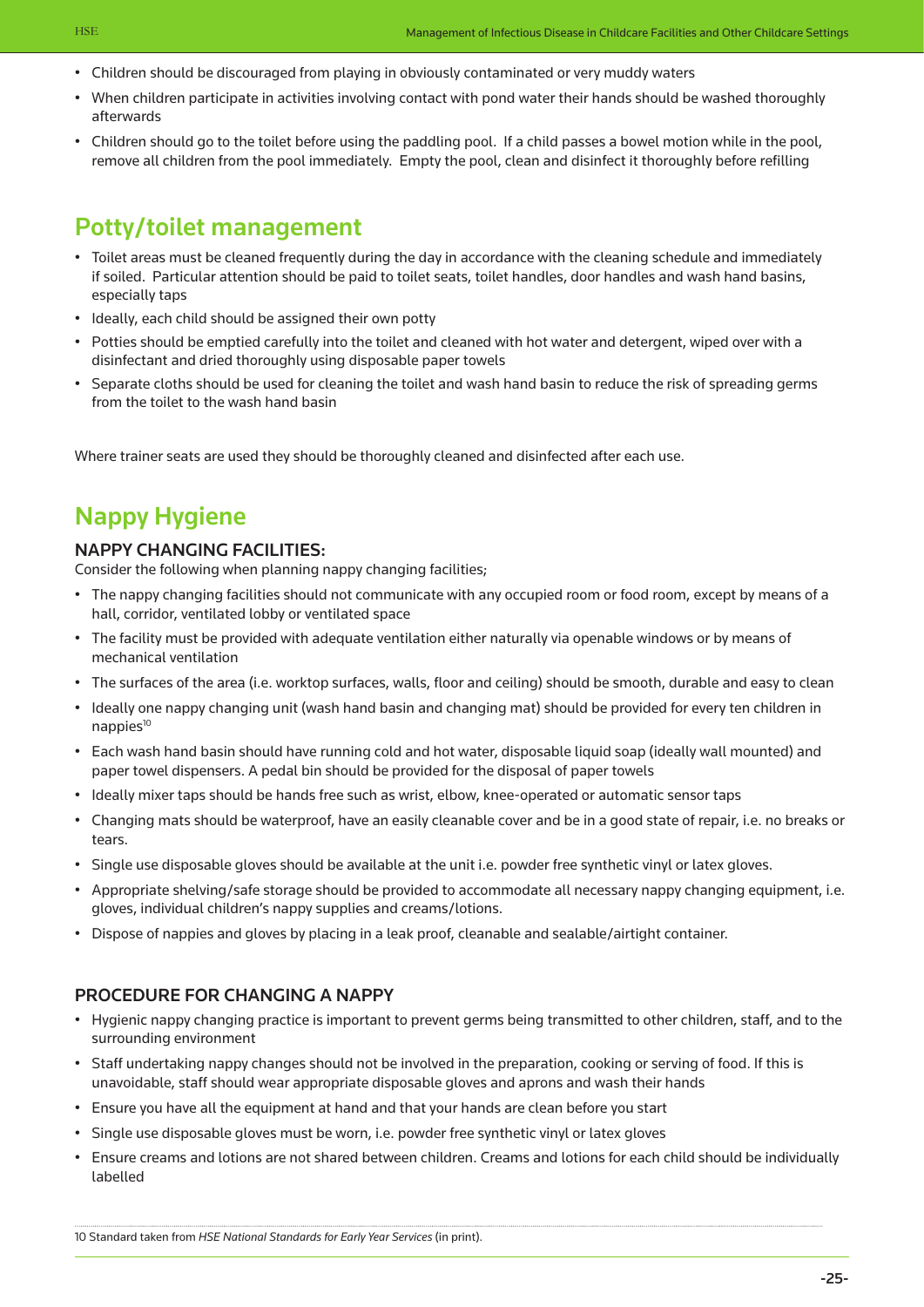- Children should be discouraged from playing in obviously contaminated or very muddy waters
- When children participate in activities involving contact with pond water their hands should be washed thoroughly afterwards
- Children should go to the toilet before using the paddling pool. If a child passes a bowel motion while in the pool, remove all children from the pool immediately. Empty the pool, clean and disinfect it thoroughly before refilling

## Potty/toilet management

- Toilet areas must be cleaned frequently during the day in accordance with the cleaning schedule and immediately if soiled. Particular attention should be paid to toilet seats, toilet handles, door handles and wash hand basins, especially taps
- Ideally, each child should be assigned their own potty
- Potties should be emptied carefully into the toilet and cleaned with hot water and detergent, wiped over with a disinfectant and dried thoroughly using disposable paper towels
- Separate cloths should be used for cleaning the toilet and wash hand basin to reduce the risk of spreading germs from the toilet to the wash hand basin

Where trainer seats are used they should be thoroughly cleaned and disinfected after each use.

## Nappy Hygiene

### NAPPY CHANGING FACILITIES:

Consider the following when planning nappy changing facilities;

- The nappy changing facilities should not communicate with any occupied room or food room, except by means of a hall, corridor, ventilated lobby or ventilated space
- The facility must be provided with adequate ventilation either naturally via openable windows or by means of mechanical ventilation
- The surfaces of the area (i.e. worktop surfaces, walls, floor and ceiling) should be smooth, durable and easy to clean
- Ideally one nappy changing unit (wash hand basin and changing mat) should be provided for every ten children in nappies[10]
- Each wash hand basin should have running cold and hot water, disposable liquid soap (ideally wall mounted) and paper towel dispensers. A pedal bin should be provided for the disposal of paper towels
- Ideally mixer taps should be hands free such as wrist, elbow, knee-operated or automatic sensor taps
- Changing mats should be waterproof, have an easily cleanable cover and be in a good state of repair, i.e. no breaks or tears.
- Single use disposable gloves should be available at the unit i.e. powder free synthetic vinyl or latex gloves.
- Appropriate shelving/safe storage should be provided to accommodate all necessary nappy changing equipment, i.e. gloves, individual children's nappy supplies and creams/lotions.
- Dispose of nappies and gloves by placing in a leak proof, cleanable and sealable/airtight container.

### PROCEDURE FOR CHANGING A NAPPY

- Hygienic nappy changing practice is important to prevent germs being transmitted to other children, staff, and to the surrounding environment
- Staff undertaking nappy changes should not be involved in the preparation, cooking or serving of food. If this is unavoidable, staff should wear appropriate disposable gloves and aprons and wash their hands
- Ensure you have all the equipment at hand and that your hands are clean before you start
- Single use disposable gloves must be worn, i.e. powder free synthetic vinyl or latex gloves
- Ensure creams and lotions are not shared between children. Creams and lotions for each child should be individually labelled

10 Standard taken from *HSE National Standards for Early Year Services* (in print).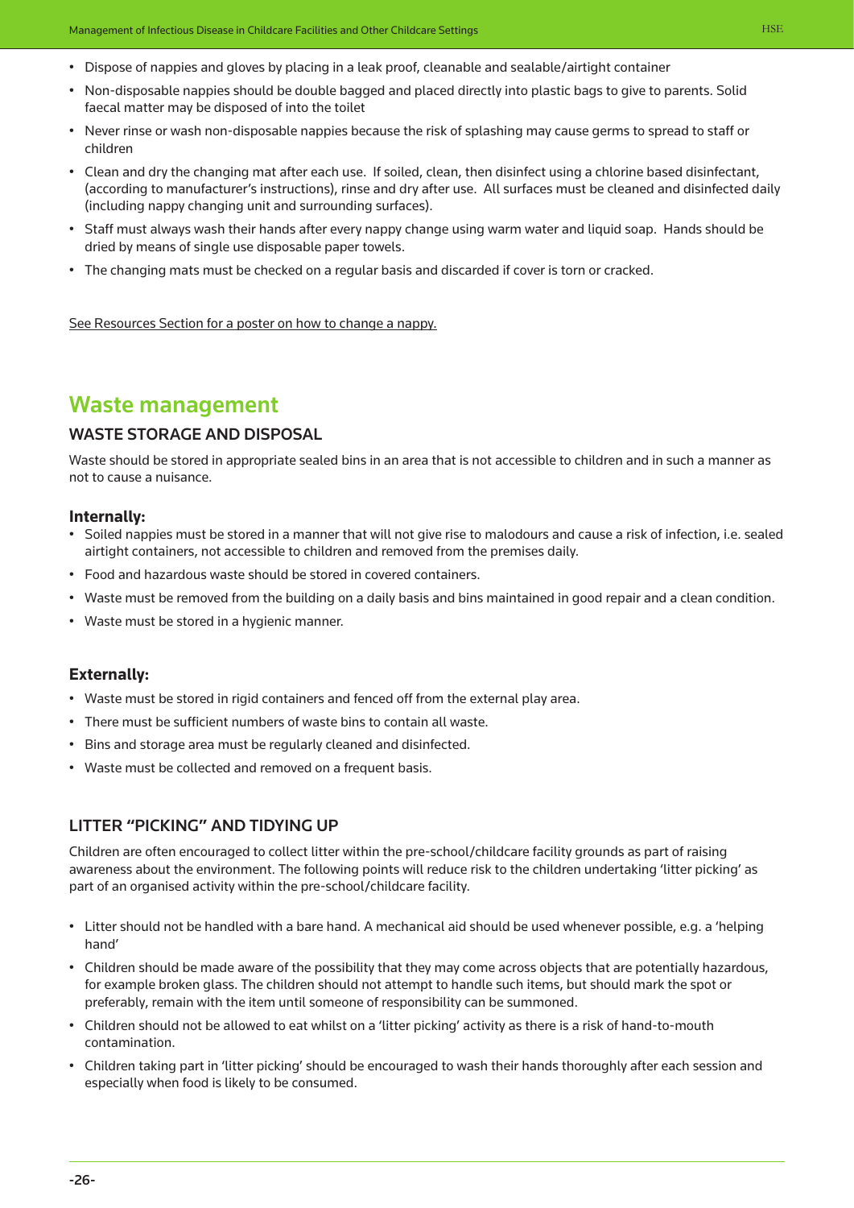- Dispose of nappies and gloves by placing in a leak proof, cleanable and sealable/airtight container
- Non-disposable nappies should be double bagged and placed directly into plastic bags to give to parents. Solid faecal matter may be disposed of into the toilet
- Never rinse or wash non-disposable nappies because the risk of splashing may cause germs to spread to staff or children
- Clean and dry the changing mat after each use. If soiled, clean, then disinfect using a chlorine based disinfectant, (according to manufacturer's instructions), rinse and dry after use. All surfaces must be cleaned and disinfected daily (including nappy changing unit and surrounding surfaces).
- Staff must always wash their hands after every nappy change using warm water and liquid soap. Hands should be dried by means of single use disposable paper towels.
- The changing mats must be checked on a regular basis and discarded if cover is torn or cracked.

See Resources Section for a poster on how to change a nappy.

# Waste management

## WASTE STORAGE AND DISPOSAL

Waste should be stored in appropriate sealed bins in an area that is not accessible to children and in such a manner as not to cause a nuisance.

### Internally:

- Soiled nappies must be stored in a manner that will not give rise to malodours and cause a risk of infection, i.e. sealed airtight containers, not accessible to children and removed from the premises daily.
- Food and hazardous waste should be stored in covered containers.
- Waste must be removed from the building on a daily basis and bins maintained in good repair and a clean condition.
- Waste must be stored in a hygienic manner.

### Externally:

- Waste must be stored in rigid containers and fenced off from the external play area.
- There must be sufficient numbers of waste bins to contain all waste.
- Bins and storage area must be regularly cleaned and disinfected.
- Waste must be collected and removed on a frequent basis.

## LITTER "PICKING" AND TIDYING UP

Children are often encouraged to collect litter within the pre-school/childcare facility grounds as part of raising awareness about the environment. The following points will reduce risk to the children undertaking 'litter picking' as part of an organised activity within the pre-school/childcare facility.

- Litter should not be handled with a bare hand. A mechanical aid should be used whenever possible, e.g. a 'helping hand'
- Children should be made aware of the possibility that they may come across objects that are potentially hazardous, for example broken glass. The children should not attempt to handle such items, but should mark the spot or preferably, remain with the item until someone of responsibility can be summoned.
- Children should not be allowed to eat whilst on a 'litter picking' activity as there is a risk of hand-to-mouth contamination.
- Children taking part in 'litter picking' should be encouraged to wash their hands thoroughly after each session and especially when food is likely to be consumed.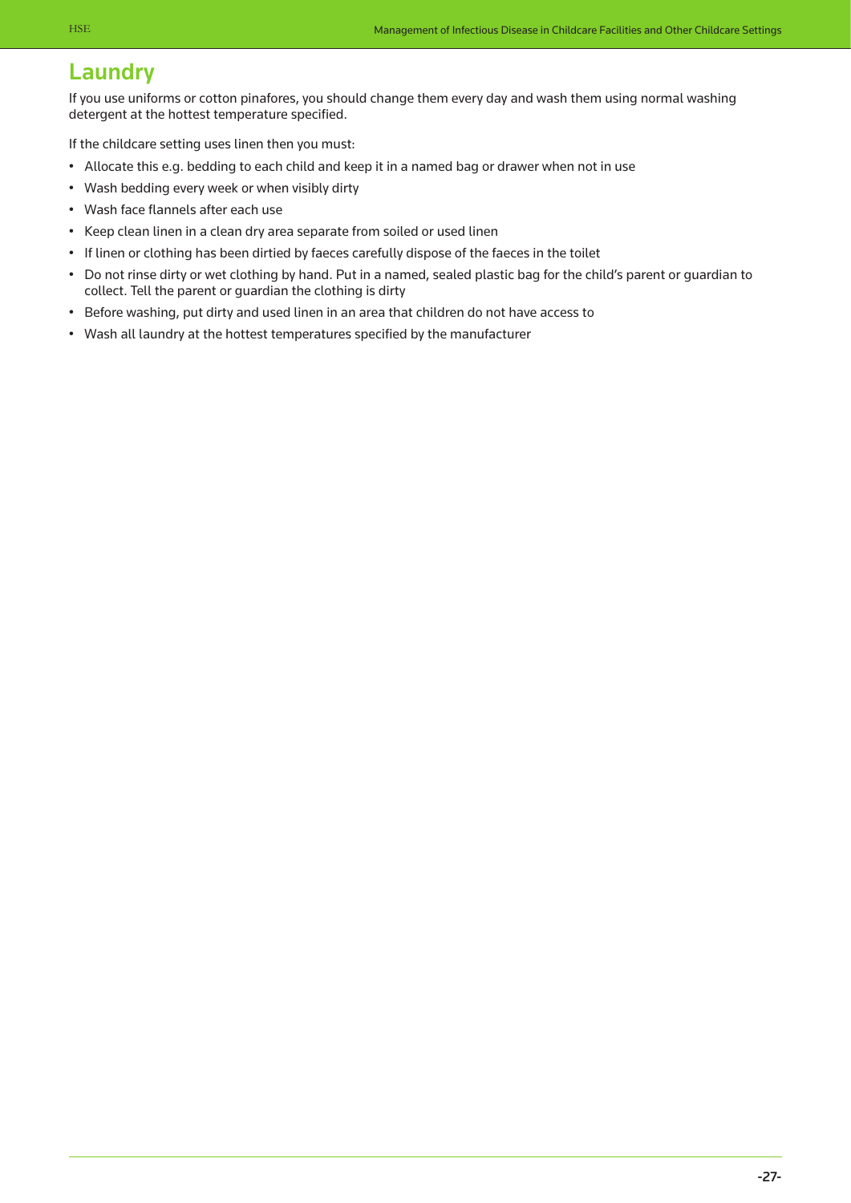## Laundry

If you use uniforms or cotton pinafores, you should change them every day and wash them using normal washing detergent at the hottest temperature specified.

If the childcare setting uses linen then you must:

- Allocate this e.g. bedding to each child and keep it in a named bag or drawer when not in use
- Wash bedding every week or when visibly dirty
- Wash face flannels after each use
- Keep clean linen in a clean dry area separate from soiled or used linen
- If linen or clothing has been dirtied by faeces carefully dispose of the faeces in the toilet
- Do not rinse dirty or wet clothing by hand. Put in a named, sealed plastic bag for the child's parent or guardian to collect. Tell the parent or guardian the clothing is dirty
- Before washing, put dirty and used linen in an area that children do not have access to
- Wash all laundry at the hottest temperatures specified by the manufacturer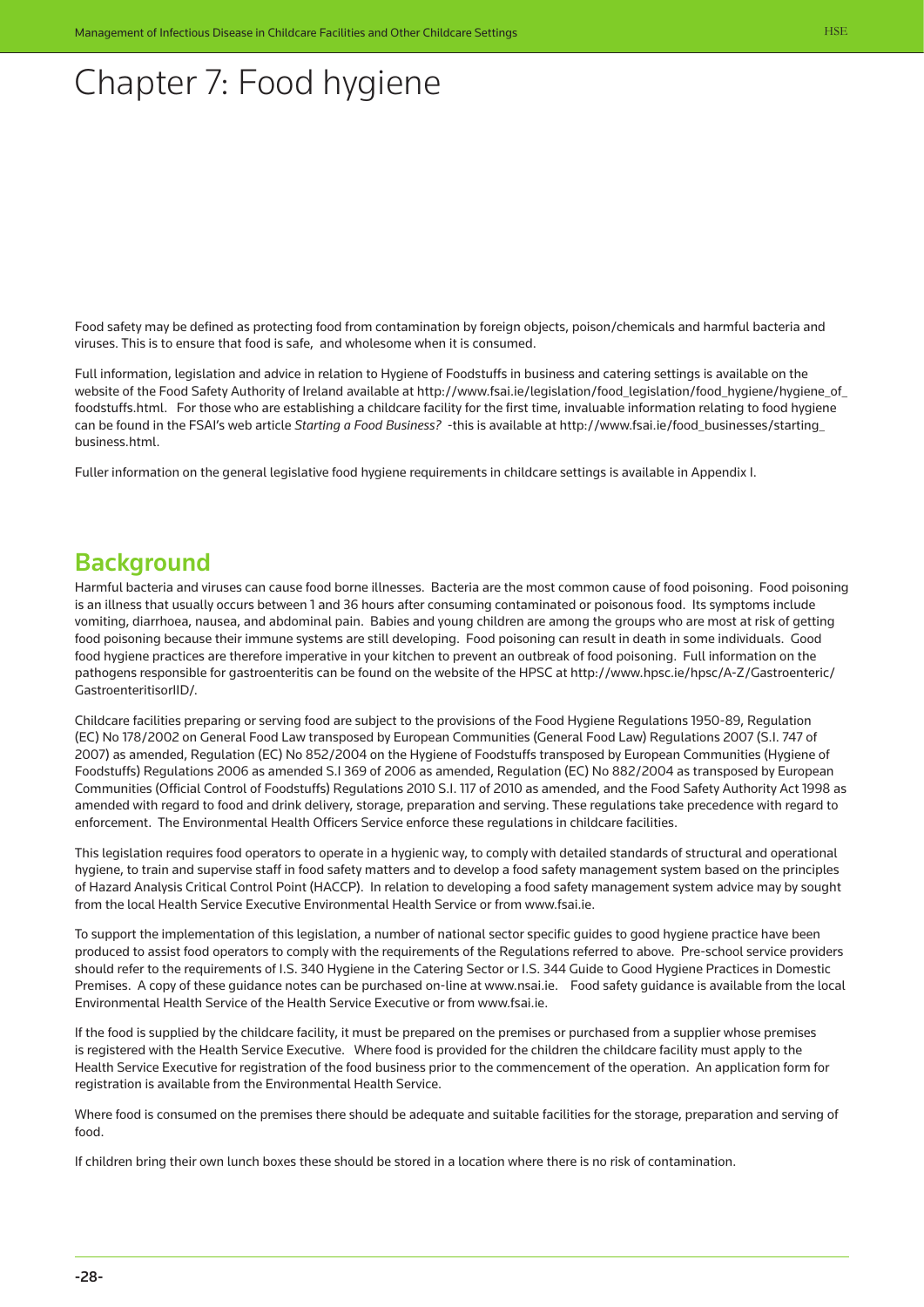# Chapter 7: Food hygiene

Food safety may be defined as protecting food from contamination by foreign objects, poison/chemicals and harmful bacteria and viruses. This is to ensure that food is safe, and wholesome when it is consumed.

Full information, legislation and advice in relation to Hygiene of Foodstuffs in business and catering settings is available on the website of the Food Safety Authority of Ireland available at http://www.fsai.ie/legislation/food_legislation/food_hygiene/hygiene_of_foodstuffs.html. For those who are establishing a childcare facility for the first time, invaluable information relating to food hygiene can be found in the FSAI's web article *Starting a Food Business?* -this is available at http://www.fsai.ie/food_businesses/starting_business.html.

Fuller information on the general legislative food hygiene requirements in childcare settings is available in Appendix I.

## Background

Harmful bacteria and viruses can cause food borne illnesses. Bacteria are the most common cause of food poisoning. Food poisoning is an illness that usually occurs between 1 and 36 hours after consuming contaminated or poisonous food. Its symptoms include vomiting, diarrhoea, nausea, and abdominal pain. Babies and young children are among the groups who are most at risk of getting food poisoning because their immune systems are still developing. Food poisoning can result in death in some individuals. Good food hygiene practices are therefore imperative in your kitchen to prevent an outbreak of food poisoning. Full information on the pathogens responsible for gastroenteritis can be found on the website of the HPSC at http://www.hpsc.ie/hpsc/A-Z/Gastroenteric/GastroenteritisorIID/.

Childcare facilities preparing or serving food are subject to the provisions of the Food Hygiene Regulations 1950-89, Regulation (EC) No 178/2002 on General Food Law transposed by European Communities (General Food Law) Regulations 2007 (S.I. 747 of 2007) as amended, Regulation (EC) No 852/2004 on the Hygiene of Foodstuffs transposed by European Communities (Hygiene of Foodstuffs) Regulations 2006 as amended S.I 369 of 2006 as amended, Regulation (EC) No 882/2004 as transposed by European Communities (Official Control of Foodstuffs) Regulations 2010 S.I. 117 of 2010 as amended, and the Food Safety Authority Act 1998 as amended with regard to food and drink delivery, storage, preparation and serving. These regulations take precedence with regard to enforcement. The Environmental Health Officers Service enforce these regulations in childcare facilities.

This legislation requires food operators to operate in a hygienic way, to comply with detailed standards of structural and operational hygiene, to train and supervise staff in food safety matters and to develop a food safety management system based on the principles of Hazard Analysis Critical Control Point (HACCP). In relation to developing a food safety management system advice may by sought from the local Health Service Executive Environmental Health Service or from www.fsai.ie.

To support the implementation of this legislation, a number of national sector specific guides to good hygiene practice have been produced to assist food operators to comply with the requirements of the Regulations referred to above. Pre-school service providers should refer to the requirements of I.S. 340 Hygiene in the Catering Sector or I.S. 344 Guide to Good Hygiene Practices in Domestic Premises. A copy of these guidance notes can be purchased on-line at www.nsai.ie. Food safety guidance is available from the local Environmental Health Service of the Health Service Executive or from www.fsai.ie.

If the food is supplied by the childcare facility, it must be prepared on the premises or purchased from a supplier whose premises is registered with the Health Service Executive. Where food is provided for the children the childcare facility must apply to the Health Service Executive for registration of the food business prior to the commencement of the operation. An application form for registration is available from the Environmental Health Service.

Where food is consumed on the premises there should be adequate and suitable facilities for the storage, preparation and serving of food.

If children bring their own lunch boxes these should be stored in a location where there is no risk of contamination.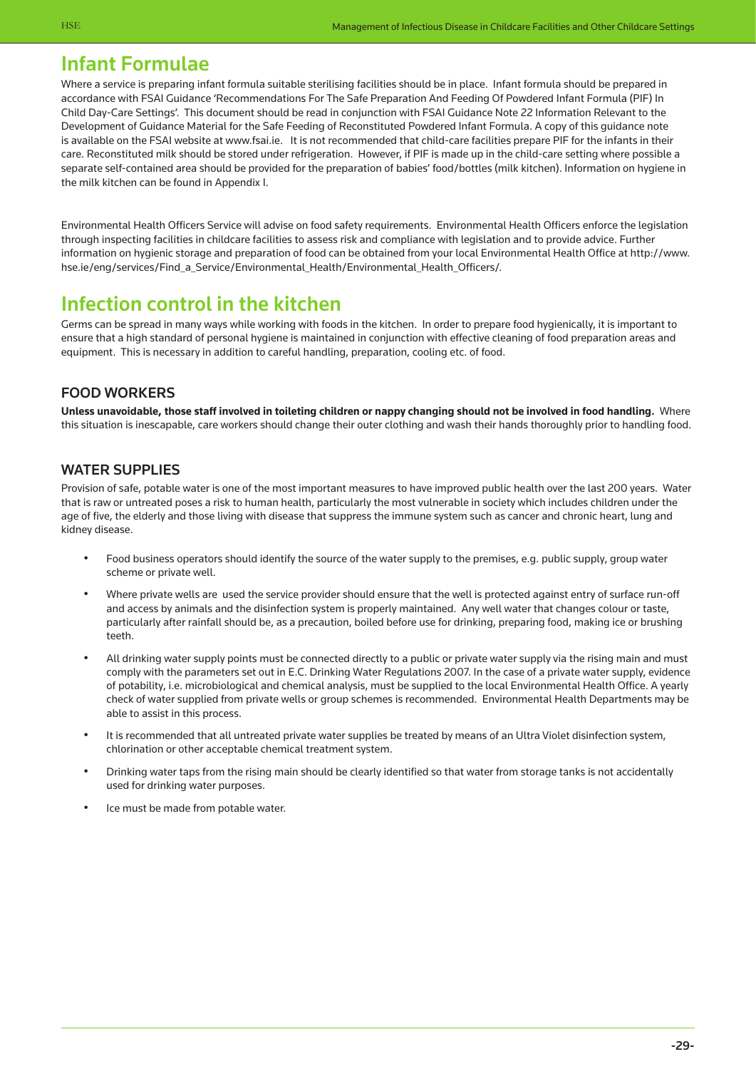## Infant Formulae

Where a service is preparing infant formula suitable sterilising facilities should be in place. Infant formula should be prepared in accordance with FSAI Guidance 'Recommendations For The Safe Preparation And Feeding Of Powdered Infant Formula (PIF) In Child Day-Care Settings'. This document should be read in conjunction with FSAI Guidance Note 22 Information Relevant to the Development of Guidance Material for the Safe Feeding of Reconstituted Powdered Infant Formula. A copy of this guidance note is available on the FSAI website at www.fsai.ie. It is not recommended that child-care facilities prepare PIF for the infants in their care. Reconstituted milk should be stored under refrigeration. However, if PIF is made up in the child-care setting where possible a separate self-contained area should be provided for the preparation of babies' food/bottles (milk kitchen). Information on hygiene in the milk kitchen can be found in Appendix I.

Environmental Health Officers Service will advise on food safety requirements. Environmental Health Officers enforce the legislation through inspecting facilities in childcare facilities to assess risk and compliance with legislation and to provide advice. Further information on hygienic storage and preparation of food can be obtained from your local Environmental Health Office at http://www.hse.ie/eng/services/Find_a_Service/Environmental_Health/Environmental_Health_Officers/.

## Infection control in the kitchen

Germs can be spread in many ways while working with foods in the kitchen. In order to prepare food hygienically, it is important to ensure that a high standard of personal hygiene is maintained in conjunction with effective cleaning of food preparation areas and equipment. This is necessary in addition to careful handling, preparation, cooling etc. of food.

### FOOD WORKERS

**Unless unavoidable, those staff involved in toileting children or nappy changing should not be involved in food handling.** Where this situation is inescapable, care workers should change their outer clothing and wash their hands thoroughly prior to handling food.

### WATER SUPPLIES

Provision of safe, potable water is one of the most important measures to have improved public health over the last 200 years. Water that is raw or untreated poses a risk to human health, particularly the most vulnerable in society which includes children under the age of five, the elderly and those living with disease that suppress the immune system such as cancer and chronic heart, lung and kidney disease.

- Food business operators should identify the source of the water supply to the premises, e.g. public supply, group water scheme or private well.
- Where private wells are used the service provider should ensure that the well is protected against entry of surface run-off and access by animals and the disinfection system is properly maintained. Any well water that changes colour or taste, particularly after rainfall should be, as a precaution, boiled before use for drinking, preparing food, making ice or brushing teeth.
- All drinking water supply points must be connected directly to a public or private water supply via the rising main and must comply with the parameters set out in E.C. Drinking Water Regulations 2007. In the case of a private water supply, evidence of potability, i.e. microbiological and chemical analysis, must be supplied to the local Environmental Health Office. A yearly check of water supplied from private wells or group schemes is recommended. Environmental Health Departments may be able to assist in this process.
- It is recommended that all untreated private water supplies be treated by means of an Ultra Violet disinfection system, chlorination or other acceptable chemical treatment system.
- Drinking water taps from the rising main should be clearly identified so that water from storage tanks is not accidentally used for drinking water purposes.
- Ice must be made from potable water.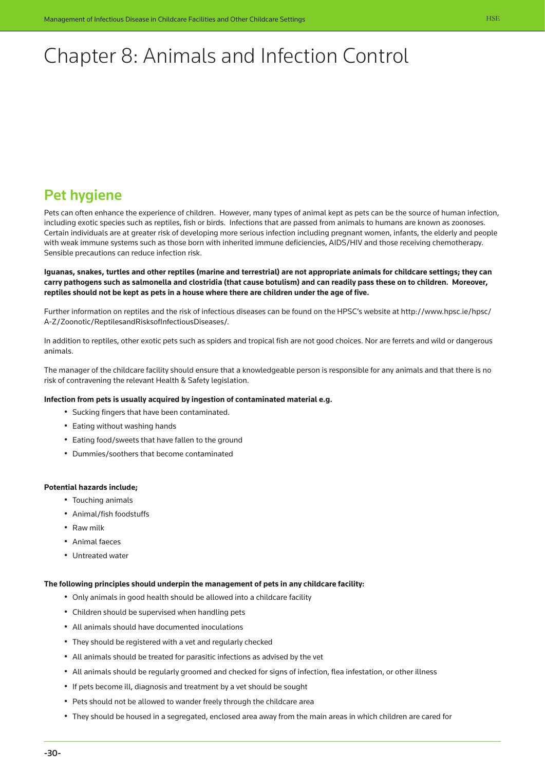# Chapter 8: Animals and Infection Control

## Pet hygiene

Pets can often enhance the experience of children. However, many types of animal kept as pets can be the source of human infection, including exotic species such as reptiles, fish or birds. Infections that are passed from animals to humans are known as zoonoses. Certain individuals are at greater risk of developing more serious infection including pregnant women, infants, the elderly and people with weak immune systems such as those born with inherited immune deficiencies, AIDS/HIV and those receiving chemotherapy. Sensible precautions can reduce infection risk.

**Iguanas, snakes, turtles and other reptiles (marine and terrestrial) are not appropriate animals for childcare settings; they can carry pathogens such as salmonella and clostridia (that cause botulism) and can readily pass these on to children. Moreover, reptiles should not be kept as pets in a house where there are children under the age of five.**

Further information on reptiles and the risk of infectious diseases can be found on the HPSC's website at http://www.hpsc.ie/hpsc/A-Z/Zoonotic/ReptilesandRisksofInfectiousDiseases/.

In addition to reptiles, other exotic pets such as spiders and tropical fish are not good choices. Nor are ferrets and wild or dangerous animals.

The manager of the childcare facility should ensure that a knowledgeable person is responsible for any animals and that there is no risk of contravening the relevant Health & Safety legislation.

**Infection from pets is usually acquired by ingestion of contaminated material e.g.**

- Sucking fingers that have been contaminated.
- Eating without washing hands
- Eating food/sweets that have fallen to the ground
- Dummies/soothers that become contaminated

**Potential hazards include;**

- Touching animals
- Animal/fish foodstuffs
- Raw milk
- Animal faeces
- Untreated water

**The following principles should underpin the management of pets in any childcare facility:**

- Only animals in good health should be allowed into a childcare facility
- Children should be supervised when handling pets
- All animals should have documented inoculations
- They should be registered with a vet and regularly checked
- All animals should be treated for parasitic infections as advised by the vet
- All animals should be regularly groomed and checked for signs of infection, flea infestation, or other illness
- If pets become ill, diagnosis and treatment by a vet should be sought
- Pets should not be allowed to wander freely through the childcare area
- They should be housed in a segregated, enclosed area away from the main areas in which children are cared for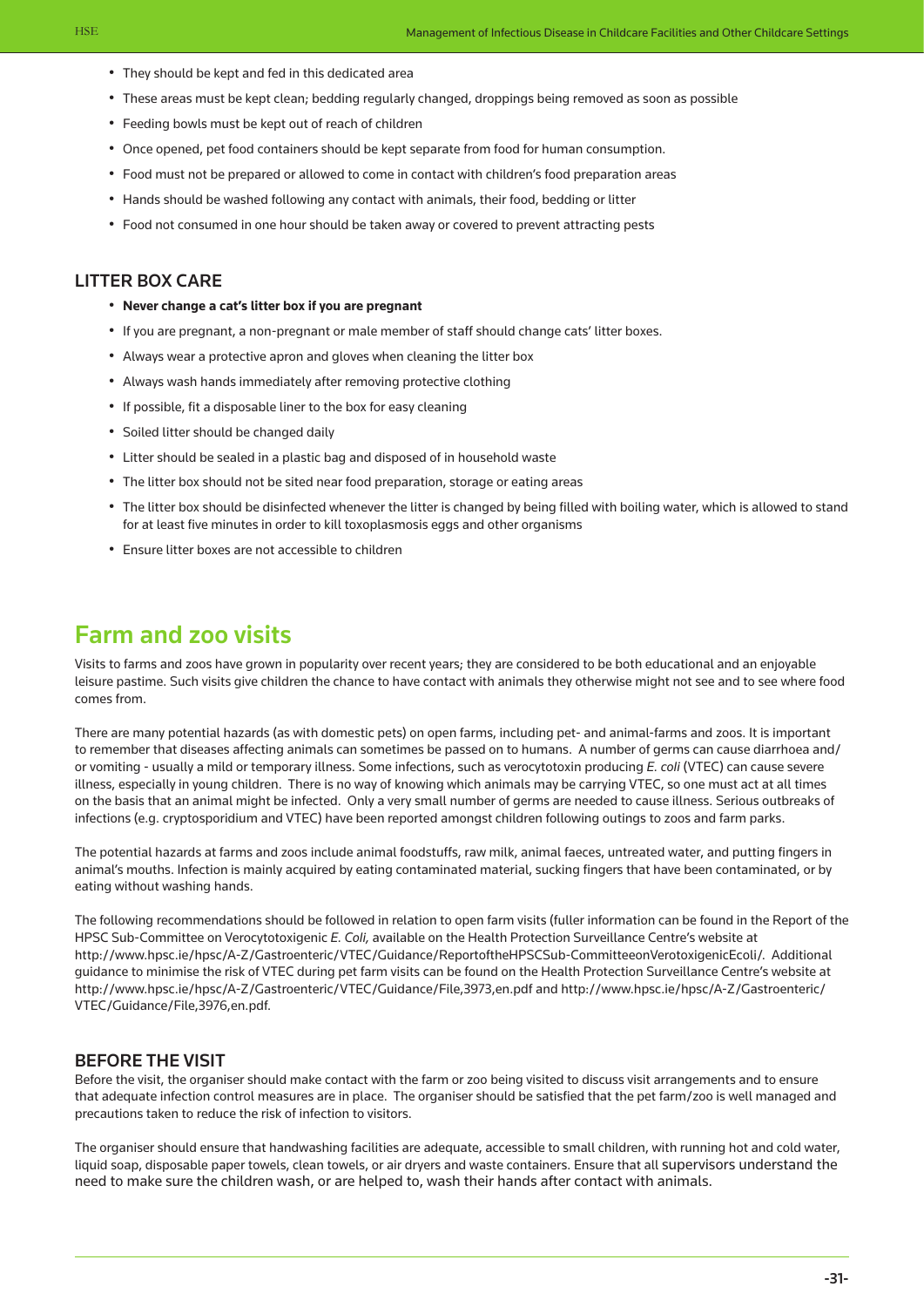- They should be kept and fed in this dedicated area
- These areas must be kept clean; bedding regularly changed, droppings being removed as soon as possible
- Feeding bowls must be kept out of reach of children
- Once opened, pet food containers should be kept separate from food for human consumption.
- Food must not be prepared or allowed to come in contact with children's food preparation areas
- Hands should be washed following any contact with animals, their food, bedding or litter
- Food not consumed in one hour should be taken away or covered to prevent attracting pests

### LITTER BOX CARE

- **Never change a cat's litter box if you are pregnant**
- If you are pregnant, a non-pregnant or male member of staff should change cats' litter boxes.
- Always wear a protective apron and gloves when cleaning the litter box
- Always wash hands immediately after removing protective clothing
- If possible, fit a disposable liner to the box for easy cleaning
- Soiled litter should be changed daily
- Litter should be sealed in a plastic bag and disposed of in household waste
- The litter box should not be sited near food preparation, storage or eating areas
- The litter box should be disinfected whenever the litter is changed by being filled with boiling water, which is allowed to stand for at least five minutes in order to kill toxoplasmosis eggs and other organisms
- Ensure litter boxes are not accessible to children

## Farm and zoo visits

Visits to farms and zoos have grown in popularity over recent years; they are considered to be both educational and an enjoyable leisure pastime. Such visits give children the chance to have contact with animals they otherwise might not see and to see where food comes from.

There are many potential hazards (as with domestic pets) on open farms, including pet- and animal-farms and zoos. It is important to remember that diseases affecting animals can sometimes be passed on to humans. A number of germs can cause diarrhoea and/or vomiting - usually a mild or temporary illness. Some infections, such as verocytotoxin producing *E. coli* (VTEC) can cause severe illness, especially in young children. There is no way of knowing which animals may be carrying VTEC, so one must act at all times on the basis that an animal might be infected. Only a very small number of germs are needed to cause illness. Serious outbreaks of infections (e.g. cryptosporidium and VTEC) have been reported amongst children following outings to zoos and farm parks.

The potential hazards at farms and zoos include animal foodstuffs, raw milk, animal faeces, untreated water, and putting fingers in animal's mouths. Infection is mainly acquired by eating contaminated material, sucking fingers that have been contaminated, or by eating without washing hands.

The following recommendations should be followed in relation to open farm visits (fuller information can be found in the Report of the HPSC Sub-Committee on Verocytotoxigenic *E. Coli,* available on the Health Protection Surveillance Centre's website at http://www.hpsc.ie/hpsc/A-Z/Gastroenteric/VTEC/Guidance/ReportoftheHPSCSub-CommitteeonVerotoxigenicEcoli/. Additional guidance to minimise the risk of VTEC during pet farm visits can be found on the Health Protection Surveillance Centre's website at http://www.hpsc.ie/hpsc/A-Z/Gastroenteric/VTEC/Guidance/File,3973,en.pdf and http://www.hpsc.ie/hpsc/A-Z/Gastroenteric/VTEC/Guidance/File,3976,en.pdf.

### BEFORE THE VISIT

Before the visit, the organiser should make contact with the farm or zoo being visited to discuss visit arrangements and to ensure that adequate infection control measures are in place. The organiser should be satisfied that the pet farm/zoo is well managed and precautions taken to reduce the risk of infection to visitors.

The organiser should ensure that handwashing facilities are adequate, accessible to small children, with running hot and cold water, liquid soap, disposable paper towels, clean towels, or air dryers and waste containers. Ensure that all supervisors understand the need to make sure the children wash, or are helped to, wash their hands after contact with animals.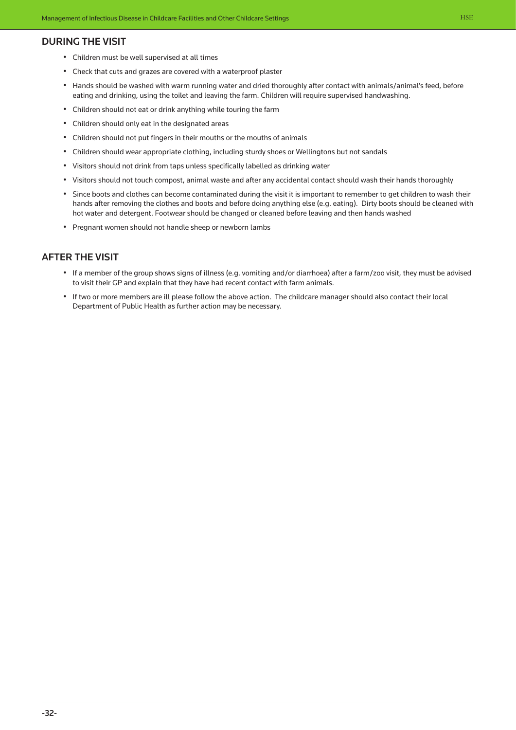## DURING THE VISIT

- Children must be well supervised at all times
- Check that cuts and grazes are covered with a waterproof plaster
- Hands should be washed with warm running water and dried thoroughly after contact with animals/animal's feed, before eating and drinking, using the toilet and leaving the farm. Children will require supervised handwashing.
- Children should not eat or drink anything while touring the farm
- Children should only eat in the designated areas
- Children should not put fingers in their mouths or the mouths of animals
- Children should wear appropriate clothing, including sturdy shoes or Wellingtons but not sandals
- Visitors should not drink from taps unless specifically labelled as drinking water
- Visitors should not touch compost, animal waste and after any accidental contact should wash their hands thoroughly
- Since boots and clothes can become contaminated during the visit it is important to remember to get children to wash their hands after removing the clothes and boots and before doing anything else (e.g. eating). Dirty boots should be cleaned with hot water and detergent. Footwear should be changed or cleaned before leaving and then hands washed
- Pregnant women should not handle sheep or newborn lambs

## AFTER THE VISIT

- If a member of the group shows signs of illness (e.g. vomiting and/or diarrhoea) after a farm/zoo visit, they must be advised to visit their GP and explain that they have had recent contact with farm animals.
- If two or more members are ill please follow the above action. The childcare manager should also contact their local Department of Public Health as further action may be necessary.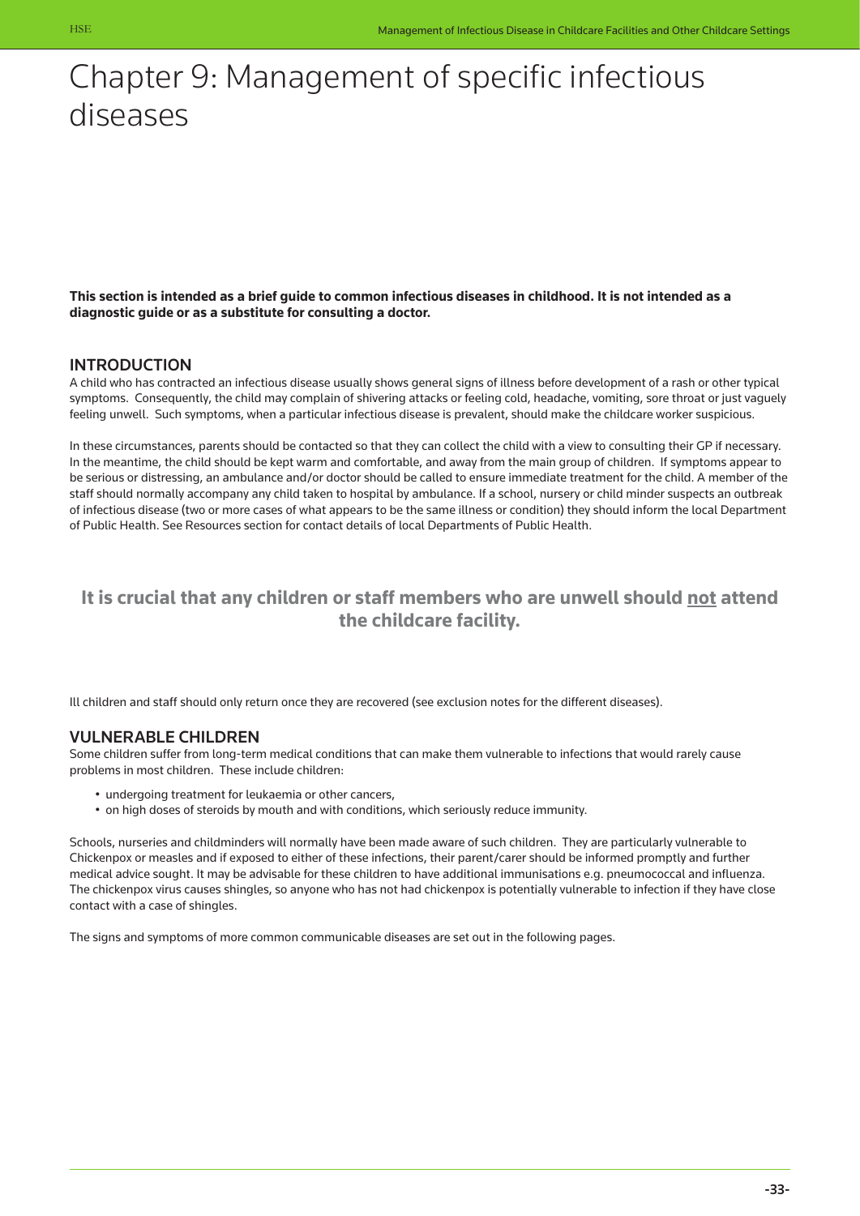# Chapter 9: Management of specific infectious diseases

**This section is intended as a brief guide to common infectious diseases in childhood. It is not intended as a diagnostic guide or as a substitute for consulting a doctor.**

## INTRODUCTION

A child who has contracted an infectious disease usually shows general signs of illness before development of a rash or other typical symptoms. Consequently, the child may complain of shivering attacks or feeling cold, headache, vomiting, sore throat or just vaguely feeling unwell. Such symptoms, when a particular infectious disease is prevalent, should make the childcare worker suspicious.

In these circumstances, parents should be contacted so that they can collect the child with a view to consulting their GP if necessary. In the meantime, the child should be kept warm and comfortable, and away from the main group of children. If symptoms appear to be serious or distressing, an ambulance and/or doctor should be called to ensure immediate treatment for the child. A member of the staff should normally accompany any child taken to hospital by ambulance. If a school, nursery or child minder suspects an outbreak of infectious disease (two or more cases of what appears to be the same illness or condition) they should inform the local Department of Public Health. See Resources section for contact details of local Departments of Public Health.

**It is crucial that any children or staff members who are unwell should <u>not</u> attend the childcare facility.**

Ill children and staff should only return once they are recovered (see exclusion notes for the different diseases).

## VULNERABLE CHILDREN

Some children suffer from long-term medical conditions that can make them vulnerable to infections that would rarely cause problems in most children. These include children:

- undergoing treatment for leukaemia or other cancers,
- on high doses of steroids by mouth and with conditions, which seriously reduce immunity.

Schools, nurseries and childminders will normally have been made aware of such children. They are particularly vulnerable to Chickenpox or measles and if exposed to either of these infections, their parent/carer should be informed promptly and further medical advice sought. It may be advisable for these children to have additional immunisations e.g. pneumococcal and influenza. The chickenpox virus causes shingles, so anyone who has not had chickenpox is potentially vulnerable to infection if they have close contact with a case of shingles.

The signs and symptoms of more common communicable diseases are set out in the following pages.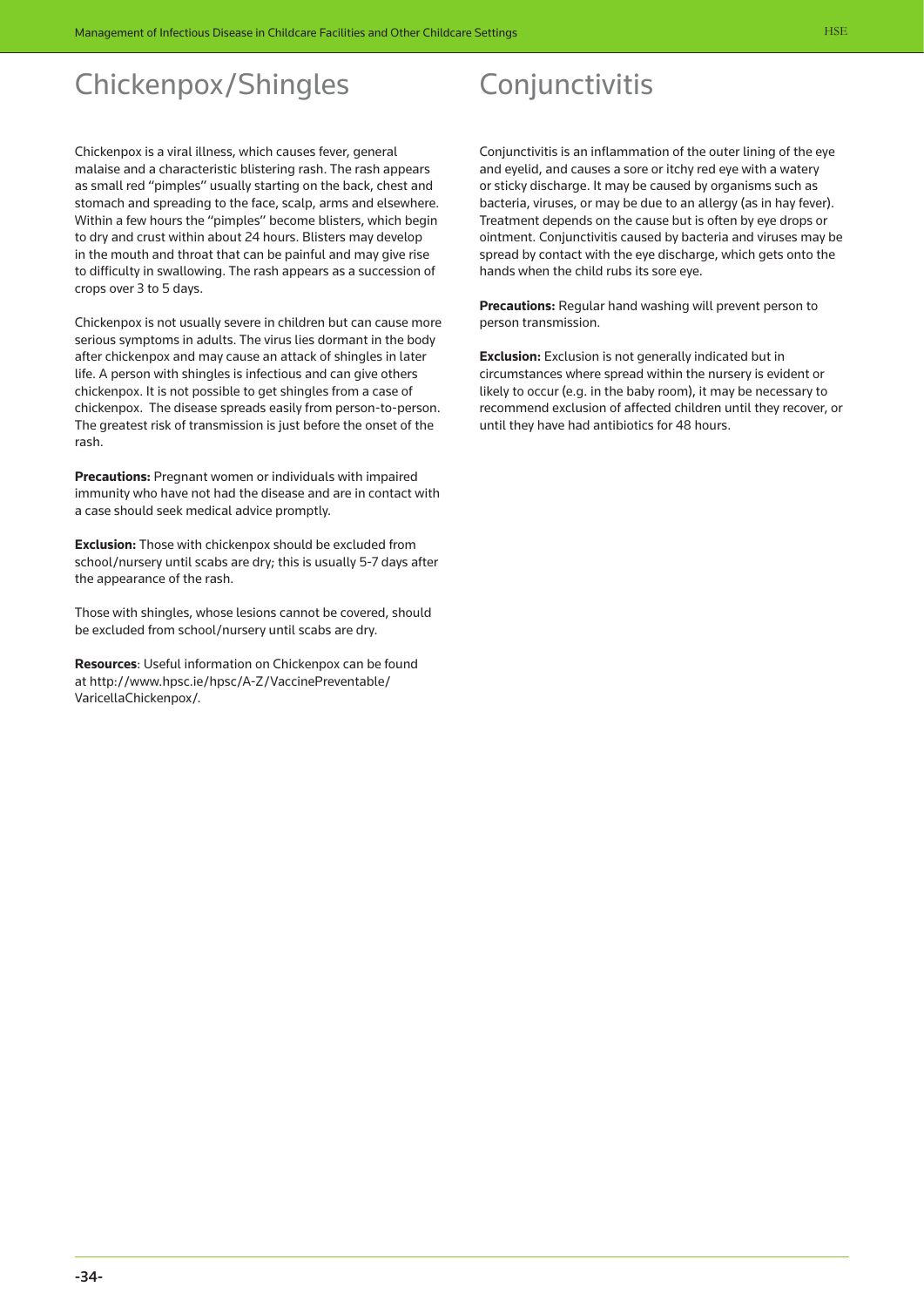# Chickenpox/Shingles

Chickenpox is a viral illness, which causes fever, general malaise and a characteristic blistering rash. The rash appears as small red "pimples" usually starting on the back, chest and stomach and spreading to the face, scalp, arms and elsewhere. Within a few hours the "pimples" become blisters, which begin to dry and crust within about 24 hours. Blisters may develop in the mouth and throat that can be painful and may give rise to difficulty in swallowing. The rash appears as a succession of crops over 3 to 5 days.

Chickenpox is not usually severe in children but can cause more serious symptoms in adults. The virus lies dormant in the body after chickenpox and may cause an attack of shingles in later life. A person with shingles is infectious and can give others chickenpox. It is not possible to get shingles from a case of chickenpox. The disease spreads easily from person-to-person. The greatest risk of transmission is just before the onset of the rash.

**Precautions:** Pregnant women or individuals with impaired immunity who have not had the disease and are in contact with a case should seek medical advice promptly.

**Exclusion:** Those with chickenpox should be excluded from school/nursery until scabs are dry; this is usually 5-7 days after the appearance of the rash.

Those with shingles, whose lesions cannot be covered, should be excluded from school/nursery until scabs are dry.

**Resources**: Useful information on Chickenpox can be found at http://www.hpsc.ie/hpsc/A-Z/VaccinePreventable/VaricellaChickenpox/.

# Conjunctivitis

Conjunctivitis is an inflammation of the outer lining of the eye and eyelid, and causes a sore or itchy red eye with a watery or sticky discharge. It may be caused by organisms such as bacteria, viruses, or may be due to an allergy (as in hay fever). Treatment depends on the cause but is often by eye drops or ointment. Conjunctivitis caused by bacteria and viruses may be spread by contact with the eye discharge, which gets onto the hands when the child rubs its sore eye.

**Precautions:** Regular hand washing will prevent person to person transmission.

**Exclusion:** Exclusion is not generally indicated but in circumstances where spread within the nursery is evident or likely to occur (e.g. in the baby room), it may be necessary to recommend exclusion of affected children until they recover, or until they have had antibiotics for 48 hours.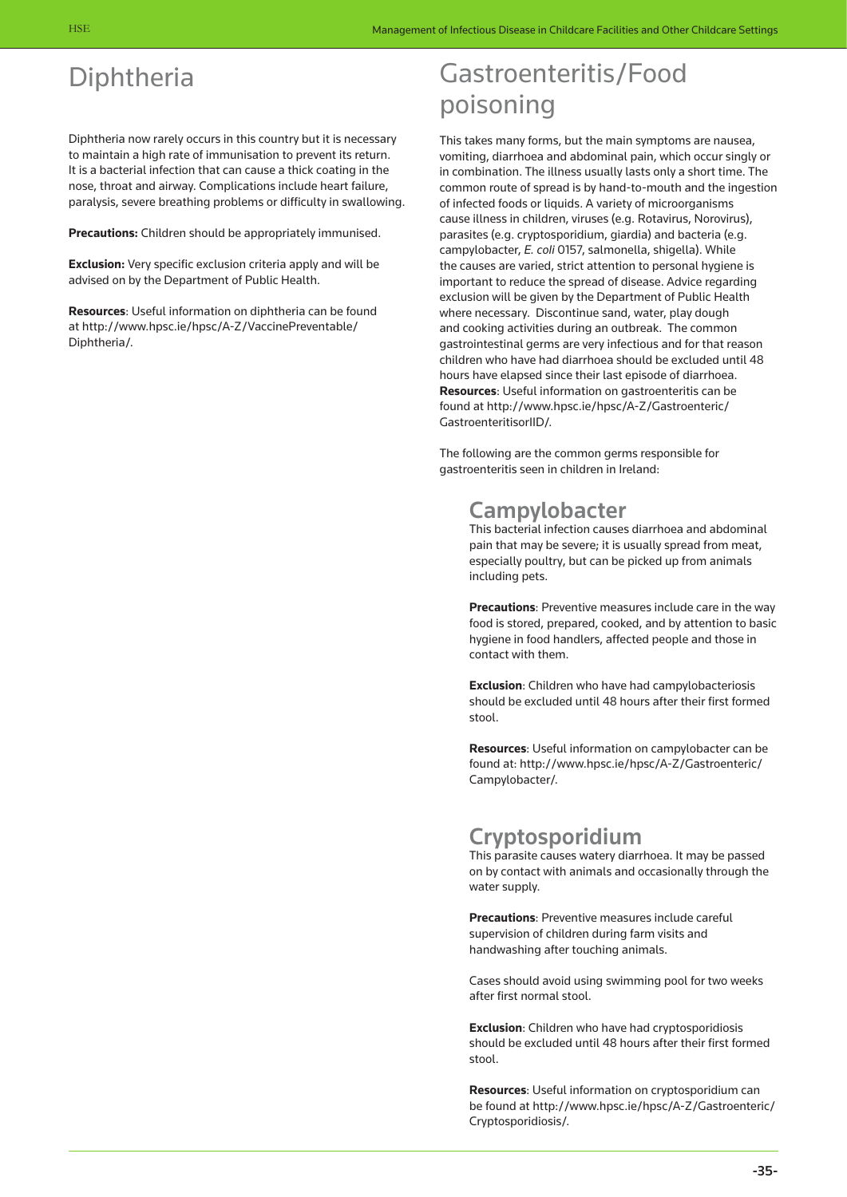# Diphtheria

Diphtheria now rarely occurs in this country but it is necessary to maintain a high rate of immunisation to prevent its return. It is a bacterial infection that can cause a thick coating in the nose, throat and airway. Complications include heart failure, paralysis, severe breathing problems or difficulty in swallowing.

**Precautions:** Children should be appropriately immunised.

**Exclusion:** Very specific exclusion criteria apply and will be advised on by the Department of Public Health.

**Resources**: Useful information on diphtheria can be found at http://www.hpsc.ie/hpsc/A-Z/VaccinePreventable/Diphtheria/.

# Gastroenteritis/Food poisoning

This takes many forms, but the main symptoms are nausea, vomiting, diarrhoea and abdominal pain, which occur singly or in combination. The illness usually lasts only a short time. The common route of spread is by hand-to-mouth and the ingestion of infected foods or liquids. A variety of microorganisms cause illness in children, viruses (e.g. Rotavirus, Norovirus), parasites (e.g. cryptosporidium, giardia) and bacteria (e.g. campylobacter, *E. coli* 0157, salmonella, shigella). While the causes are varied, strict attention to personal hygiene is important to reduce the spread of disease. Advice regarding exclusion will be given by the Department of Public Health where necessary. Discontinue sand, water, play dough and cooking activities during an outbreak. The common gastrointestinal germs are very infectious and for that reason children who have had diarrhoea should be excluded until 48 hours have elapsed since their last episode of diarrhoea.
**Resources**: Useful information on gastroenteritis can be found at http://www.hpsc.ie/hpsc/A-Z/Gastroenteric/GastroenteritisorIID/.

The following are the common germs responsible for gastroenteritis seen in children in Ireland:

## Campylobacter

This bacterial infection causes diarrhoea and abdominal pain that may be severe; it is usually spread from meat, especially poultry, but can be picked up from animals including pets.

**Precautions**: Preventive measures include care in the way food is stored, prepared, cooked, and by attention to basic hygiene in food handlers, affected people and those in contact with them.

**Exclusion**: Children who have had campylobacteriosis should be excluded until 48 hours after their first formed stool.

**Resources**: Useful information on campylobacter can be found at: http://www.hpsc.ie/hpsc/A-Z/Gastroenteric/Campylobacter/.

## Cryptosporidium

This parasite causes watery diarrhoea. It may be passed on by contact with animals and occasionally through the water supply.

**Precautions**: Preventive measures include careful supervision of children during farm visits and handwashing after touching animals.

Cases should avoid using swimming pool for two weeks after first normal stool.

**Exclusion**: Children who have had cryptosporidiosis should be excluded until 48 hours after their first formed stool.

**Resources**: Useful information on cryptosporidium can be found at http://www.hpsc.ie/hpsc/A-Z/Gastroenteric/Cryptosporidiosis/.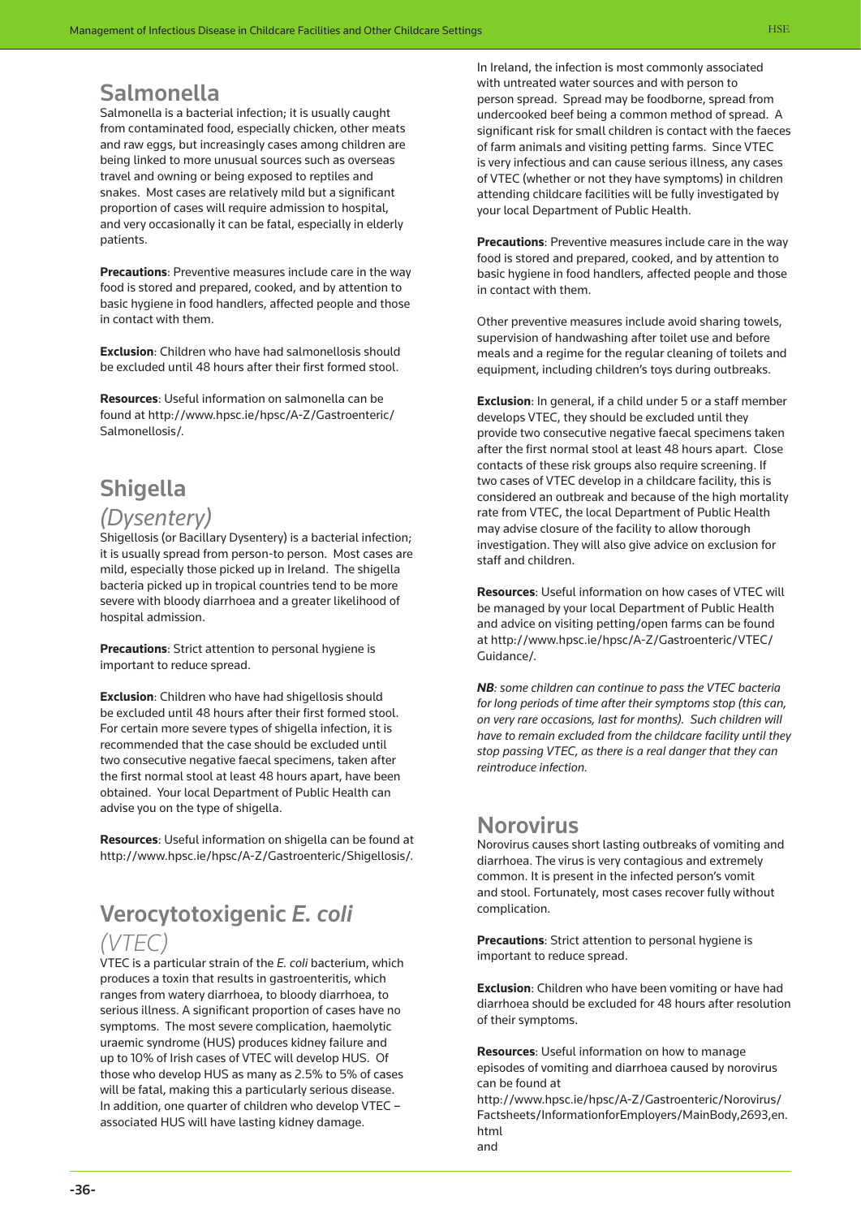## Salmonella

Salmonella is a bacterial infection; it is usually caught from contaminated food, especially chicken, other meats and raw eggs, but increasingly cases among children are being linked to more unusual sources such as overseas travel and owning or being exposed to reptiles and snakes. Most cases are relatively mild but a significant proportion of cases will require admission to hospital, and very occasionally it can be fatal, especially in elderly patients.

**Precautions**: Preventive measures include care in the way food is stored and prepared, cooked, and by attention to basic hygiene in food handlers, affected people and those in contact with them.

**Exclusion**: Children who have had salmonellosis should be excluded until 48 hours after their first formed stool.

**Resources**: Useful information on salmonella can be found at http://www.hpsc.ie/hpsc/A-Z/Gastroenteric/Salmonellosis/.

## Shigella *(Dysentery)*

Shigellosis (or Bacillary Dysentery) is a bacterial infection; it is usually spread from person-to-person. Most cases are mild, especially those picked up in Ireland. The shigella bacteria picked up in tropical countries tend to be more severe with bloody diarrhoea and a greater likelihood of hospital admission.

**Precautions**: Strict attention to personal hygiene is important to reduce spread.

**Exclusion**: Children who have had shigellosis should be excluded until 48 hours after their first formed stool. For certain more severe types of shigella infection, it is recommended that the case should be excluded until two consecutive negative faecal specimens, taken after the first normal stool at least 48 hours apart, have been obtained. Your local Department of Public Health can advise you on the type of shigella.

**Resources**: Useful information on shigella can be found at http://www.hpsc.ie/hpsc/A-Z/Gastroenteric/Shigellosis/.

## Verocytotoxigenic *E. coli* *(VTEC)*

VTEC is a particular strain of the *E. coli* bacterium, which produces a toxin that results in gastroenteritis, which ranges from watery diarrhoea, to bloody diarrhoea, to serious illness. A significant proportion of cases have no symptoms. The most severe complication, haemolytic uraemic syndrome (HUS) produces kidney failure and up to 10% of Irish cases of VTEC will develop HUS. Of those who develop HUS as many as 2.5% to 5% of cases will be fatal, making this a particularly serious disease. In addition, one quarter of children who develop VTEC – associated HUS will have lasting kidney damage.

In Ireland, the infection is most commonly associated with untreated water sources and with person to person spread. Spread may be foodborne, spread from undercooked beef being a common method of spread. A significant risk for small children is contact with the faeces of farm animals and visiting petting farms. Since VTEC is very infectious and can cause serious illness, any cases of VTEC (whether or not they have symptoms) in children attending childcare facilities will be fully investigated by your local Department of Public Health.

**Precautions**: Preventive measures include care in the way food is stored and prepared, cooked, and by attention to basic hygiene in food handlers, affected people and those in contact with them.

Other preventive measures include avoid sharing towels, supervision of handwashing after toilet use and before meals and a regime for the regular cleaning of toilets and equipment, including children's toys during outbreaks.

**Exclusion**: In general, if a child under 5 or a staff member develops VTEC, they should be excluded until they provide two consecutive negative faecal specimens taken after the first normal stool at least 48 hours apart. Close contacts of these risk groups also require screening. If two cases of VTEC develop in a childcare facility, this is considered an outbreak and because of the high mortality rate from VTEC, the local Department of Public Health may advise closure of the facility to allow thorough investigation. They will also give advice on exclusion for staff and children.

**Resources**: Useful information on how cases of VTEC will be managed by your local Department of Public Health and advice on visiting petting/open farms can be found at http://www.hpsc.ie/hpsc/A-Z/Gastroenteric/VTEC/Guidance/.

***NB**: some children can continue to pass the VTEC bacteria for long periods of time after their symptoms stop (this can, on very rare occasions, last for months). Such children will have to remain excluded from the childcare facility until they stop passing VTEC, as there is a real danger that they can reintroduce infection.*

## Norovirus

Norovirus causes short lasting outbreaks of vomiting and diarrhoea. The virus is very contagious and extremely common. It is present in the infected person's vomit and stool. Fortunately, most cases recover fully without complication.

**Precautions**: Strict attention to personal hygiene is important to reduce spread.

**Exclusion**: Children who have been vomiting or have had diarrhoea should be excluded for 48 hours after resolution of their symptoms.

**Resources**: Useful information on how to manage episodes of vomiting and diarrhoea caused by norovirus can be found at
http://www.hpsc.ie/hpsc/A-Z/Gastroenteric/Norovirus/Factsheets/InformationforEmployers/MainBody,2693,en.html
and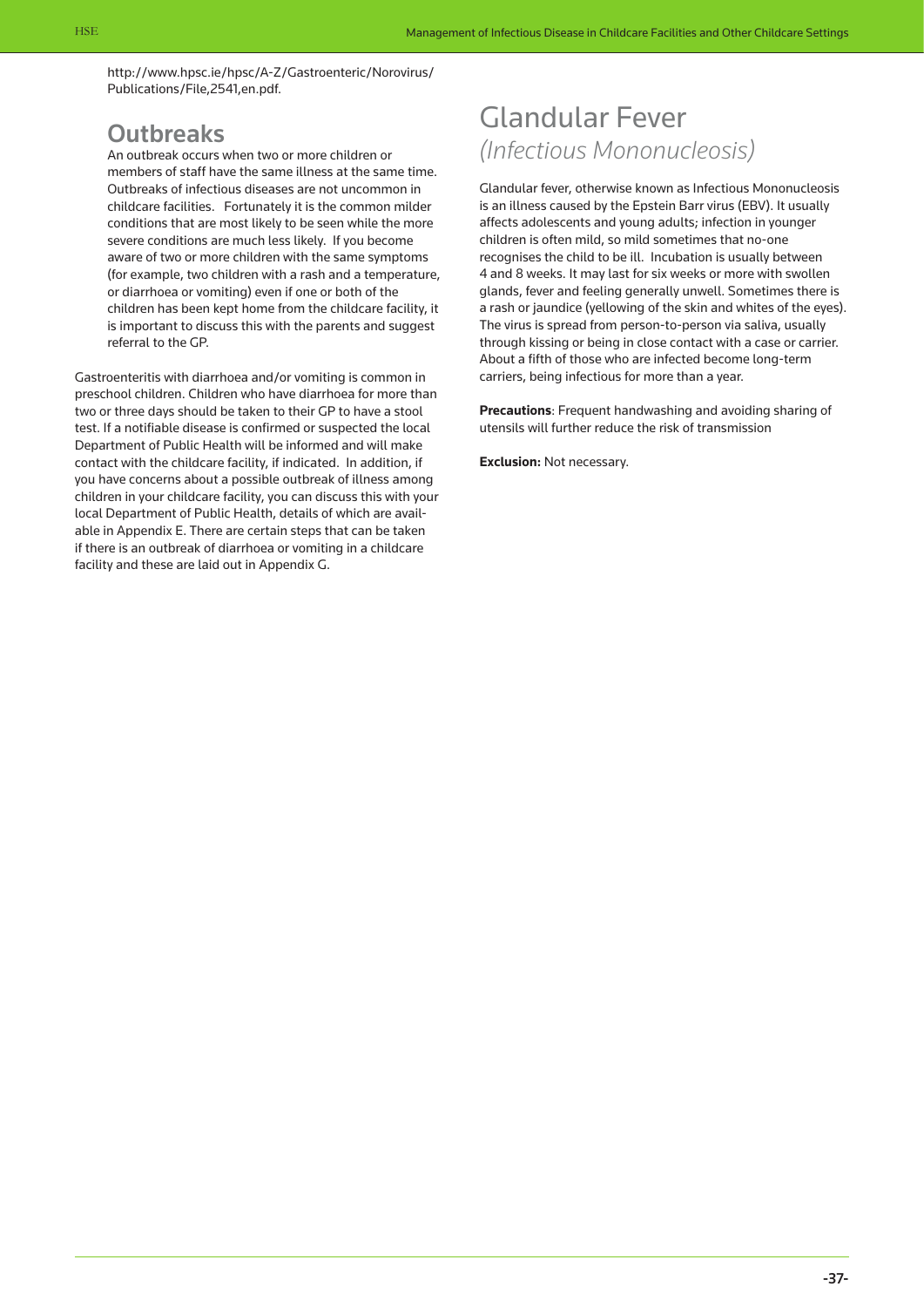http://www.hpsc.ie/hpsc/A-Z/Gastroenteric/Norovirus/Publications/File,2541,en.pdf.

## Outbreaks

An outbreak occurs when two or more children or members of staff have the same illness at the same time. Outbreaks of infectious diseases are not uncommon in childcare facilities. Fortunately it is the common milder conditions that are most likely to be seen while the more severe conditions are much less likely. If you become aware of two or more children with the same symptoms (for example, two children with a rash and a temperature, or diarrhoea or vomiting) even if one or both of the children has been kept home from the childcare facility, it is important to discuss this with the parents and suggest referral to the GP.

Gastroenteritis with diarrhoea and/or vomiting is common in preschool children. Children who have diarrhoea for more than two or three days should be taken to their GP to have a stool test. If a notifiable disease is confirmed or suspected the local Department of Public Health will be informed and will make contact with the childcare facility, if indicated. In addition, if you have concerns about a possible outbreak of illness among children in your childcare facility, you can discuss this with your local Department of Public Health, details of which are available in Appendix E. There are certain steps that can be taken if there is an outbreak of diarrhoea or vomiting in a childcare facility and these are laid out in Appendix G.

# Glandular Fever *(Infectious Mononucleosis)*

Glandular fever, otherwise known as Infectious Mononucleosis is an illness caused by the Epstein Barr virus (EBV). It usually affects adolescents and young adults; infection in younger children is often mild, so mild sometimes that no-one recognises the child to be ill. Incubation is usually between 4 and 8 weeks. It may last for six weeks or more with swollen glands, fever and feeling generally unwell. Sometimes there is a rash or jaundice (yellowing of the skin and whites of the eyes). The virus is spread from person-to-person via saliva, usually through kissing or being in close contact with a case or carrier. About a fifth of those who are infected become long-term carriers, being infectious for more than a year.

**Precautions**: Frequent handwashing and avoiding sharing of utensils will further reduce the risk of transmission

**Exclusion:** Not necessary.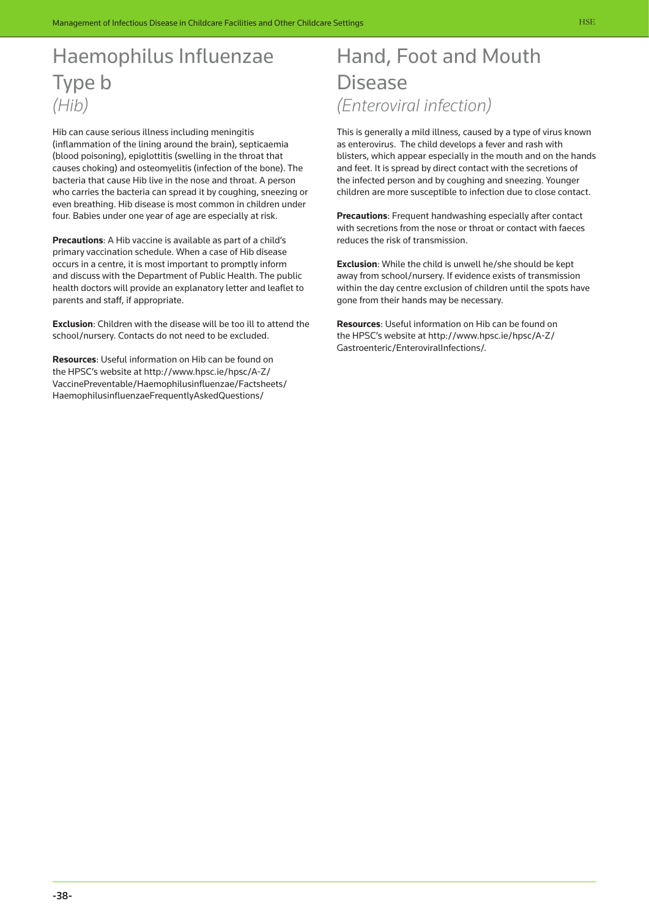# Haemophilus Influenzae Type b

*(Hib)*

Hib can cause serious illness including meningitis (inflammation of the lining around the brain), septicaemia (blood poisoning), epiglottitis (swelling in the throat that causes choking) and osteomyelitis (infection of the bone). The bacteria that cause Hib live in the nose and throat. A person who carries the bacteria can spread it by coughing, sneezing or even breathing. Hib disease is most common in children under four. Babies under one year of age are especially at risk.

**Precautions**: A Hib vaccine is available as part of a child's primary vaccination schedule. When a case of Hib disease occurs in a centre, it is most important to promptly inform and discuss with the Department of Public Health. The public health doctors will provide an explanatory letter and leaflet to parents and staff, if appropriate.

**Exclusion**: Children with the disease will be too ill to attend the school/nursery. Contacts do not need to be excluded.

**Resources**: Useful information on Hib can be found on the HPSC's website at http://www.hpsc.ie/hpsc/A-Z/VaccinePreventable/Haemophilusinfluenzae/Factsheets/HaemophilusinfluenzaeFrequentlyAskedQuestions/

# Hand, Foot and Mouth Disease

*(Enteroviral infection)*

This is generally a mild illness, caused by a type of virus known as enterovirus. The child develops a fever and rash with blisters, which appear especially in the mouth and on the hands and feet. It is spread by direct contact with the secretions of the infected person and by coughing and sneezing. Younger children are more susceptible to infection due to close contact.

**Precautions**: Frequent handwashing especially after contact with secretions from the nose or throat or contact with faeces reduces the risk of transmission.

**Exclusion**: While the child is unwell he/she should be kept away from school/nursery. If evidence exists of transmission within the day centre exclusion of children until the spots have gone from their hands may be necessary.

**Resources**: Useful information on Hib can be found on the HPSC's website at http://www.hpsc.ie/hpsc/A-Z/Gastroenteric/EnteroviralInfections/.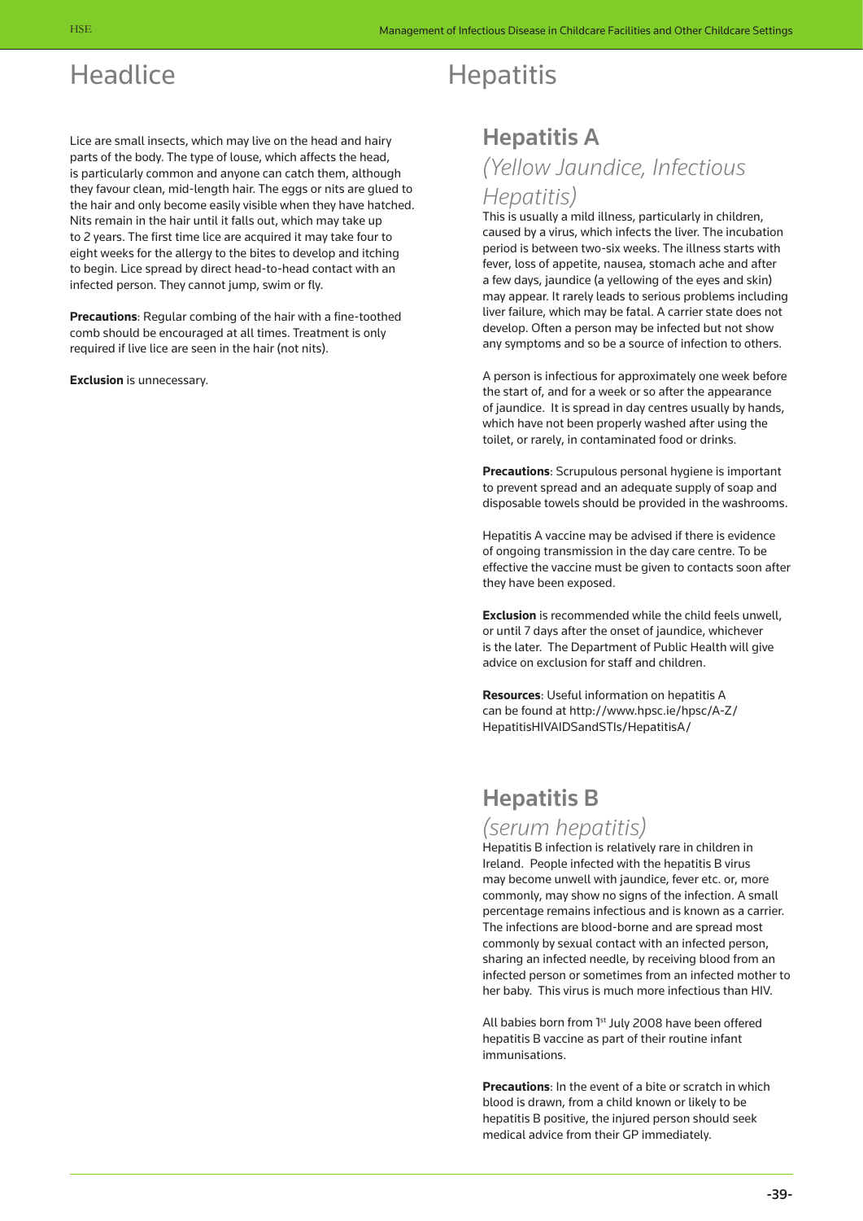# Headlice

Lice are small insects, which may live on the head and hairy parts of the body. The type of louse, which affects the head, is particularly common and anyone can catch them, although they favour clean, mid-length hair. The eggs or nits are glued to the hair and only become easily visible when they have hatched. Nits remain in the hair until it falls out, which may take up to 2 years. The first time lice are acquired it may take four to eight weeks for the allergy to the bites to develop and itching to begin. Lice spread by direct head-to-head contact with an infected person. They cannot jump, swim or fly.

**Precautions**: Regular combing of the hair with a fine-toothed comb should be encouraged at all times. Treatment is only required if live lice are seen in the hair (not nits).

**Exclusion** is unnecessary.

# Hepatitis

## Hepatitis A

### *(Yellow Jaundice, Infectious Hepatitis)*

This is usually a mild illness, particularly in children, caused by a virus, which infects the liver. The incubation period is between two-six weeks. The illness starts with fever, loss of appetite, nausea, stomach ache and after a few days, jaundice (a yellowing of the eyes and skin) may appear. It rarely leads to serious problems including liver failure, which may be fatal. A carrier state does not develop. Often a person may be infected but not show any symptoms and so be a source of infection to others.

A person is infectious for approximately one week before the start of, and for a week or so after the appearance of jaundice. It is spread in day centres usually by hands, which have not been properly washed after using the toilet, or rarely, in contaminated food or drinks.

**Precautions**: Scrupulous personal hygiene is important to prevent spread and an adequate supply of soap and disposable towels should be provided in the washrooms.

Hepatitis A vaccine may be advised if there is evidence of ongoing transmission in the day care centre. To be effective the vaccine must be given to contacts soon after they have been exposed.

**Exclusion** is recommended while the child feels unwell, or until 7 days after the onset of jaundice, whichever is the later. The Department of Public Health will give advice on exclusion for staff and children.

**Resources**: Useful information on hepatitis A can be found at http://www.hpsc.ie/hpsc/A-Z/HepatitisHIVAIDSandSTIs/HepatitisA/

## Hepatitis B

### *(serum hepatitis)*

Hepatitis B infection is relatively rare in children in Ireland. People infected with the hepatitis B virus may become unwell with jaundice, fever etc. or, more commonly, may show no signs of the infection. A small percentage remains infectious and is known as a carrier. The infections are blood-borne and are spread most commonly by sexual contact with an infected person, sharing an infected needle, by receiving blood from an infected person or sometimes from an infected mother to her baby. This virus is much more infectious than HIV.

All babies born from 1st July 2008 have been offered hepatitis B vaccine as part of their routine infant immunisations.

**Precautions**: In the event of a bite or scratch in which blood is drawn, from a child known or likely to be hepatitis B positive, the injured person should seek medical advice from their GP immediately.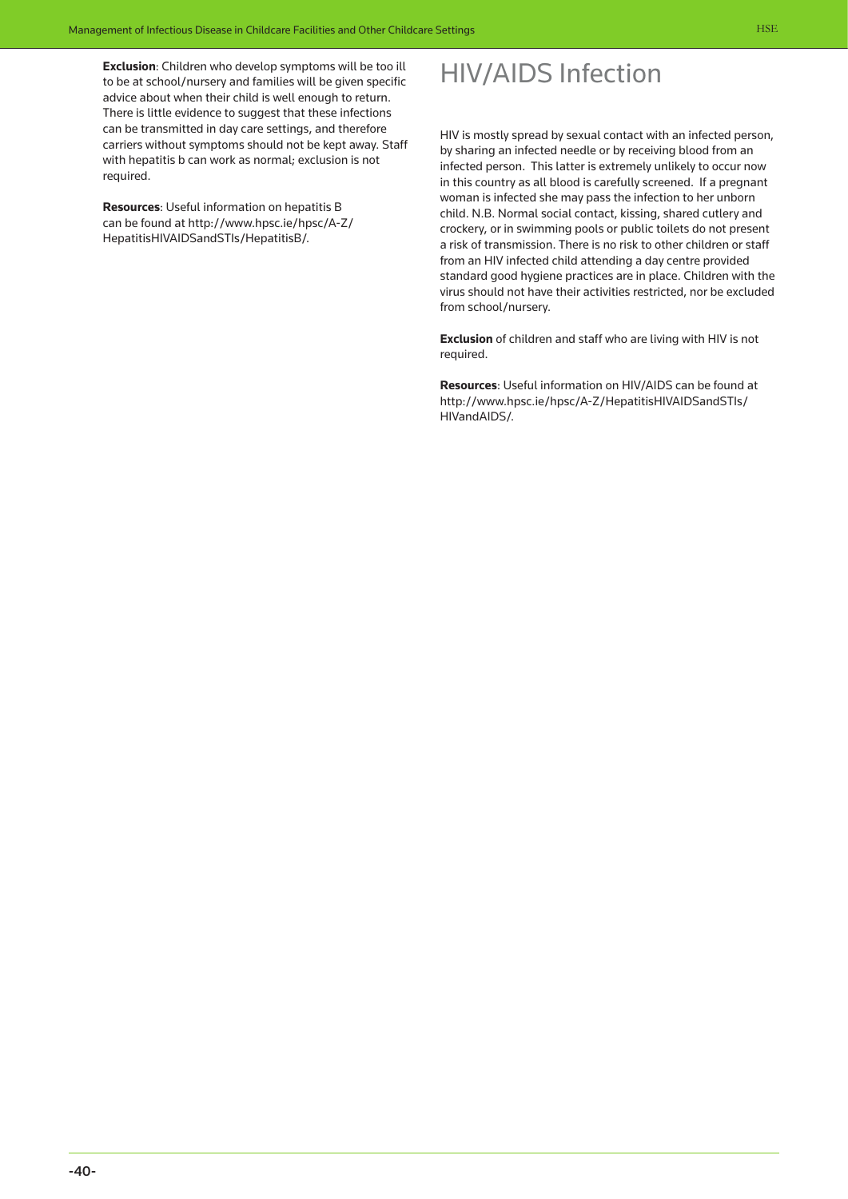**Exclusion**: Children who develop symptoms will be too ill to be at school/nursery and families will be given specific advice about when their child is well enough to return. There is little evidence to suggest that these infections can be transmitted in day care settings, and therefore carriers without symptoms should not be kept away. Staff with hepatitis b can work as normal; exclusion is not required.

**Resources**: Useful information on hepatitis B can be found at http://www.hpsc.ie/hpsc/A-Z/HepatitisHIVAIDSandSTIs/HepatitisB/.

# HIV/AIDS Infection

HIV is mostly spread by sexual contact with an infected person, by sharing an infected needle or by receiving blood from an infected person. This latter is extremely unlikely to occur now in this country as all blood is carefully screened. If a pregnant woman is infected she may pass the infection to her unborn child. N.B. Normal social contact, kissing, shared cutlery and crockery, or in swimming pools or public toilets do not present a risk of transmission. There is no risk to other children or staff from an HIV infected child attending a day centre provided standard good hygiene practices are in place. Children with the virus should not have their activities restricted, nor be excluded from school/nursery.

**Exclusion** of children and staff who are living with HIV is not required.

**Resources**: Useful information on HIV/AIDS can be found at http://www.hpsc.ie/hpsc/A-Z/HepatitisHIVAIDSandSTIs/HIVandAIDS/.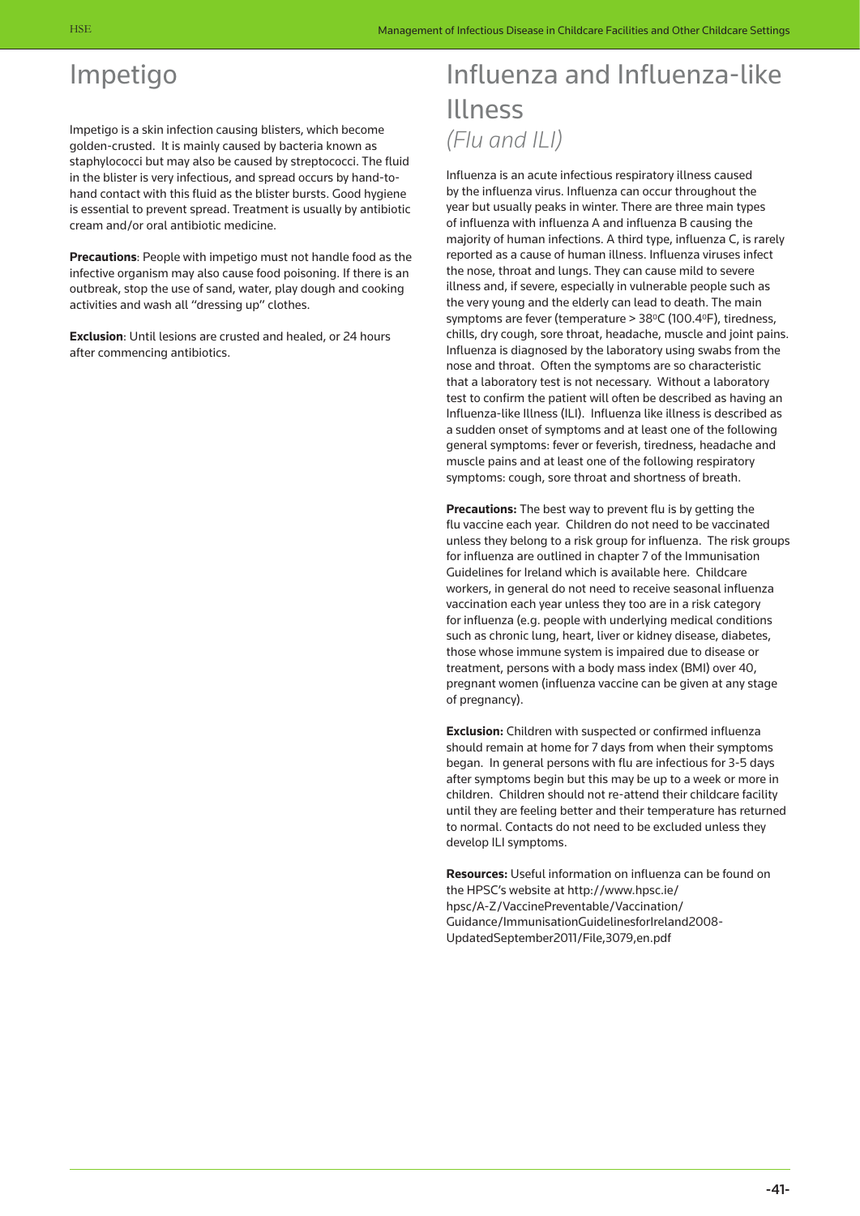# Impetigo

Impetigo is a skin infection causing blisters, which become golden-crusted. It is mainly caused by bacteria known as staphylococci but may also be caused by streptococci. The fluid in the blister is very infectious, and spread occurs by hand-to-hand contact with this fluid as the blister bursts. Good hygiene is essential to prevent spread. Treatment is usually by antibiotic cream and/or oral antibiotic medicine.

**Precautions**: People with impetigo must not handle food as the infective organism may also cause food poisoning. If there is an outbreak, stop the use of sand, water, play dough and cooking activities and wash all "dressing up" clothes.

**Exclusion**: Until lesions are crusted and healed, or 24 hours after commencing antibiotics.

# Influenza and Influenza-like Illness

*(Flu and ILI)*

Influenza is an acute infectious respiratory illness caused by the influenza virus. Influenza can occur throughout the year but usually peaks in winter. There are three main types of influenza with influenza A and influenza B causing the majority of human infections. A third type, influenza C, is rarely reported as a cause of human illness. Influenza viruses infect the nose, throat and lungs. They can cause mild to severe illness and, if severe, especially in vulnerable people such as the very young and the elderly can lead to death. The main symptoms are fever (temperature > 38$^{0}$C (100.4$^{0}$F), tiredness, chills, dry cough, sore throat, headache, muscle and joint pains. Influenza is diagnosed by the laboratory using swabs from the nose and throat. Often the symptoms are so characteristic that a laboratory test is not necessary. Without a laboratory test to confirm the patient will often be described as having an Influenza-like Illness (ILI). Influenza like illness is described as a sudden onset of symptoms and at least one of the following general symptoms: fever or feverish, tiredness, headache and muscle pains and at least one of the following respiratory symptoms: cough, sore throat and shortness of breath.

**Precautions:** The best way to prevent flu is by getting the flu vaccine each year. Children do not need to be vaccinated unless they belong to a risk group for influenza. The risk groups for influenza are outlined in chapter 7 of the Immunisation Guidelines for Ireland which is available here. Childcare workers, in general do not need to receive seasonal influenza vaccination each year unless they too are in a risk category for influenza (e.g. people with underlying medical conditions such as chronic lung, heart, liver or kidney disease, diabetes, those whose immune system is impaired due to disease or treatment, persons with a body mass index (BMI) over 40, pregnant women (influenza vaccine can be given at any stage of pregnancy).

**Exclusion:** Children with suspected or confirmed influenza should remain at home for 7 days from when their symptoms began. In general persons with flu are infectious for 3-5 days after symptoms begin but this may be up to a week or more in children. Children should not re-attend their childcare facility until they are feeling better and their temperature has returned to normal. Contacts do not need to be excluded unless they develop ILI symptoms.

**Resources:** Useful information on influenza can be found on the HPSC's website at http://www.hpsc.ie/hpsc/A-Z/VaccinePreventable/Vaccination/Guidance/ImmunisationGuidelinesforIreland2008-UpdatedSeptember2011/File,3079,en.pdf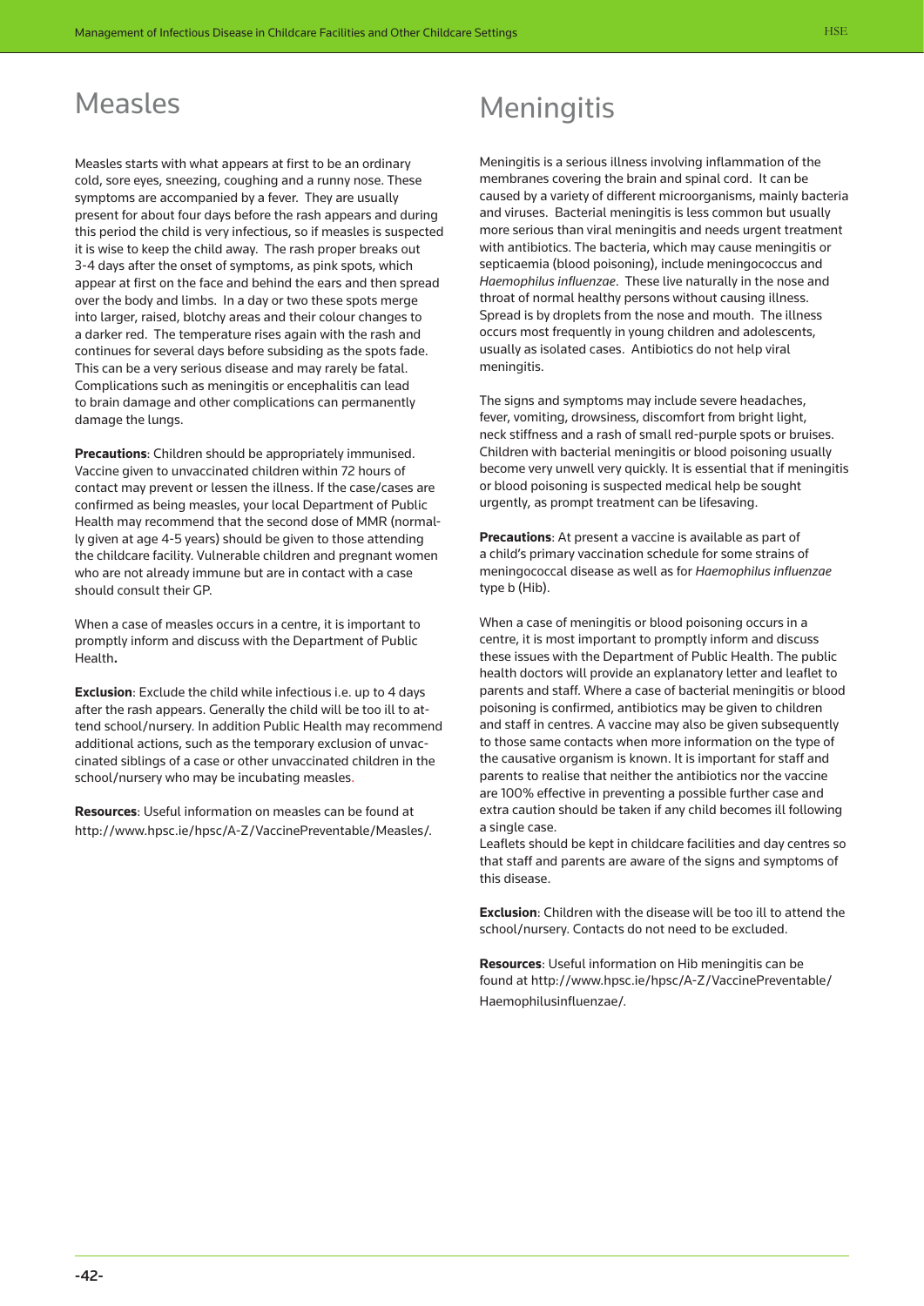# Measles

Measles starts with what appears at first to be an ordinary cold, sore eyes, sneezing, coughing and a runny nose. These symptoms are accompanied by a fever. They are usually present for about four days before the rash appears and during this period the child is very infectious, so if measles is suspected it is wise to keep the child away. The rash proper breaks out 3-4 days after the onset of symptoms, as pink spots, which appear at first on the face and behind the ears and then spread over the body and limbs. In a day or two these spots merge into larger, raised, blotchy areas and their colour changes to a darker red. The temperature rises again with the rash and continues for several days before subsiding as the spots fade. This can be a very serious disease and may rarely be fatal. Complications such as meningitis or encephalitis can lead to brain damage and other complications can permanently damage the lungs.

**Precautions**: Children should be appropriately immunised. Vaccine given to unvaccinated children within 72 hours of contact may prevent or lessen the illness. If the case/cases are confirmed as being measles, your local Department of Public Health may recommend that the second dose of MMR (normally given at age 4-5 years) should be given to those attending the childcare facility. Vulnerable children and pregnant women who are not already immune but are in contact with a case should consult their GP.

When a case of measles occurs in a centre, it is important to promptly inform and discuss with the Department of Public Health**.**

**Exclusion**: Exclude the child while infectious i.e. up to 4 days after the rash appears. Generally the child will be too ill to attend school/nursery. In addition Public Health may recommend additional actions, such as the temporary exclusion of unvaccinated siblings of a case or other unvaccinated children in the school/nursery who may be incubating measles.

**Resources**: Useful information on measles can be found at http://www.hpsc.ie/hpsc/A-Z/VaccinePreventable/Measles/.

# Meningitis

Meningitis is a serious illness involving inflammation of the membranes covering the brain and spinal cord. It can be caused by a variety of different microorganisms, mainly bacteria and viruses. Bacterial meningitis is less common but usually more serious than viral meningitis and needs urgent treatment with antibiotics. The bacteria, which may cause meningitis or septicaemia (blood poisoning), include meningococcus and *Haemophilus influenzae*. These live naturally in the nose and throat of normal healthy persons without causing illness. Spread is by droplets from the nose and mouth. The illness occurs most frequently in young children and adolescents, usually as isolated cases. Antibiotics do not help viral meningitis.

The signs and symptoms may include severe headaches, fever, vomiting, drowsiness, discomfort from bright light, neck stiffness and a rash of small red-purple spots or bruises. Children with bacterial meningitis or blood poisoning usually become very unwell very quickly. It is essential that if meningitis or blood poisoning is suspected medical help be sought urgently, as prompt treatment can be lifesaving.

**Precautions**: At present a vaccine is available as part of a child's primary vaccination schedule for some strains of meningococcal disease as well as for *Haemophilus influenzae* type b (Hib).

When a case of meningitis or blood poisoning occurs in a centre, it is most important to promptly inform and discuss these issues with the Department of Public Health. The public health doctors will provide an explanatory letter and leaflet to parents and staff. Where a case of bacterial meningitis or blood poisoning is confirmed, antibiotics may be given to children and staff in centres. A vaccine may also be given subsequently to those same contacts when more information on the type of the causative organism is known. It is important for staff and parents to realise that neither the antibiotics nor the vaccine are 100% effective in preventing a possible further case and extra caution should be taken if any child becomes ill following a single case.
Leaflets should be kept in childcare facilities and day centres so that staff and parents are aware of the signs and symptoms of this disease.

**Exclusion**: Children with the disease will be too ill to attend the school/nursery. Contacts do not need to be excluded.

**Resources**: Useful information on Hib meningitis can be found at http://www.hpsc.ie/hpsc/A-Z/VaccinePreventable/Haemophilusinfluenzae/.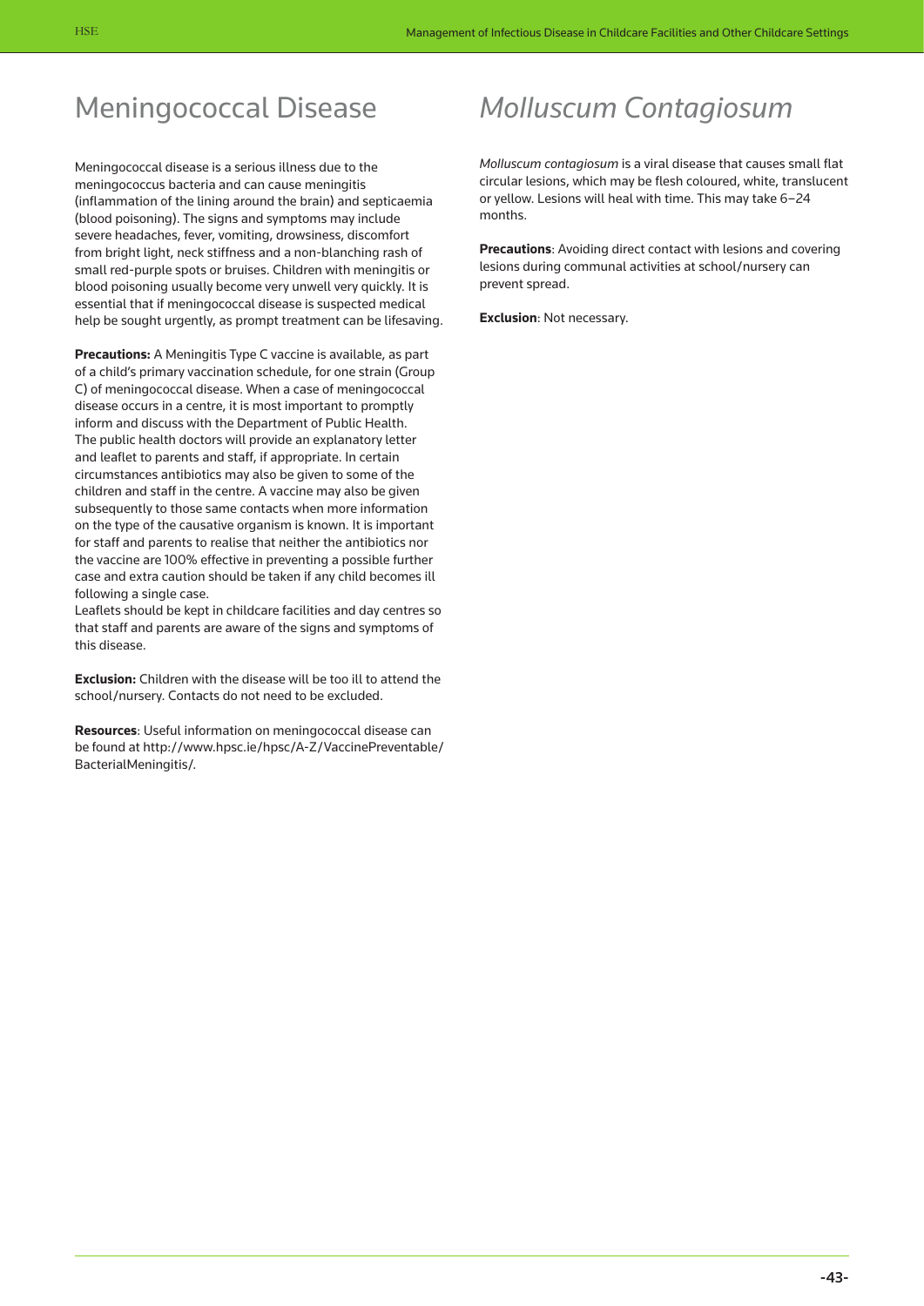# Meningococcal Disease

Meningococcal disease is a serious illness due to the meningococcus bacteria and can cause meningitis (inflammation of the lining around the brain) and septicaemia (blood poisoning). The signs and symptoms may include severe headaches, fever, vomiting, drowsiness, discomfort from bright light, neck stiffness and a non-blanching rash of small red-purple spots or bruises. Children with meningitis or blood poisoning usually become very unwell very quickly. It is essential that if meningococcal disease is suspected medical help be sought urgently, as prompt treatment can be lifesaving.

**Precautions:** A Meningitis Type C vaccine is available, as part of a child's primary vaccination schedule, for one strain (Group C) of meningococcal disease. When a case of meningococcal disease occurs in a centre, it is most important to promptly inform and discuss with the Department of Public Health. The public health doctors will provide an explanatory letter and leaflet to parents and staff, if appropriate. In certain circumstances antibiotics may also be given to some of the children and staff in the centre. A vaccine may also be given subsequently to those same contacts when more information on the type of the causative organism is known. It is important for staff and parents to realise that neither the antibiotics nor the vaccine are 100% effective in preventing a possible further case and extra caution should be taken if any child becomes ill following a single case.
Leaflets should be kept in childcare facilities and day centres so that staff and parents are aware of the signs and symptoms of this disease.

**Exclusion:** Children with the disease will be too ill to attend the school/nursery. Contacts do not need to be excluded.

**Resources**: Useful information on meningococcal disease can be found at http://www.hpsc.ie/hpsc/A-Z/VaccinePreventable/BacterialMeningitis/.

# *Molluscum Contagiosum*

*Molluscum contagiosum* is a viral disease that causes small flat circular lesions, which may be flesh coloured, white, translucent or yellow. Lesions will heal with time. This may take 6–24 months.

**Precautions**: Avoiding direct contact with lesions and covering lesions during communal activities at school/nursery can prevent spread.

**Exclusion**: Not necessary.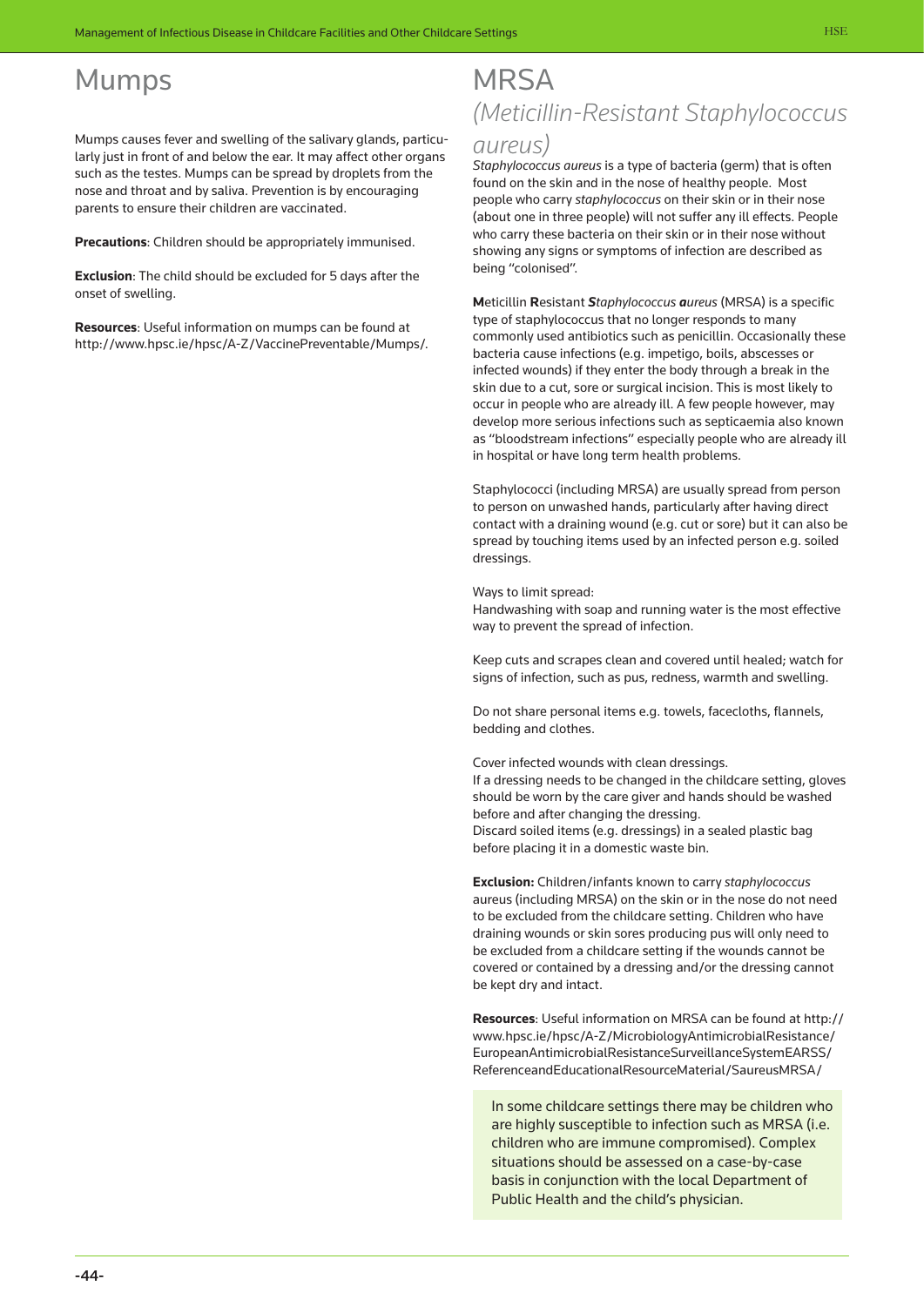# Mumps

Mumps causes fever and swelling of the salivary glands, particularly just in front of and below the ear. It may affect other organs such as the testes. Mumps can be spread by droplets from the nose and throat and by saliva. Prevention is by encouraging parents to ensure their children are vaccinated.

**Precautions**: Children should be appropriately immunised.

**Exclusion**: The child should be excluded for 5 days after the onset of swelling.

**Resources**: Useful information on mumps can be found at http://www.hpsc.ie/hpsc/A-Z/VaccinePreventable/Mumps/.

# MRSA

## *(Meticillin-Resistant Staphylococcus aureus)*

*Staphylococcus aureus* is a type of bacteria (germ) that is often found on the skin and in the nose of healthy people. Most people who carry *staphylococcus* on their skin or in their nose (about one in three people) will not suffer any ill effects. People who carry these bacteria on their skin or in their nose without showing any signs or symptoms of infection are described as being "colonised".

**M**eticillin **R**esistant ***S****taphylococcus* ***a****ureus* (MRSA) is a specific type of staphylococcus that no longer responds to many commonly used antibiotics such as penicillin. Occasionally these bacteria cause infections (e.g. impetigo, boils, abscesses or infected wounds) if they enter the body through a break in the skin due to a cut, sore or surgical incision. This is most likely to occur in people who are already ill. A few people however, may develop more serious infections such as septicaemia also known as "bloodstream infections" especially people who are already ill in hospital or have long term health problems.

Staphylococci (including MRSA) are usually spread from person to person on unwashed hands, particularly after having direct contact with a draining wound (e.g. cut or sore) but it can also be spread by touching items used by an infected person e.g. soiled dressings.

Ways to limit spread:
Handwashing with soap and running water is the most effective way to prevent the spread of infection.

Keep cuts and scrapes clean and covered until healed; watch for signs of infection, such as pus, redness, warmth and swelling.

Do not share personal items e.g. towels, facecloths, flannels, bedding and clothes.

Cover infected wounds with clean dressings.
If a dressing needs to be changed in the childcare setting, gloves should be worn by the care giver and hands should be washed before and after changing the dressing.
Discard soiled items (e.g. dressings) in a sealed plastic bag before placing it in a domestic waste bin.

**Exclusion:** Children/infants known to carry *staphylococcus* aureus (including MRSA) on the skin or in the nose do not need to be excluded from the childcare setting. Children who have draining wounds or skin sores producing pus will only need to be excluded from a childcare setting if the wounds cannot be covered or contained by a dressing and/or the dressing cannot be kept dry and intact.

**Resources**: Useful information on MRSA can be found at http://www.hpsc.ie/hpsc/A-Z/MicrobiologyAntimicrobialResistance/EuropeanAntimicrobialResistanceSurveillanceSystemEARSS/ReferenceandEducationalResourceMaterial/SaureusMRSA/

> In some childcare settings there may be children who are highly susceptible to infection such as MRSA (i.e. children who are immune compromised). Complex situations should be assessed on a case-by-case basis in conjunction with the local Department of Public Health and the child's physician.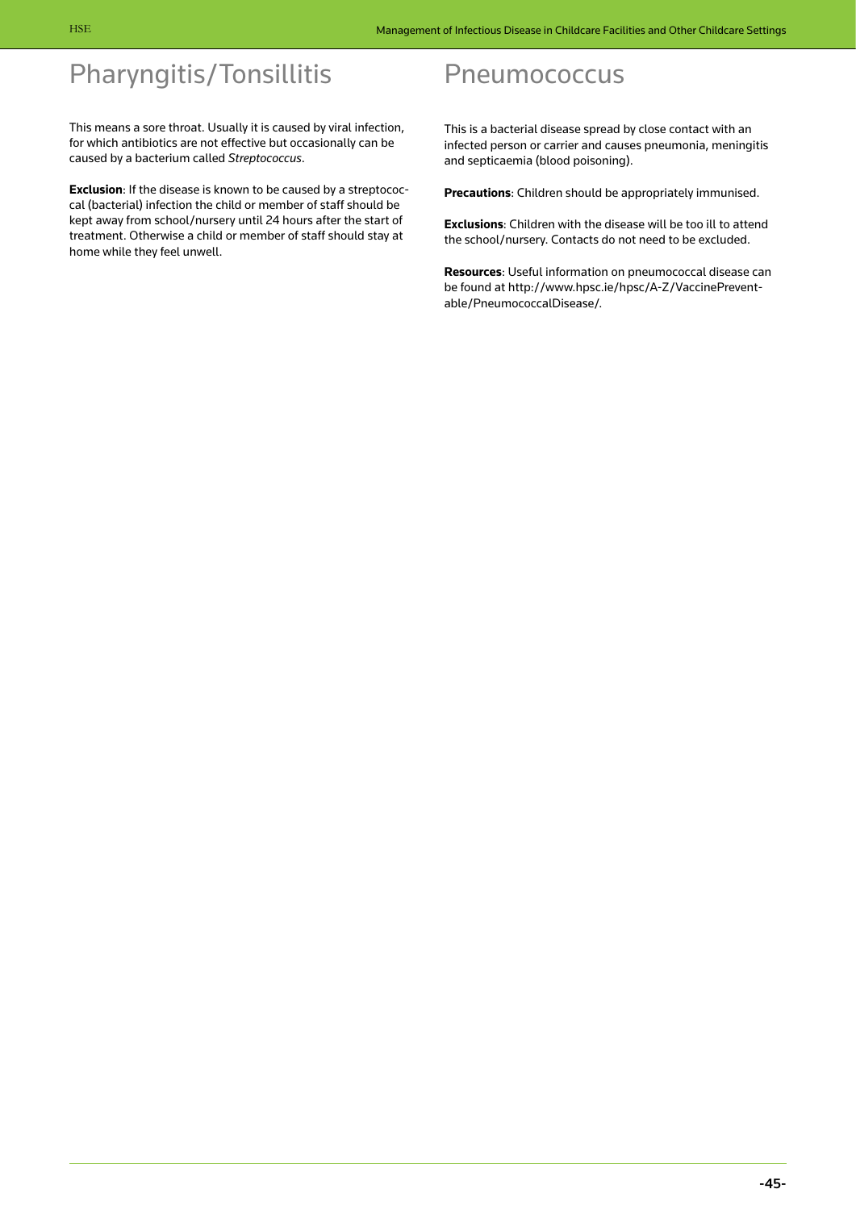# Pharyngitis/Tonsillitis

This means a sore throat. Usually it is caused by viral infection, for which antibiotics are not effective but occasionally can be caused by a bacterium called *Streptococcus*.

**Exclusion**: If the disease is known to be caused by a streptococcal (bacterial) infection the child or member of staff should be kept away from school/nursery until 24 hours after the start of treatment. Otherwise a child or member of staff should stay at home while they feel unwell.

# Pneumococcus

This is a bacterial disease spread by close contact with an infected person or carrier and causes pneumonia, meningitis and septicaemia (blood poisoning).

**Precautions**: Children should be appropriately immunised.

**Exclusions**: Children with the disease will be too ill to attend the school/nursery. Contacts do not need to be excluded.

**Resources**: Useful information on pneumococcal disease can be found at http://www.hpsc.ie/hpsc/A-Z/VaccinePreventable/PneumococcalDisease/.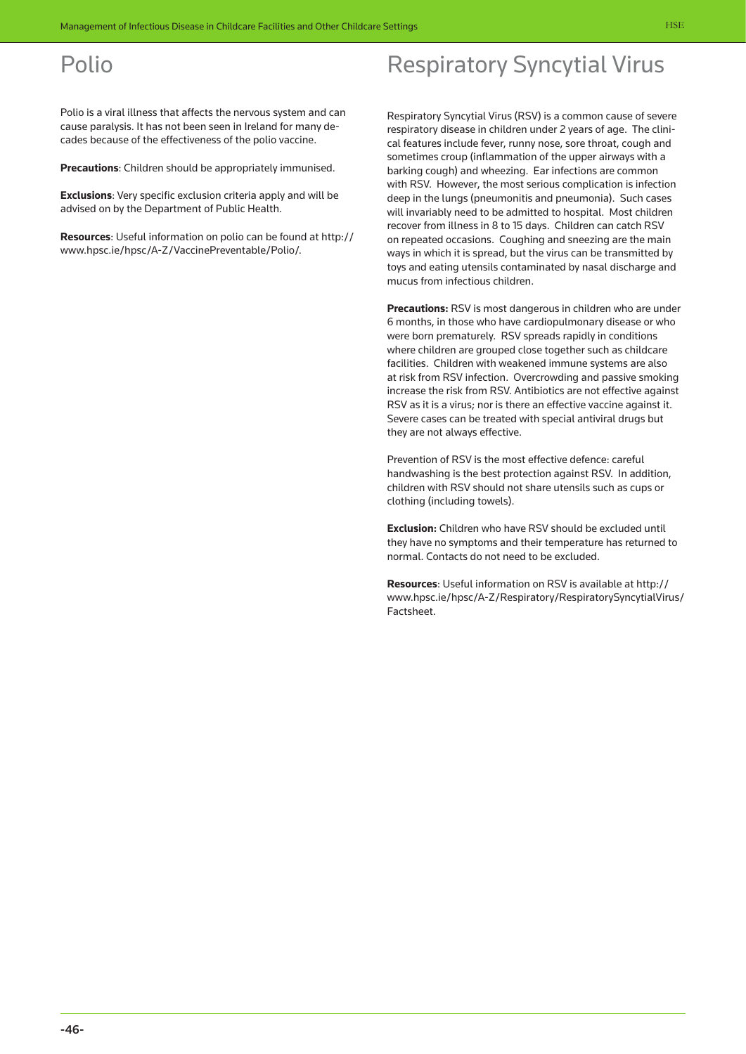# Polio

Polio is a viral illness that affects the nervous system and can cause paralysis. It has not been seen in Ireland for many decades because of the effectiveness of the polio vaccine.

**Precautions**: Children should be appropriately immunised.

**Exclusions**: Very specific exclusion criteria apply and will be advised on by the Department of Public Health.

**Resources**: Useful information on polio can be found at http://www.hpsc.ie/hpsc/A-Z/VaccinePreventable/Polio/.

# Respiratory Syncytial Virus

Respiratory Syncytial Virus (RSV) is a common cause of severe respiratory disease in children under 2 years of age. The clinical features include fever, runny nose, sore throat, cough and sometimes croup (inflammation of the upper airways with a barking cough) and wheezing. Ear infections are common with RSV. However, the most serious complication is infection deep in the lungs (pneumonitis and pneumonia). Such cases will invariably need to be admitted to hospital. Most children recover from illness in 8 to 15 days. Children can catch RSV on repeated occasions. Coughing and sneezing are the main ways in which it is spread, but the virus can be transmitted by toys and eating utensils contaminated by nasal discharge and mucus from infectious children.

**Precautions:** RSV is most dangerous in children who are under 6 months, in those who have cardiopulmonary disease or who were born prematurely. RSV spreads rapidly in conditions where children are grouped close together such as childcare facilities. Children with weakened immune systems are also at risk from RSV infection. Overcrowding and passive smoking increase the risk from RSV. Antibiotics are not effective against RSV as it is a virus; nor is there an effective vaccine against it. Severe cases can be treated with special antiviral drugs but they are not always effective.

Prevention of RSV is the most effective defence: careful handwashing is the best protection against RSV. In addition, children with RSV should not share utensils such as cups or clothing (including towels).

**Exclusion:** Children who have RSV should be excluded until they have no symptoms and their temperature has returned to normal. Contacts do not need to be excluded.

**Resources**: Useful information on RSV is available at http://www.hpsc.ie/hpsc/A-Z/Respiratory/RespiratorySyncytialVirus/Factsheet.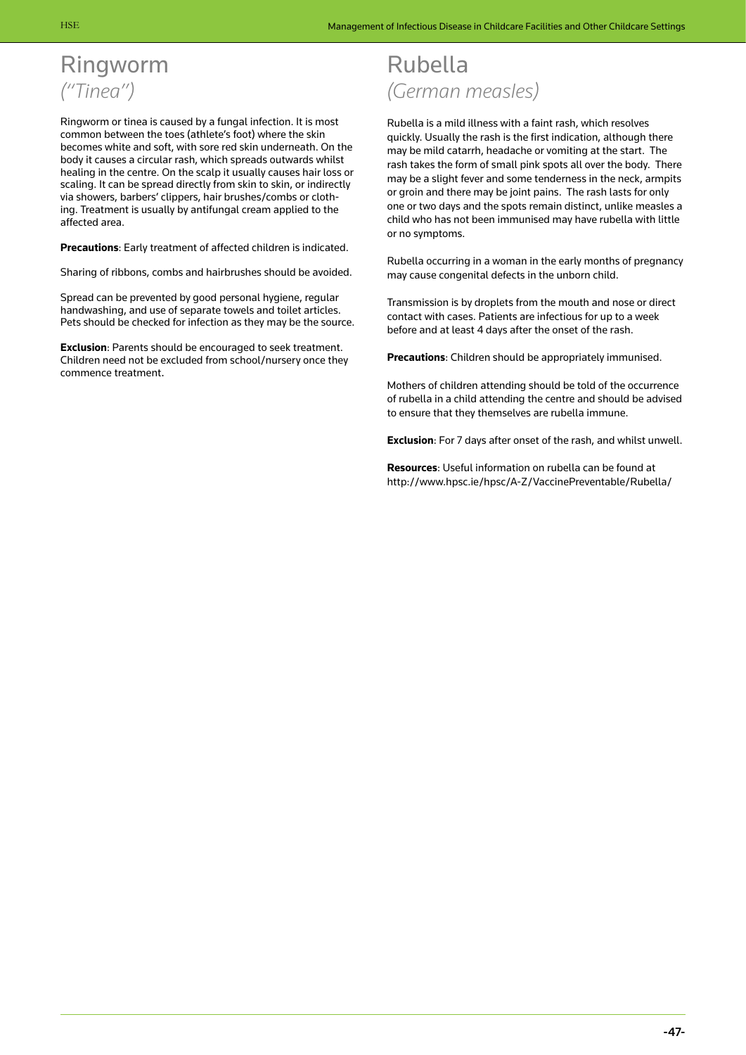# Ringworm

*("Tinea")*

Ringworm or tinea is caused by a fungal infection. It is most common between the toes (athlete's foot) where the skin becomes white and soft, with sore red skin underneath. On the body it causes a circular rash, which spreads outwards whilst healing in the centre. On the scalp it usually causes hair loss or scaling. It can be spread directly from skin to skin, or indirectly via showers, barbers' clippers, hair brushes/combs or clothing. Treatment is usually by antifungal cream applied to the affected area.

**Precautions**: Early treatment of affected children is indicated.

Sharing of ribbons, combs and hairbrushes should be avoided.

Spread can be prevented by good personal hygiene, regular handwashing, and use of separate towels and toilet articles. Pets should be checked for infection as they may be the source.

**Exclusion**: Parents should be encouraged to seek treatment. Children need not be excluded from school/nursery once they commence treatment.

# Rubella

*(German measles)*

Rubella is a mild illness with a faint rash, which resolves quickly. Usually the rash is the first indication, although there may be mild catarrh, headache or vomiting at the start. The rash takes the form of small pink spots all over the body. There may be a slight fever and some tenderness in the neck, armpits or groin and there may be joint pains. The rash lasts for only one or two days and the spots remain distinct, unlike measles a child who has not been immunised may have rubella with little or no symptoms.

Rubella occurring in a woman in the early months of pregnancy may cause congenital defects in the unborn child.

Transmission is by droplets from the mouth and nose or direct contact with cases. Patients are infectious for up to a week before and at least 4 days after the onset of the rash.

**Precautions**: Children should be appropriately immunised.

Mothers of children attending should be told of the occurrence of rubella in a child attending the centre and should be advised to ensure that they themselves are rubella immune.

**Exclusion**: For 7 days after onset of the rash, and whilst unwell.

**Resources**: Useful information on rubella can be found at http://www.hpsc.ie/hpsc/A-Z/VaccinePreventable/Rubella/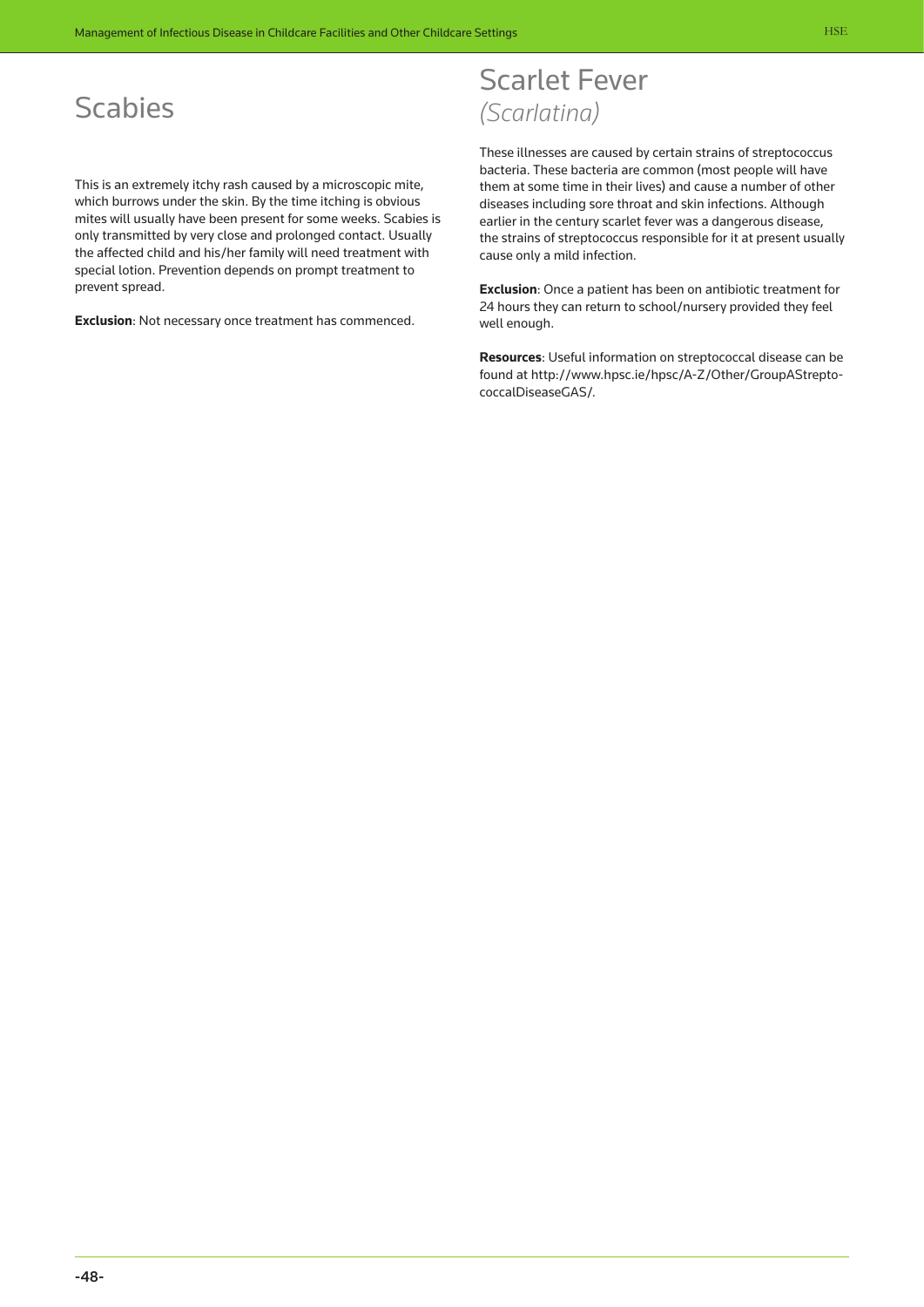## Scabies

This is an extremely itchy rash caused by a microscopic mite, which burrows under the skin. By the time itching is obvious mites will usually have been present for some weeks. Scabies is only transmitted by very close and prolonged contact. Usually the affected child and his/her family will need treatment with special lotion. Prevention depends on prompt treatment to prevent spread.

**Exclusion**: Not necessary once treatment has commenced.

## Scarlet Fever
*(Scarlatina)*

These illnesses are caused by certain strains of streptococcus bacteria. These bacteria are common (most people will have them at some time in their lives) and cause a number of other diseases including sore throat and skin infections. Although earlier in the century scarlet fever was a dangerous disease, the strains of streptococcus responsible for it at present usually cause only a mild infection.

**Exclusion**: Once a patient has been on antibiotic treatment for 24 hours they can return to school/nursery provided they feel well enough.

**Resources**: Useful information on streptococcal disease can be found at http://www.hpsc.ie/hpsc/A-Z/Other/GroupAStreptococcalDiseaseGAS/.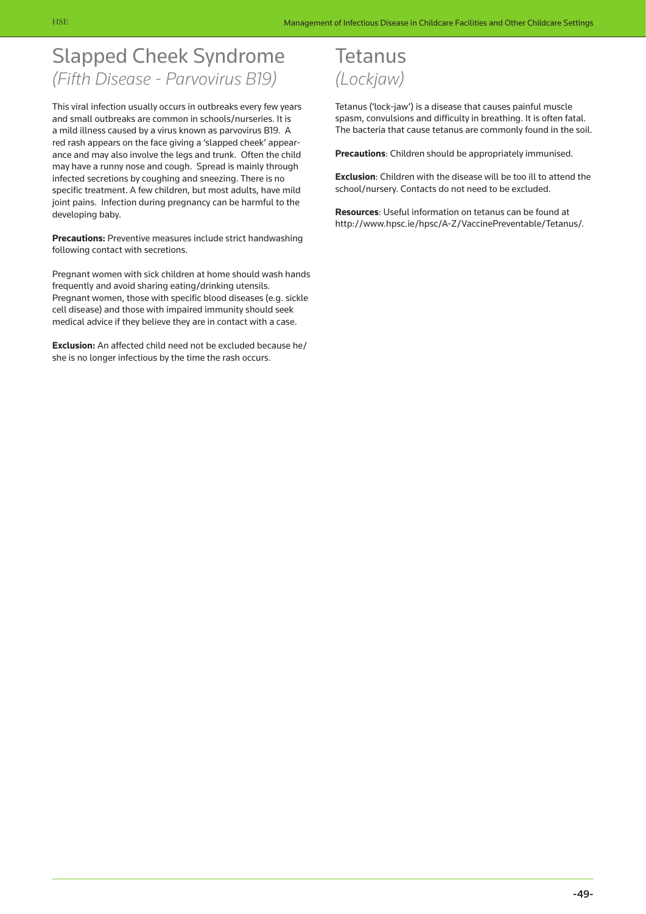## Slapped Cheek Syndrome
*(Fifth Disease - Parvovirus B19)*

This viral infection usually occurs in outbreaks every few years and small outbreaks are common in schools/nurseries. It is a mild illness caused by a virus known as parvovirus B19. A red rash appears on the face giving a 'slapped cheek' appearance and may also involve the legs and trunk. Often the child may have a runny nose and cough. Spread is mainly through infected secretions by coughing and sneezing. There is no specific treatment. A few children, but most adults, have mild joint pains. Infection during pregnancy can be harmful to the developing baby.

**Precautions:** Preventive measures include strict handwashing following contact with secretions.

Pregnant women with sick children at home should wash hands frequently and avoid sharing eating/drinking utensils. Pregnant women, those with specific blood diseases (e.g. sickle cell disease) and those with impaired immunity should seek medical advice if they believe they are in contact with a case.

**Exclusion:** An affected child need not be excluded because he/she is no longer infectious by the time the rash occurs.

## Tetanus
*(Lockjaw)*

Tetanus ('lock-jaw') is a disease that causes painful muscle spasm, convulsions and difficulty in breathing. It is often fatal. The bacteria that cause tetanus are commonly found in the soil.

**Precautions**: Children should be appropriately immunised.

**Exclusion**: Children with the disease will be too ill to attend the school/nursery. Contacts do not need to be excluded.

**Resources**: Useful information on tetanus can be found at http://www.hpsc.ie/hpsc/A-Z/VaccinePreventable/Tetanus/.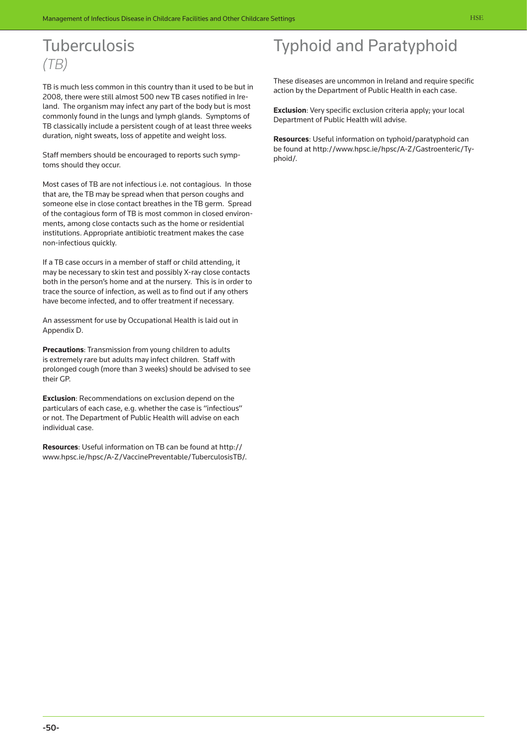# Tuberculosis *(TB)*

TB is much less common in this country than it used to be but in 2008, there were still almost 500 new TB cases notified in Ireland. The organism may infect any part of the body but is most commonly found in the lungs and lymph glands. Symptoms of TB classically include a persistent cough of at least three weeks duration, night sweats, loss of appetite and weight loss.

Staff members should be encouraged to reports such symptoms should they occur.

Most cases of TB are not infectious i.e. not contagious. In those that are, the TB may be spread when that person coughs and someone else in close contact breathes in the TB germ. Spread of the contagious form of TB is most common in closed environments, among close contacts such as the home or residential institutions. Appropriate antibiotic treatment makes the case non-infectious quickly.

If a TB case occurs in a member of staff or child attending, it may be necessary to skin test and possibly X-ray close contacts both in the person's home and at the nursery. This is in order to trace the source of infection, as well as to find out if any others have become infected, and to offer treatment if necessary.

An assessment for use by Occupational Health is laid out in Appendix D.

**Precautions**: Transmission from young children to adults is extremely rare but adults may infect children. Staff with prolonged cough (more than 3 weeks) should be advised to see their GP.

**Exclusion**: Recommendations on exclusion depend on the particulars of each case, e.g. whether the case is "infectious" or not. The Department of Public Health will advise on each individual case.

**Resources**: Useful information on TB can be found at http://www.hpsc.ie/hpsc/A-Z/VaccinePreventable/TuberculosisTB/.

# Typhoid and Paratyphoid

These diseases are uncommon in Ireland and require specific action by the Department of Public Health in each case.

**Exclusion**: Very specific exclusion criteria apply; your local Department of Public Health will advise.

**Resources**: Useful information on typhoid/paratyphoid can be found at http://www.hpsc.ie/hpsc/A-Z/Gastroenteric/Typhoid/.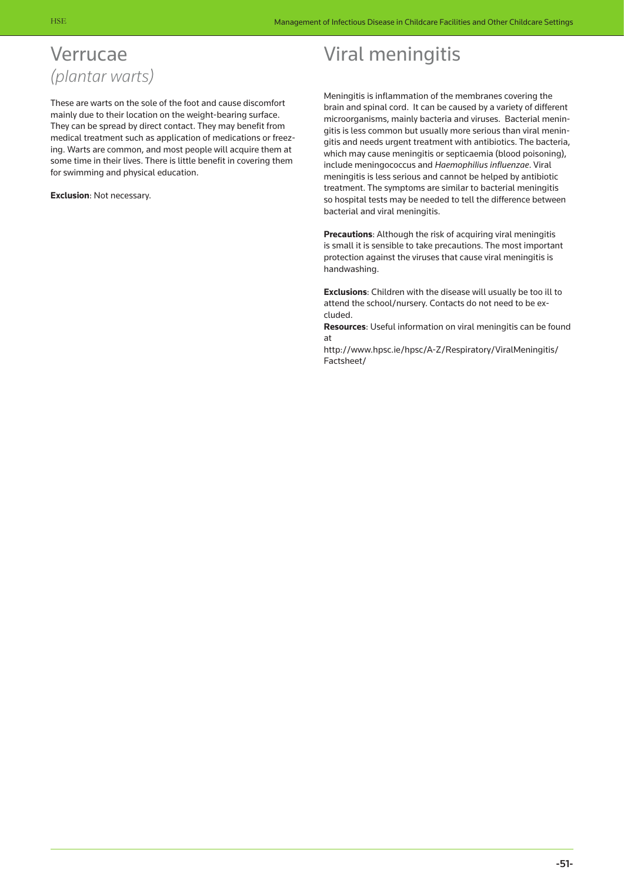# Verrucae
*(plantar warts)*

These are warts on the sole of the foot and cause discomfort mainly due to their location on the weight-bearing surface. They can be spread by direct contact. They may benefit from medical treatment such as application of medications or freezing. Warts are common, and most people will acquire them at some time in their lives. There is little benefit in covering them for swimming and physical education.

**Exclusion**: Not necessary.

# Viral meningitis

Meningitis is inflammation of the membranes covering the brain and spinal cord. It can be caused by a variety of different microorganisms, mainly bacteria and viruses. Bacterial meningitis is less common but usually more serious than viral meningitis and needs urgent treatment with antibiotics. The bacteria, which may cause meningitis or septicaemia (blood poisoning), include meningococcus and *Haemophilius influenzae*. Viral meningitis is less serious and cannot be helped by antibiotic treatment. The symptoms are similar to bacterial meningitis so hospital tests may be needed to tell the difference between bacterial and viral meningitis.

**Precautions**: Although the risk of acquiring viral meningitis is small it is sensible to take precautions. The most important protection against the viruses that cause viral meningitis is handwashing.

**Exclusions**: Children with the disease will usually be too ill to attend the school/nursery. Contacts do not need to be excluded.

**Resources**: Useful information on viral meningitis can be found at

http://www.hpsc.ie/hpsc/A-Z/Respiratory/ViralMeningitis/Factsheet/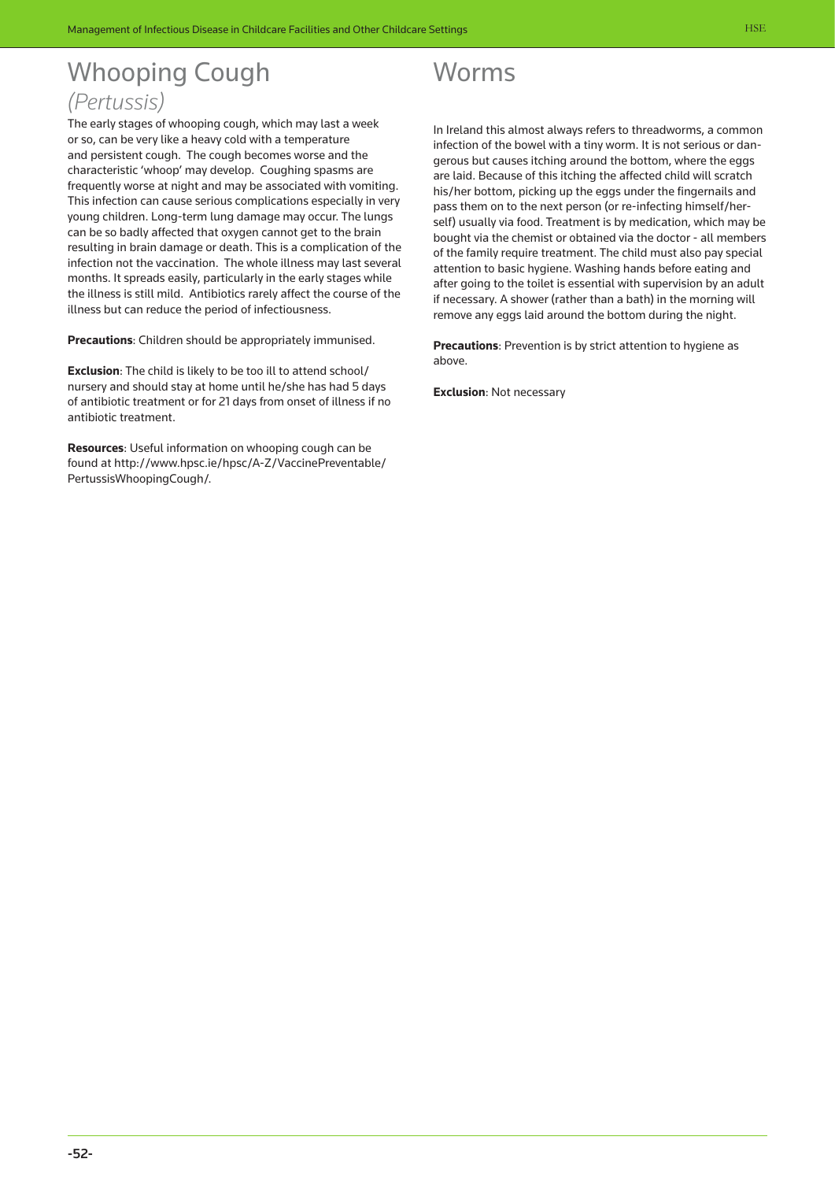# Whooping Cough

## *(Pertussis)*

The early stages of whooping cough, which may last a week or so, can be very like a heavy cold with a temperature and persistent cough. The cough becomes worse and the characteristic 'whoop' may develop. Coughing spasms are frequently worse at night and may be associated with vomiting. This infection can cause serious complications especially in very young children. Long-term lung damage may occur. The lungs can be so badly affected that oxygen cannot get to the brain resulting in brain damage or death. This is a complication of the infection not the vaccination. The whole illness may last several months. It spreads easily, particularly in the early stages while the illness is still mild. Antibiotics rarely affect the course of the illness but can reduce the period of infectiousness.

**Precautions**: Children should be appropriately immunised.

**Exclusion**: The child is likely to be too ill to attend school/nursery and should stay at home until he/she has had 5 days of antibiotic treatment or for 21 days from onset of illness if no antibiotic treatment.

**Resources**: Useful information on whooping cough can be found at http://www.hpsc.ie/hpsc/A-Z/VaccinePreventable/PertussisWhoopingCough/.

# Worms

In Ireland this almost always refers to threadworms, a common infection of the bowel with a tiny worm. It is not serious or dangerous but causes itching around the bottom, where the eggs are laid. Because of this itching the affected child will scratch his/her bottom, picking up the eggs under the fingernails and pass them on to the next person (or re-infecting himself/herself) usually via food. Treatment is by medication, which may be bought via the chemist or obtained via the doctor - all members of the family require treatment. The child must also pay special attention to basic hygiene. Washing hands before eating and after going to the toilet is essential with supervision by an adult if necessary. A shower (rather than a bath) in the morning will remove any eggs laid around the bottom during the night.

**Precautions**: Prevention is by strict attention to hygiene as above.

**Exclusion**: Not necessary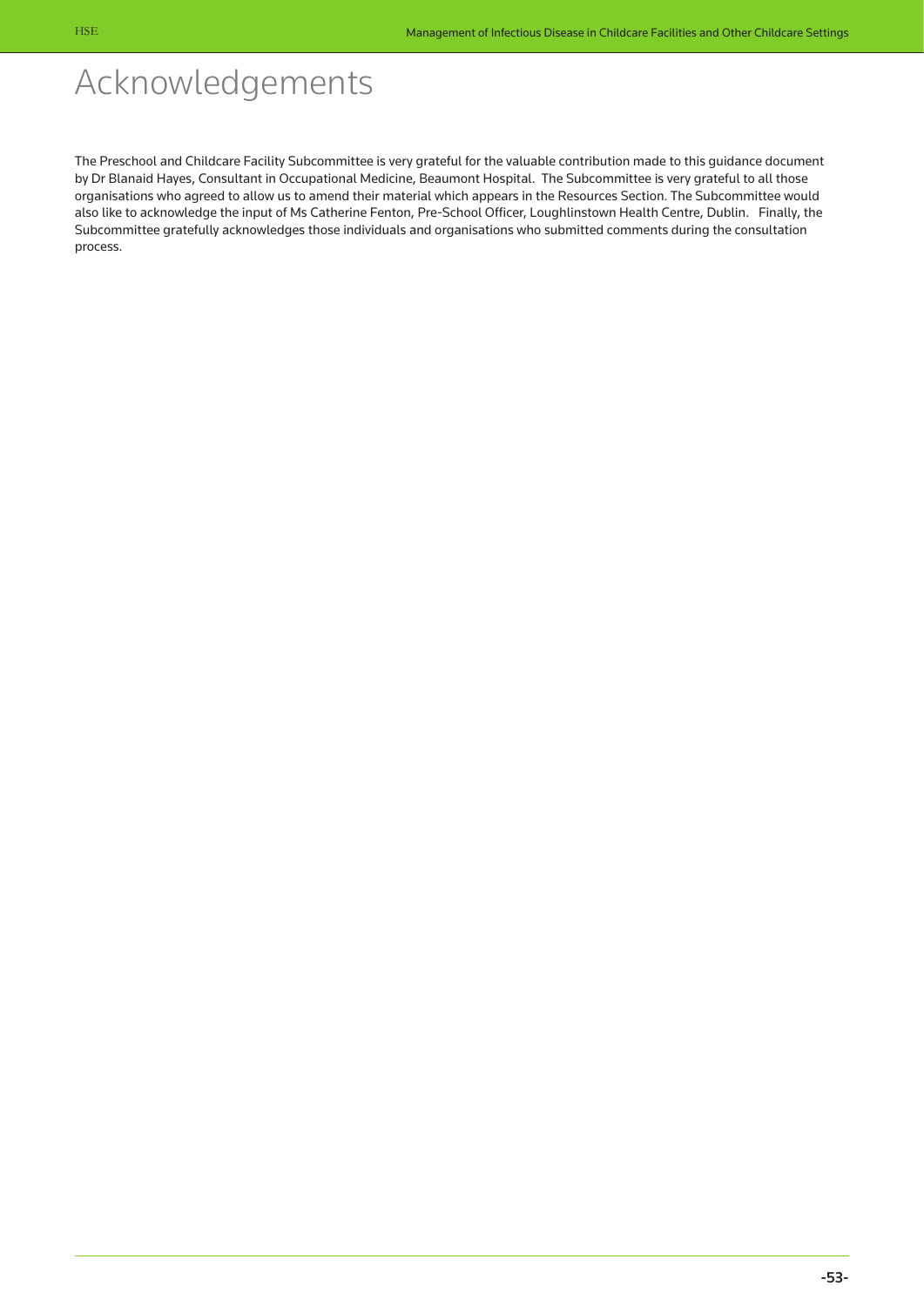# Acknowledgements

The Preschool and Childcare Facility Subcommittee is very grateful for the valuable contribution made to this guidance document by Dr Blanaid Hayes, Consultant in Occupational Medicine, Beaumont Hospital. The Subcommittee is very grateful to all those organisations who agreed to allow us to amend their material which appears in the Resources Section. The Subcommittee would also like to acknowledge the input of Ms Catherine Fenton, Pre-School Officer, Loughlinstown Health Centre, Dublin. Finally, the Subcommittee gratefully acknowledges those individuals and organisations who submitted comments during the consultation process.